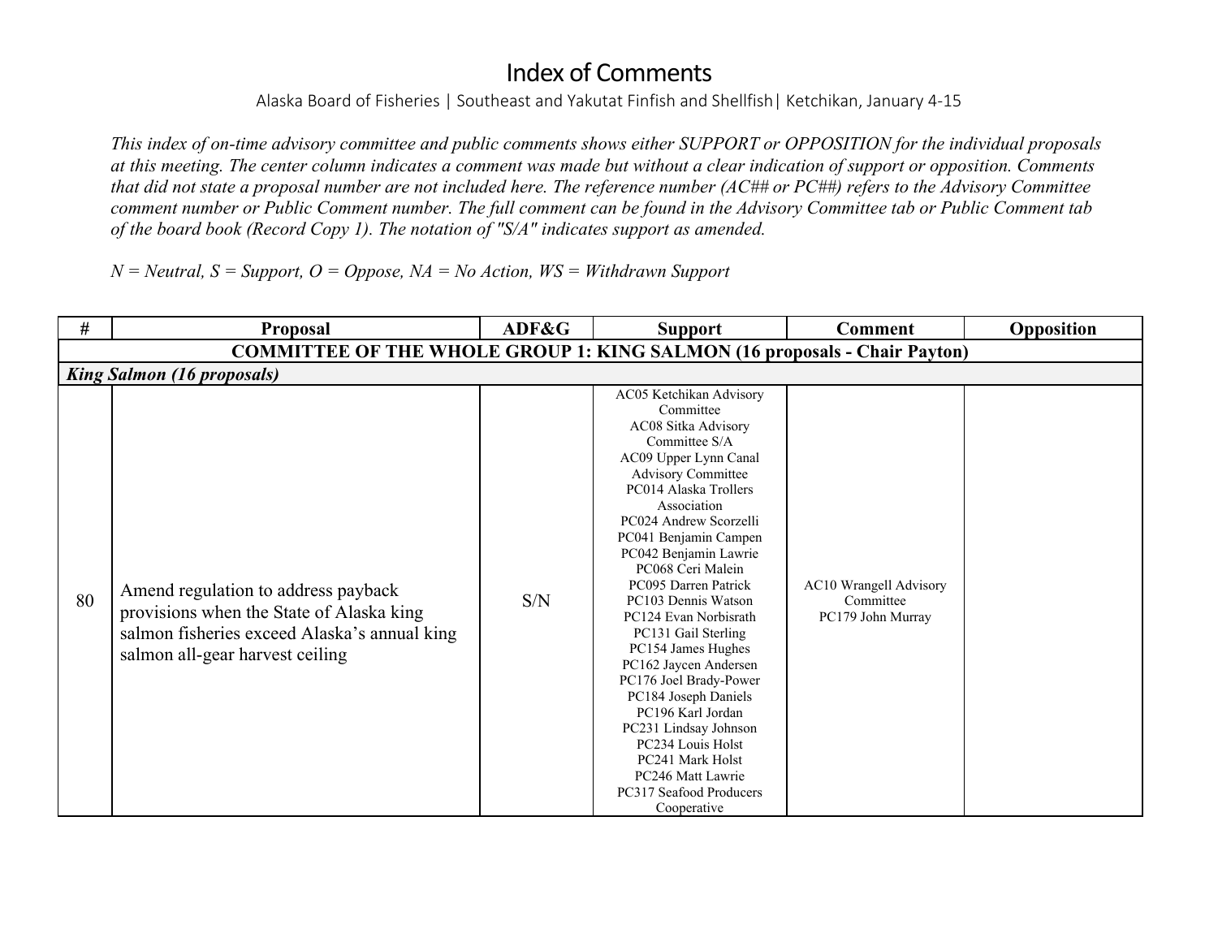# Index of Comments

Alaska Board of Fisheries | Southeast and Yakutat Finfish and Shellfish| Ketchikan, January 4-15

*This index of on-time advisory committee and public comments shows either SUPPORT or OPPOSITION for the individual proposals at this meeting. The center column indicates a comment was made but without a clear indication of support or opposition. Comments that did not state a proposal number are not included here. The reference number (AC## or PC##) refers to the Advisory Committee comment number or Public Comment number. The full comment can be found in the Advisory Committee tab or Public Comment tab of the board book (Record Copy 1). The notation of "S/A" indicates support as amended.*

*N = Neutral, S = Support, O = Oppose, NA = No Action, WS = Withdrawn Support*

| # | Proposal | ADF&G | Support | Comment | Opposition |
|---|---|---|---|---|---|
| **COMMITTEE OF THE WHOLE GROUP 1: KING SALMON (16 proposals - Chair Payton)** | | | | | |
| ***King Salmon (16 proposals)*** | | | | | |
| 80 | Amend regulation to address payback provisions when the State of Alaska king salmon fisheries exceed Alaska's annual king salmon all-gear harvest ceiling | S/N | AC05 Ketchikan Advisory Committee<br>AC08 Sitka Advisory Committee S/A<br>AC09 Upper Lynn Canal Advisory Committee<br>PC014 Alaska Trollers Association<br>PC024 Andrew Scorzelli<br>PC041 Benjamin Campen<br>PC042 Benjamin Lawrie<br>PC068 Ceri Malein<br>PC095 Darren Patrick<br>PC103 Dennis Watson<br>PC124 Evan Norbisrath<br>PC131 Gail Sterling<br>PC154 James Hughes<br>PC162 Jaycen Andersen<br>PC176 Joel Brady-Power<br>PC184 Joseph Daniels<br>PC196 Karl Jordan<br>PC231 Lindsay Johnson<br>PC234 Louis Holst<br>PC241 Mark Holst<br>PC246 Matt Lawrie<br>PC317 Seafood Producers Cooperative | AC10 Wrangell Advisory Committee<br>PC179 John Murray | |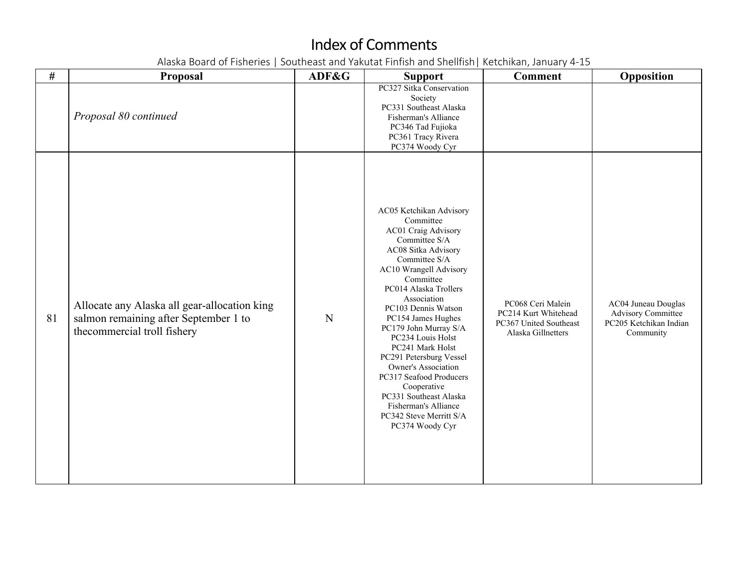# Index of Comments

Alaska Board of Fisheries | Southeast and Yakutat Finfish and Shellfish| Ketchikan, January 4-15

| # | Proposal | ADF&G | Support | Comment | Opposition |
|---|---|---|---|---|---|
| | *Proposal 80 continued* | | PC327 Sitka Conservation Society<br>PC331 Southeast Alaska Fisherman's Alliance<br>PC346 Tad Fujioka<br>PC361 Tracy Rivera<br>PC374 Woody Cyr | | |
| 81 | Allocate any Alaska all gear-allocation king salmon remaining after September 1 to thecommercial troll fishery | N | AC05 Ketchikan Advisory Committee<br>AC01 Craig Advisory Committee S/A<br>AC08 Sitka Advisory Committee S/A<br>AC10 Wrangell Advisory Committee<br>PC014 Alaska Trollers Association<br>PC103 Dennis Watson<br>PC154 James Hughes<br>PC179 John Murray S/A<br>PC234 Louis Holst<br>PC241 Mark Holst<br>PC291 Petersburg Vessel Owner's Association<br>PC317 Seafood Producers Cooperative<br>PC331 Southeast Alaska Fisherman's Alliance<br>PC342 Steve Merritt S/A<br>PC374 Woody Cyr | PC068 Ceri Malein<br>PC214 Kurt Whitehead<br>PC367 United Southeast Alaska Gillnetters | AC04 Juneau Douglas Advisory Committee<br>PC205 Ketchikan Indian Community |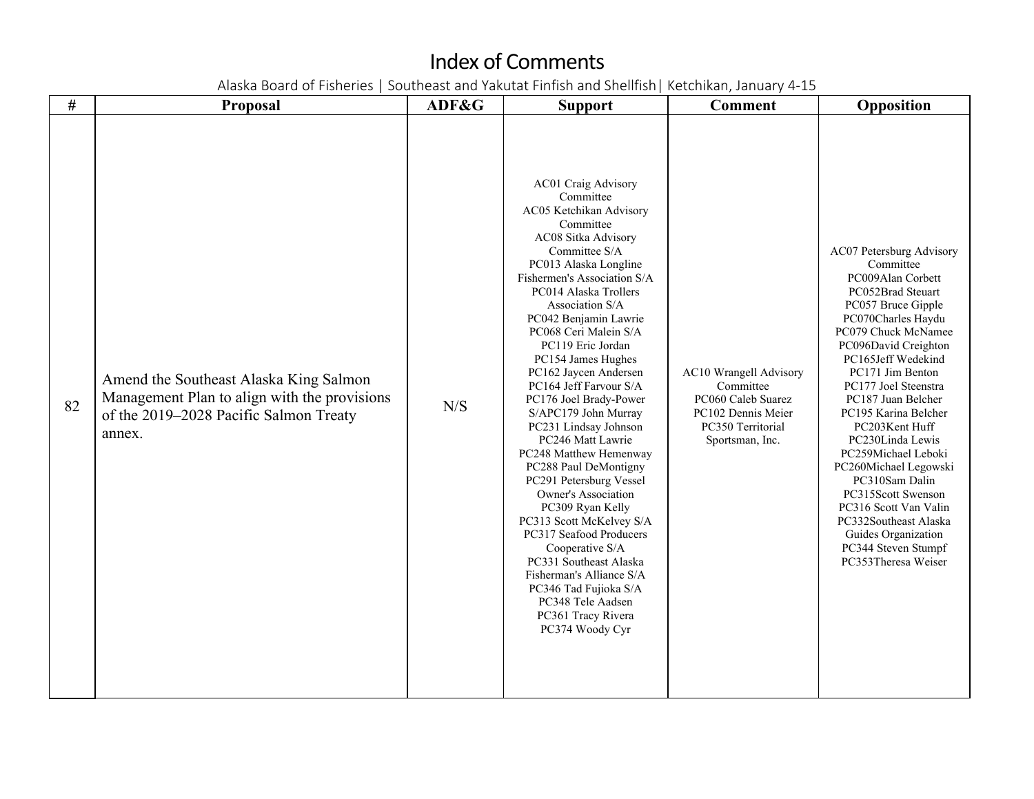# Index of Comments

Alaska Board of Fisheries | Southeast and Yakutat Finfish and Shellfish| Ketchikan, January 4-15

| # | Proposal | ADF&G | Support | Comment | Opposition |
|---|---|---|---|---|---|
| 82 | Amend the Southeast Alaska King Salmon Management Plan to align with the provisions of the 2019–2028 Pacific Salmon Treaty annex. | N/S | AC01 Craig Advisory Committee<br>AC05 Ketchikan Advisory Committee<br>AC08 Sitka Advisory Committee S/A<br>PC013 Alaska Longline Fishermen's Association S/A<br>PC014 Alaska Trollers Association S/A<br>PC042 Benjamin Lawrie<br>PC068 Ceri Malein S/A<br>PC119 Eric Jordan<br>PC154 James Hughes<br>PC162 Jaycen Andersen<br>PC164 Jeff Farvour S/A<br>PC176 Joel Brady-Power S/APC179 John Murray<br>PC231 Lindsay Johnson<br>PC246 Matt Lawrie<br>PC248 Matthew Hemenway<br>PC288 Paul DeMontigny<br>PC291 Petersburg Vessel Owner's Association<br>PC309 Ryan Kelly<br>PC313 Scott McKelvey S/A<br>PC317 Seafood Producers Cooperative S/A<br>PC331 Southeast Alaska Fisherman's Alliance S/A<br>PC346 Tad Fujioka S/A<br>PC348 Tele Aadsen<br>PC361 Tracy Rivera<br>PC374 Woody Cyr | AC10 Wrangell Advisory Committee<br>PC060 Caleb Suarez<br>PC102 Dennis Meier<br>PC350 Territorial Sportsman, Inc. | AC07 Petersburg Advisory Committee<br>PC009Alan Corbett<br>PC052Brad Steuart<br>PC057 Bruce Gipple<br>PC070Charles Haydu<br>PC079 Chuck McNamee<br>PC096David Creighton<br>PC165Jeff Wedekind<br>PC171 Jim Benton<br>PC177 Joel Steenstra<br>PC187 Juan Belcher<br>PC195 Karina Belcher<br>PC203Kent Huff<br>PC230Linda Lewis<br>PC259Michael Leboki<br>PC260Michael Legowski<br>PC310Sam Dalin<br>PC315Scott Swenson<br>PC316 Scott Van Valin<br>PC332Southeast Alaska Guides Organization<br>PC344 Steven Stumpf<br>PC353Theresa Weiser |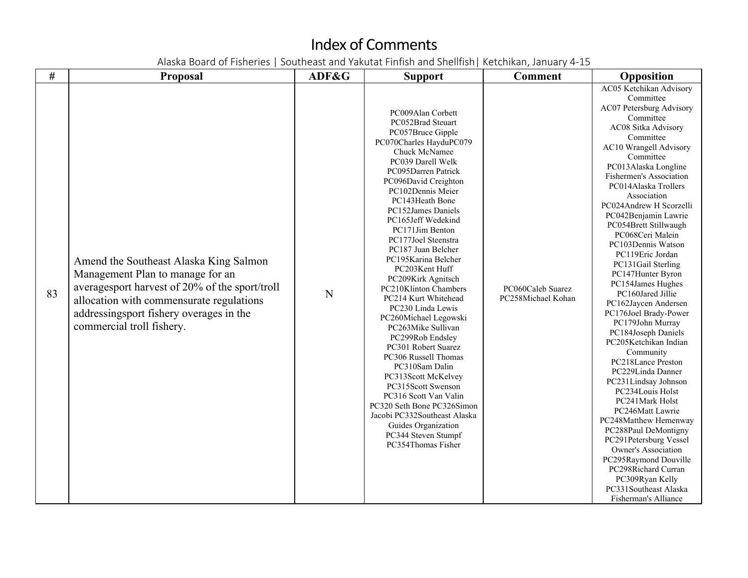# Index of Comments

Alaska Board of Fisheries | Southeast and Yakutat Finfish and Shellfish| Ketchikan, January 4-15

| # | Proposal | ADF&G | Support | Comment | Opposition |
|---|---|---|---|---|---|
| 83 | Amend the Southeast Alaska King Salmon Management Plan to manage for an averagesport harvest of 20% of the sport/troll allocation with commensurate regulations addressingsport fishery overages in the commercial troll fishery. | N | PC009Alan Corbett<br>PC052Brad Steuart<br>PC057Bruce Gipple<br>PC070Charles HayduPC079 Chuck McNamee<br>PC039 Darell Welk<br>PC095Darren Patrick<br>PC096David Creighton<br>PC102Dennis Meier<br>PC143Heath Bone<br>PC152James Daniels<br>PC165Jeff Wedekind<br>PC171Jim Benton<br>PC177Joel Steenstra<br>PC187 Juan Belcher<br>PC195Karina Belcher<br>PC203Kent Huff<br>PC209Kirk Agnitsch<br>PC210Klinton Chambers<br>PC214 Kurt Whitehead<br>PC230 Linda Lewis<br>PC260Michael Legowski<br>PC263Mike Sullivan<br>PC299Rob Endsley<br>PC301 Robert Suarez<br>PC306 Russell Thomas<br>PC310Sam Dalin<br>PC313Scott McKelvey<br>PC315Scott Swenson<br>PC316 Scott Van Valin<br>PC320 Seth Bone PC326Simon Jacobi PC332Southeast Alaska Guides Organization<br>PC344 Steven Stumpf<br>PC354Thomas Fisher | PC060Caleb Suarez<br>PC258Michael Kohan | AC05 Ketchikan Advisory Committee<br>AC07 Petersburg Advisory Committee<br>AC08 Sitka Advisory Committee<br>AC10 Wrangell Advisory Committee<br>PC013Alaska Longline Fishermen's Association<br>PC014Alaska Trollers Association<br>PC024Andrew H Scorzelli<br>PC042Benjamin Lawrie<br>PC054Brett Stillwaugh<br>PC068Ceri Malein<br>PC103Dennis Watson<br>PC119Eric Jordan<br>PC131Gail Sterling<br>PC147Hunter Byron<br>PC154James Hughes<br>PC160Jared Jillie<br>PC162Jaycen Andersen<br>PC176Joel Brady-Power<br>PC179John Murray<br>PC184Joseph Daniels<br>PC205Ketchikan Indian Community<br>PC218Lance Preston<br>PC229Linda Danner<br>PC231Lindsay Johnson<br>PC234Louis Holst<br>PC241Mark Holst<br>PC246Matt Lawrie<br>PC248Matthew Hemenway<br>PC288Paul DeMontigny<br>PC291Petersburg Vessel Owner's Association<br>PC295Raymond Douville<br>PC298Richard Curran<br>PC309Ryan Kelly<br>PC331Southeast Alaska Fisherman's Alliance |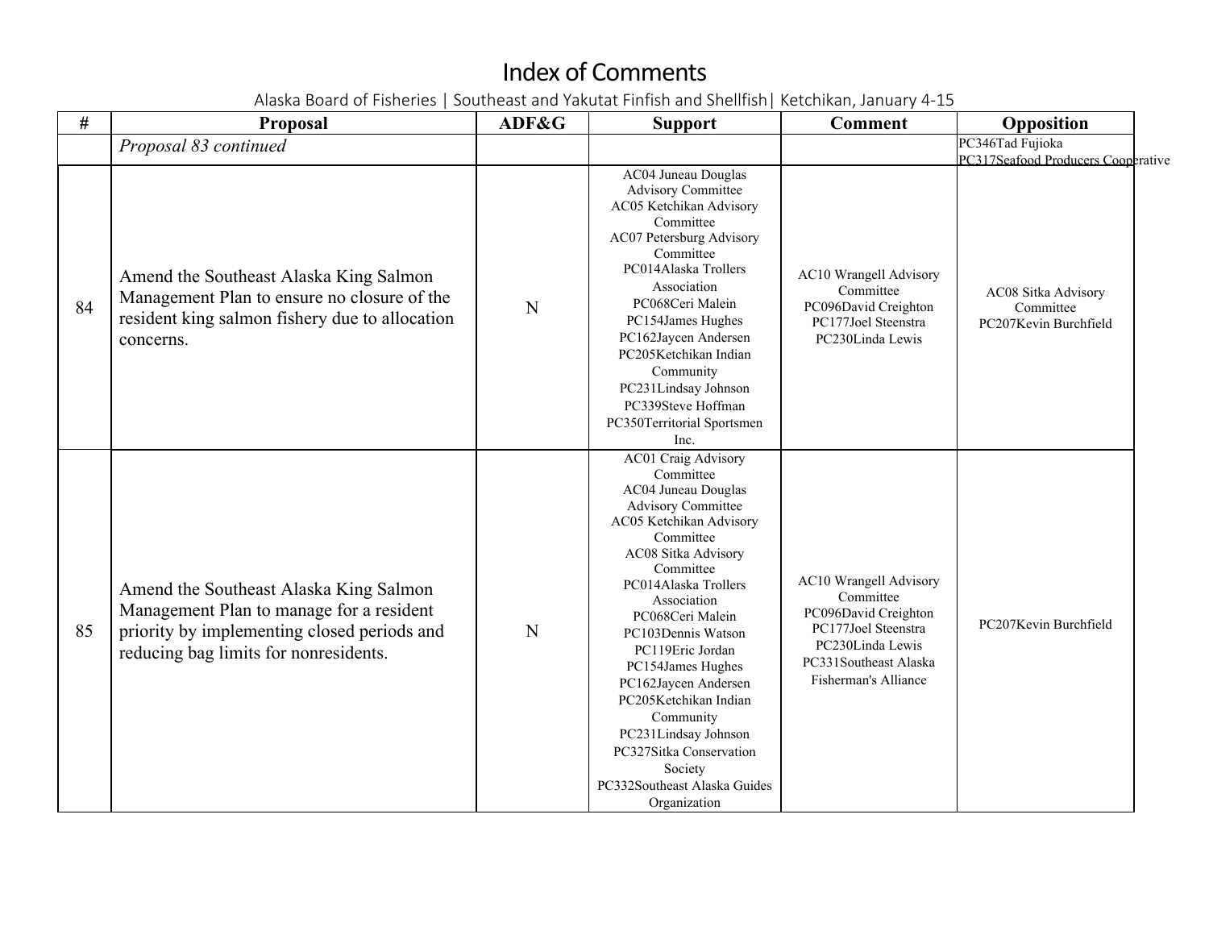# Index of Comments

Alaska Board of Fisheries | Southeast and Yakutat Finfish and Shellfish| Ketchikan, January 4-15

| # | Proposal | ADF&G | Support | Comment | Opposition |
|---|---|---|---|---|---|
| | *Proposal 83 continued* | | | | PC346Tad Fujioka<br>PC317Seafood Producers Cooperative |
| 84 | Amend the Southeast Alaska King Salmon Management Plan to ensure no closure of the resident king salmon fishery due to allocation concerns. | N | AC04 Juneau Douglas Advisory Committee<br>AC05 Ketchikan Advisory Committee<br>AC07 Petersburg Advisory Committee<br>PC014Alaska Trollers Association<br>PC068Ceri Malein<br>PC154James Hughes<br>PC162Jaycen Andersen<br>PC205Ketchikan Indian Community<br>PC231Lindsay Johnson<br>PC339Steve Hoffman<br>PC350Territorial Sportsmen Inc. | AC10 Wrangell Advisory Committee<br>PC096David Creighton<br>PC177Joel Steenstra<br>PC230Linda Lewis | AC08 Sitka Advisory Committee<br>PC207Kevin Burchfield |
| 85 | Amend the Southeast Alaska King Salmon Management Plan to manage for a resident priority by implementing closed periods and reducing bag limits for nonresidents. | N | AC01 Craig Advisory Committee<br>AC04 Juneau Douglas Advisory Committee<br>AC05 Ketchikan Advisory Committee<br>AC08 Sitka Advisory Committee<br>PC014Alaska Trollers Association<br>PC068Ceri Malein<br>PC103Dennis Watson<br>PC119Eric Jordan<br>PC154James Hughes<br>PC162Jaycen Andersen<br>PC205Ketchikan Indian Community<br>PC231Lindsay Johnson<br>PC327Sitka Conservation Society<br>PC332Southeast Alaska Guides Organization | AC10 Wrangell Advisory Committee<br>PC096David Creighton<br>PC177Joel Steenstra<br>PC230Linda Lewis<br>PC331Southeast Alaska Fisherman's Alliance | PC207Kevin Burchfield |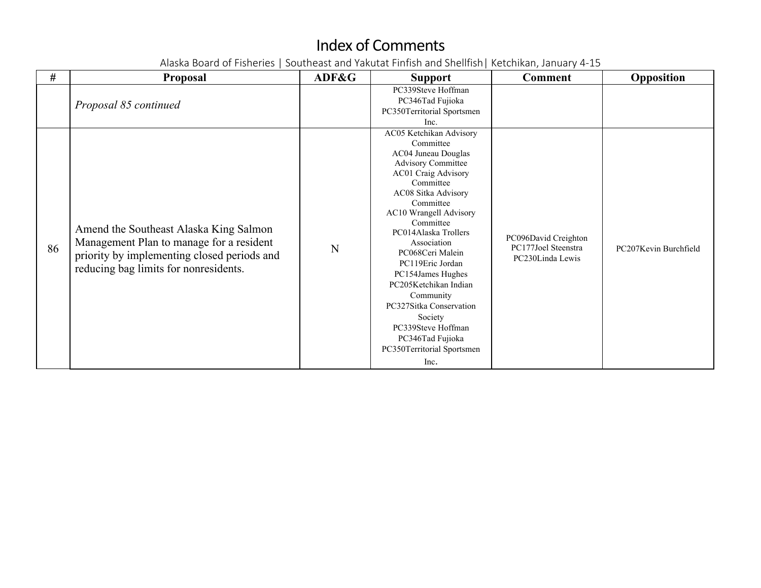# Index of Comments

Alaska Board of Fisheries | Southeast and Yakutat Finfish and Shellfish| Ketchikan, January 4-15

| # | Proposal | ADF&G | Support | Comment | Opposition |
|---|---|---|---|---|---|
| | *Proposal 85 continued* | | PC339Steve Hoffman<br>PC346Tad Fujioka<br>PC350Territorial Sportsmen Inc. | | |
| 86 | Amend the Southeast Alaska King Salmon Management Plan to manage for a resident priority by implementing closed periods and reducing bag limits for nonresidents. | N | AC05 Ketchikan Advisory Committee<br>AC04 Juneau Douglas Advisory Committee<br>AC01 Craig Advisory Committee<br>AC08 Sitka Advisory Committee<br>AC10 Wrangell Advisory Committee<br>PC014Alaska Trollers Association<br>PC068Ceri Malein<br>PC119Eric Jordan<br>PC154James Hughes<br>PC205Ketchikan Indian Community<br>PC327Sitka Conservation Society<br>PC339Steve Hoffman<br>PC346Tad Fujioka<br>PC350Territorial Sportsmen Inc. | PC096David Creighton<br>PC177Joel Steenstra<br>PC230Linda Lewis | PC207Kevin Burchfield |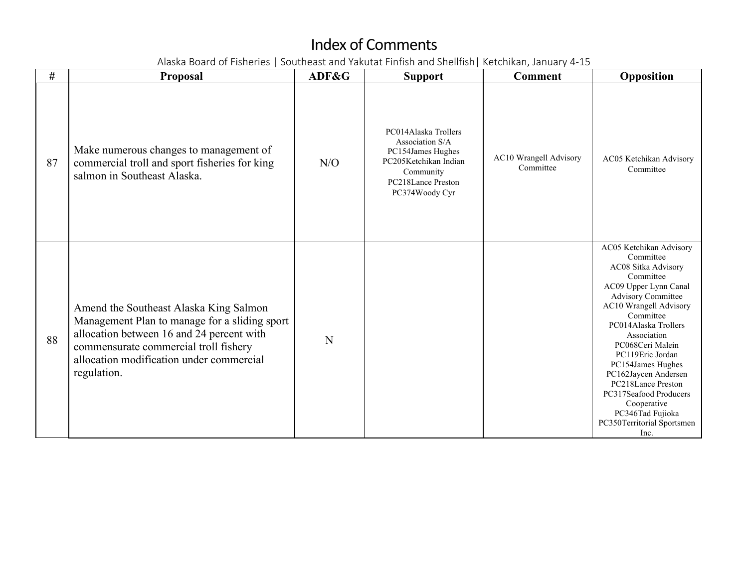# Index of Comments

Alaska Board of Fisheries | Southeast and Yakutat Finfish and Shellfish| Ketchikan, January 4-15

| # | Proposal | ADF&G | Support | Comment | Opposition |
|---|---|---|---|---|---|
| 87 | Make numerous changes to management of commercial troll and sport fisheries for king salmon in Southeast Alaska. | N/O | PC014Alaska Trollers Association S/A<br>PC154James Hughes<br>PC205Ketchikan Indian Community<br>PC218Lance Preston<br>PC374Woody Cyr | AC10 Wrangell Advisory Committee | AC05 Ketchikan Advisory Committee |
| 88 | Amend the Southeast Alaska King Salmon Management Plan to manage for a sliding sport allocation between 16 and 24 percent with commensurate commercial troll fishery allocation modification under commercial regulation. | N | | | AC05 Ketchikan Advisory Committee<br>AC08 Sitka Advisory Committee<br>AC09 Upper Lynn Canal Advisory Committee<br>AC10 Wrangell Advisory Committee<br>PC014Alaska Trollers Association<br>PC068Ceri Malein<br>PC119Eric Jordan<br>PC154James Hughes<br>PC162Jaycen Andersen<br>PC218Lance Preston<br>PC317Seafood Producers Cooperative<br>PC346Tad Fujioka<br>PC350Territorial Sportsmen Inc. |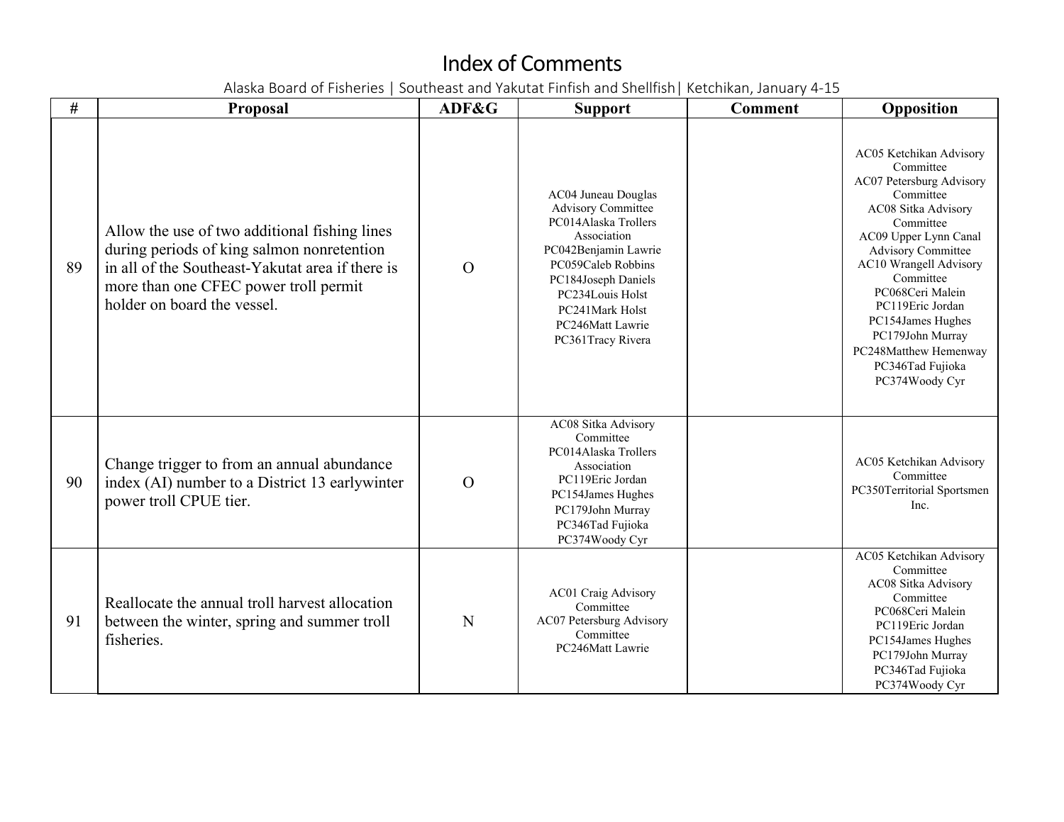# Index of Comments

Alaska Board of Fisheries | Southeast and Yakutat Finfish and Shellfish| Ketchikan, January 4-15

| # | Proposal | ADF&G | Support | Comment | Opposition |
|---|---|---|---|---|---|
| 89 | Allow the use of two additional fishing lines during periods of king salmon nonretention in all of the Southeast-Yakutat area if there is more than one CFEC power troll permit holder on board the vessel. | O | AC04 Juneau Douglas Advisory Committee<br>PC014Alaska Trollers Association<br>PC042Benjamin Lawrie<br>PC059Caleb Robbins<br>PC184Joseph Daniels<br>PC234Louis Holst<br>PC241Mark Holst<br>PC246Matt Lawrie<br>PC361Tracy Rivera | | AC05 Ketchikan Advisory Committee<br>AC07 Petersburg Advisory Committee<br>AC08 Sitka Advisory Committee<br>AC09 Upper Lynn Canal Advisory Committee<br>AC10 Wrangell Advisory Committee<br>PC068Ceri Malein<br>PC119Eric Jordan<br>PC154James Hughes<br>PC179John Murray<br>PC248Matthew Hemenway<br>PC346Tad Fujioka<br>PC374Woody Cyr |
| 90 | Change trigger to from an annual abundance index (AI) number to a District 13 earlywinter power troll CPUE tier. | O | AC08 Sitka Advisory Committee<br>PC014Alaska Trollers Association<br>PC119Eric Jordan<br>PC154James Hughes<br>PC179John Murray<br>PC346Tad Fujioka<br>PC374Woody Cyr | | AC05 Ketchikan Advisory Committee<br>PC350Territorial Sportsmen Inc. |
| 91 | Reallocate the annual troll harvest allocation between the winter, spring and summer troll fisheries. | N | AC01 Craig Advisory Committee<br>AC07 Petersburg Advisory Committee<br>PC246Matt Lawrie | | AC05 Ketchikan Advisory Committee<br>AC08 Sitka Advisory Committee<br>PC068Ceri Malein<br>PC119Eric Jordan<br>PC154James Hughes<br>PC179John Murray<br>PC346Tad Fujioka<br>PC374Woody Cyr |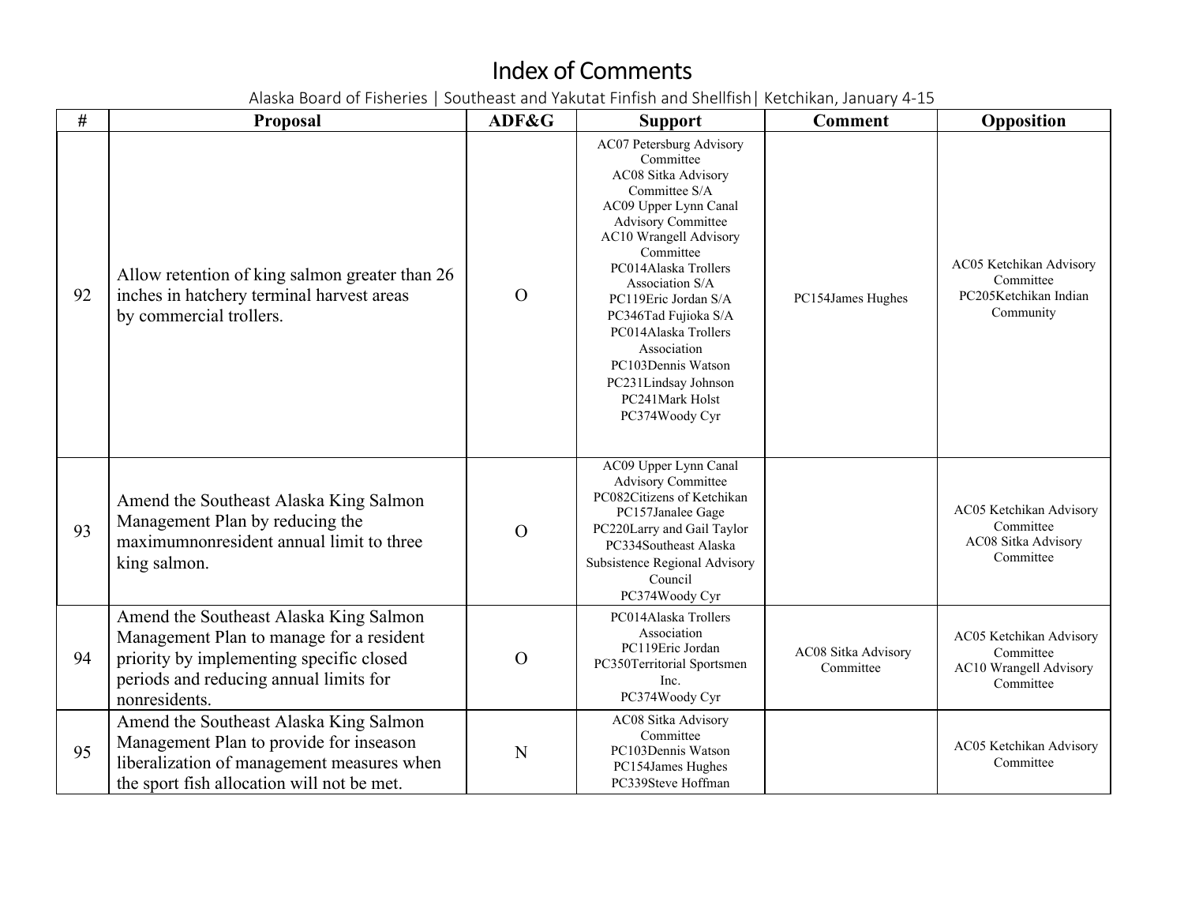# Index of Comments

Alaska Board of Fisheries | Southeast and Yakutat Finfish and Shellfish| Ketchikan, January 4-15

| # | Proposal | ADF&G | Support | Comment | Opposition |
|---|---|---|---|---|---|
| 92 | Allow retention of king salmon greater than 26 inches in hatchery terminal harvest areas by commercial trollers. | O | AC07 Petersburg Advisory Committee<br>AC08 Sitka Advisory Committee S/A<br>AC09 Upper Lynn Canal Advisory Committee<br>AC10 Wrangell Advisory Committee<br>PC014Alaska Trollers Association S/A<br>PC119Eric Jordan S/A<br>PC346Tad Fujioka S/A<br>PC014Alaska Trollers Association<br>PC103Dennis Watson<br>PC231Lindsay Johnson<br>PC241Mark Holst<br>PC374Woody Cyr | PC154James Hughes | AC05 Ketchikan Advisory Committee<br>PC205Ketchikan Indian Community |
| 93 | Amend the Southeast Alaska King Salmon Management Plan by reducing the maximumnonresident annual limit to three king salmon. | O | AC09 Upper Lynn Canal Advisory Committee<br>PC082Citizens of Ketchikan<br>PC157Janalee Gage<br>PC220Larry and Gail Taylor<br>PC334Southeast Alaska Subsistence Regional Advisory Council<br>PC374Woody Cyr | | AC05 Ketchikan Advisory Committee<br>AC08 Sitka Advisory Committee |
| 94 | Amend the Southeast Alaska King Salmon Management Plan to manage for a resident priority by implementing specific closed periods and reducing annual limits for nonresidents. | O | PC014Alaska Trollers Association<br>PC119Eric Jordan<br>PC350Territorial Sportsmen Inc.<br>PC374Woody Cyr | AC08 Sitka Advisory Committee | AC05 Ketchikan Advisory Committee<br>AC10 Wrangell Advisory Committee |
| 95 | Amend the Southeast Alaska King Salmon Management Plan to provide for inseason liberalization of management measures when the sport fish allocation will not be met. | N | AC08 Sitka Advisory Committee<br>PC103Dennis Watson<br>PC154James Hughes<br>PC339Steve Hoffman | | AC05 Ketchikan Advisory Committee |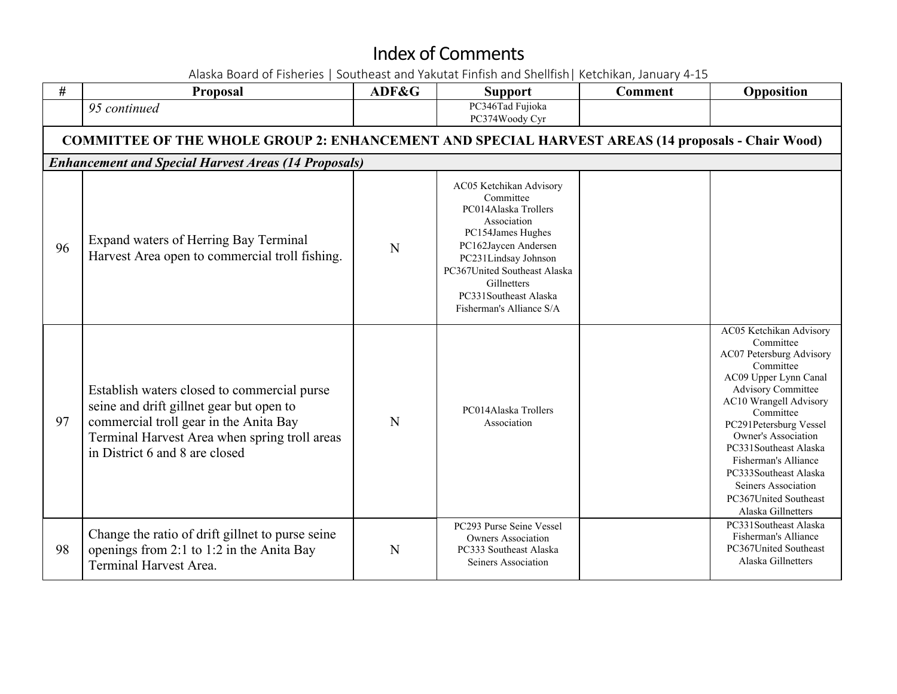# Index of Comments

Alaska Board of Fisheries | Southeast and Yakutat Finfish and Shellfish| Ketchikan, January 4-15

| # | Proposal | ADF&G | Support | Comment | Opposition |
|---|---|---|---|---|---|
| | *95 continued* | | PC346Tad Fujioka<br>PC374Woody Cyr | | |
| **COMMITTEE OF THE WHOLE GROUP 2: ENHANCEMENT AND SPECIAL HARVEST AREAS (14 proposals - Chair Wood)** | | | | | |
| ***Enhancement and Special Harvest Areas (14 Proposals)*** | | | | | |
| 96 | Expand waters of Herring Bay Terminal Harvest Area open to commercial troll fishing. | N | AC05 Ketchikan Advisory Committee<br>PC014Alaska Trollers Association<br>PC154James Hughes<br>PC162Jaycen Andersen<br>PC231Lindsay Johnson<br>PC367United Southeast Alaska Gillnetters<br>PC331Southeast Alaska Fisherman's Alliance S/A | | |
| 97 | Establish waters closed to commercial purse seine and drift gillnet gear but open to commercial troll gear in the Anita Bay Terminal Harvest Area when spring troll areas in District 6 and 8 are closed | N | PC014Alaska Trollers Association | | AC05 Ketchikan Advisory Committee<br>AC07 Petersburg Advisory Committee<br>AC09 Upper Lynn Canal Advisory Committee<br>AC10 Wrangell Advisory Committee<br>PC291Petersburg Vessel Owner's Association<br>PC331Southeast Alaska Fisherman's Alliance<br>PC333Southeast Alaska Seiners Association<br>PC367United Southeast Alaska Gillnetters |
| 98 | Change the ratio of drift gillnet to purse seine openings from 2:1 to 1:2 in the Anita Bay Terminal Harvest Area. | N | PC293 Purse Seine Vessel Owners Association<br>PC333 Southeast Alaska Seiners Association | | PC331Southeast Alaska Fisherman's Alliance<br>PC367United Southeast Alaska Gillnetters |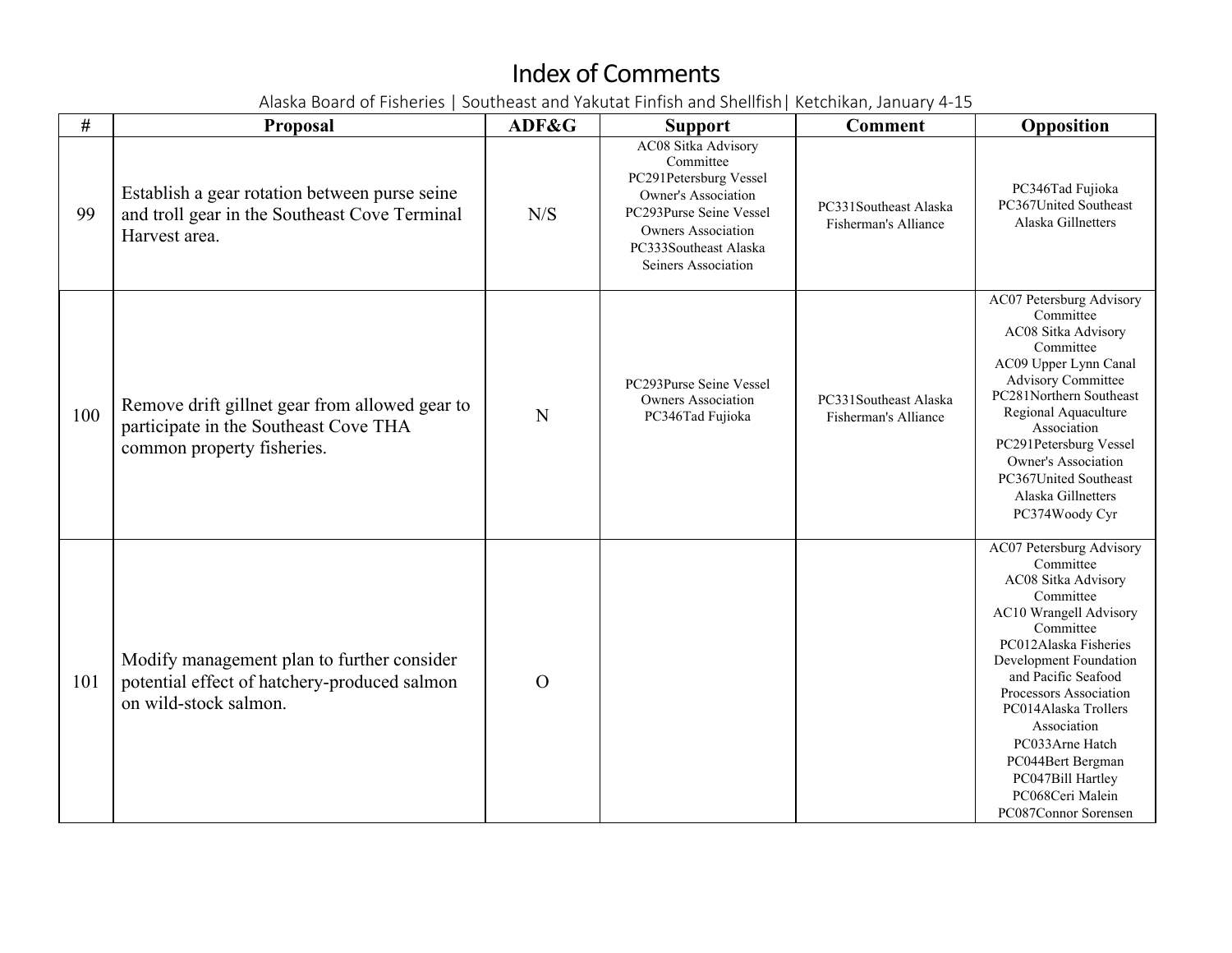# Index of Comments

Alaska Board of Fisheries | Southeast and Yakutat Finfish and Shellfish| Ketchikan, January 4-15

| # | Proposal | ADF&G | Support | Comment | Opposition |
|---|---|---|---|---|---|
| 99 | Establish a gear rotation between purse seine and troll gear in the Southeast Cove Terminal Harvest area. | N/S | AC08 Sitka Advisory Committee<br>PC291Petersburg Vessel Owner's Association<br>PC293Purse Seine Vessel Owners Association<br>PC333Southeast Alaska Seiners Association | PC331Southeast Alaska Fisherman's Alliance | PC346Tad Fujioka<br>PC367United Southeast Alaska Gillnetters |
| 100 | Remove drift gillnet gear from allowed gear to participate in the Southeast Cove THA common property fisheries. | N | PC293Purse Seine Vessel Owners Association<br>PC346Tad Fujioka | PC331Southeast Alaska Fisherman's Alliance | AC07 Petersburg Advisory Committee<br>AC08 Sitka Advisory Committee<br>AC09 Upper Lynn Canal Advisory Committee<br>PC281Northern Southeast Regional Aquaculture Association<br>PC291Petersburg Vessel Owner's Association<br>PC367United Southeast Alaska Gillnetters<br>PC374Woody Cyr |
| 101 | Modify management plan to further consider potential effect of hatchery-produced salmon on wild-stock salmon. | O | | | AC07 Petersburg Advisory Committee<br>AC08 Sitka Advisory Committee<br>AC10 Wrangell Advisory Committee<br>PC012Alaska Fisheries Development Foundation and Pacific Seafood Processors Association<br>PC014Alaska Trollers Association<br>PC033Arne Hatch<br>PC044Bert Bergman<br>PC047Bill Hartley<br>PC068Ceri Malein<br>PC087Connor Sorensen |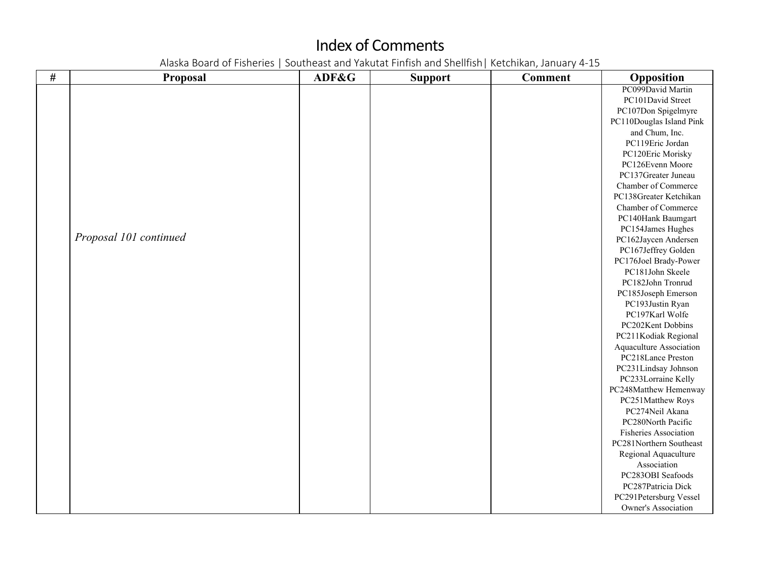# Index of Comments

Alaska Board of Fisheries | Southeast and Yakutat Finfish and Shellfish| Ketchikan, January 4-15

| # | Proposal | ADF&G | Support | Comment | Opposition |
|---|---|---|---|---|---|
| | *Proposal 101 continued* | | | | PC099David Martin<br>PC101David Street<br>PC107Don Spigelmyre<br>PC110Douglas Island Pink and Chum, Inc.<br>PC119Eric Jordan<br>PC120Eric Morisky<br>PC126Evenn Moore<br>PC137Greater Juneau Chamber of Commerce<br>PC138Greater Ketchikan Chamber of Commerce<br>PC140Hank Baumgart<br>PC154James Hughes<br>PC162Jaycen Andersen<br>PC167Jeffrey Golden<br>PC176Joel Brady-Power<br>PC181John Skeele<br>PC182John Tronrud<br>PC185Joseph Emerson<br>PC193Justin Ryan<br>PC197Karl Wolfe<br>PC202Kent Dobbins<br>PC211Kodiak Regional Aquaculture Association<br>PC218Lance Preston<br>PC231Lindsay Johnson<br>PC233Lorraine Kelly<br>PC248Matthew Hemenway<br>PC251Matthew Roys<br>PC274Neil Akana<br>PC280North Pacific Fisheries Association<br>PC281Northern Southeast Regional Aquaculture Association<br>PC283OBI Seafoods<br>PC287Patricia Dick<br>PC291Petersburg Vessel Owner's Association |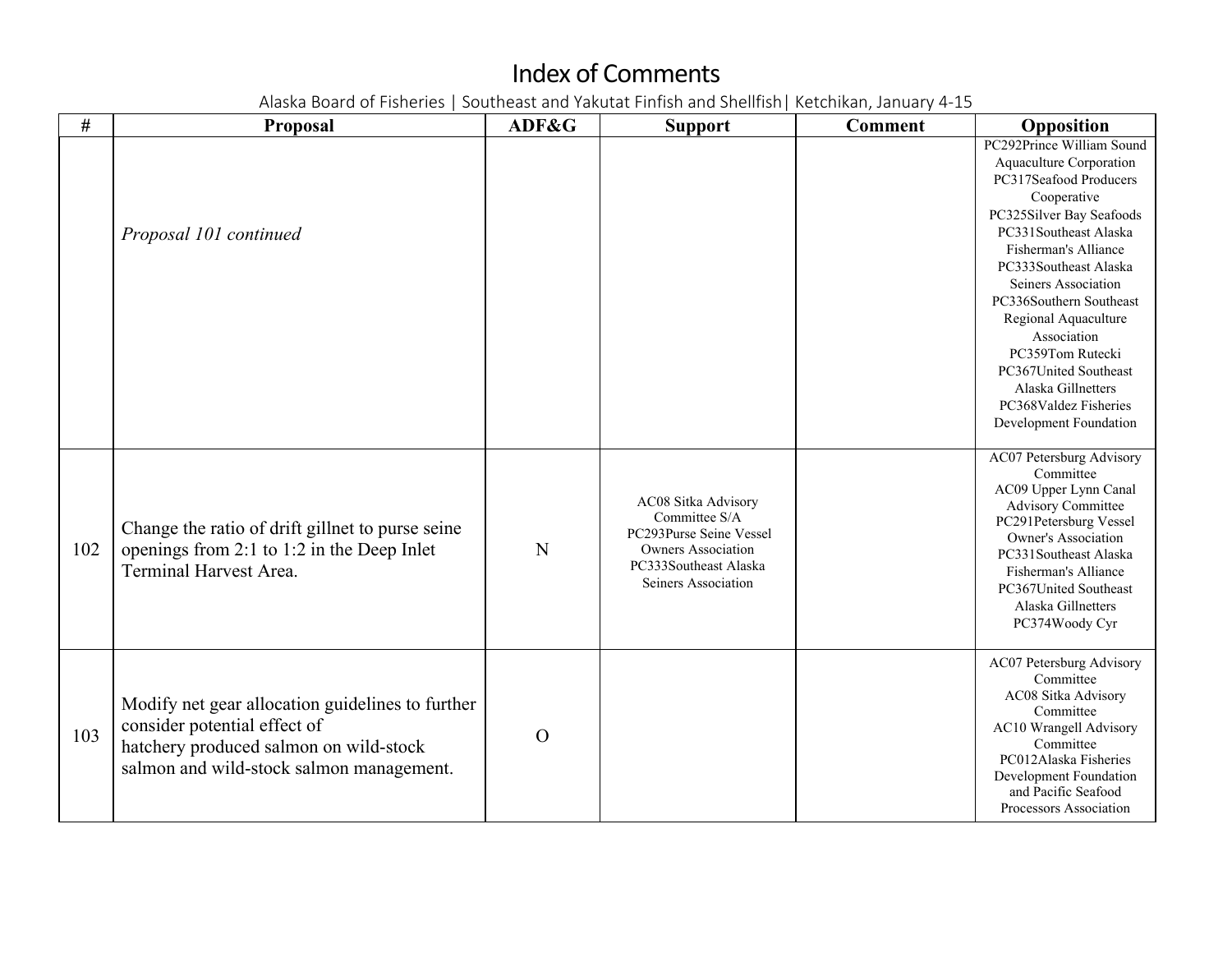# Index of Comments

Alaska Board of Fisheries | Southeast and Yakutat Finfish and Shellfish| Ketchikan, January 4-15

| # | Proposal | ADF&G | Support | Comment | Opposition |
|---|---|---|---|---|---|
| | *Proposal 101 continued* | | | | PC292Prince William Sound Aquaculture Corporation<br>PC317Seafood Producers Cooperative<br>PC325Silver Bay Seafoods<br>PC331Southeast Alaska Fisherman's Alliance<br>PC333Southeast Alaska Seiners Association<br>PC336Southern Southeast Regional Aquaculture Association<br>PC359Tom Rutecki<br>PC367United Southeast Alaska Gillnetters<br>PC368Valdez Fisheries Development Foundation |
| 102 | Change the ratio of drift gillnet to purse seine openings from 2:1 to 1:2 in the Deep Inlet Terminal Harvest Area. | N | AC08 Sitka Advisory Committee S/A<br>PC293Purse Seine Vessel Owners Association<br>PC333Southeast Alaska Seiners Association | | AC07 Petersburg Advisory Committee<br>AC09 Upper Lynn Canal Advisory Committee<br>PC291Petersburg Vessel Owner's Association<br>PC331Southeast Alaska Fisherman's Alliance<br>PC367United Southeast Alaska Gillnetters<br>PC374Woody Cyr |
| 103 | Modify net gear allocation guidelines to further consider potential effect of hatchery produced salmon on wild-stock salmon and wild-stock salmon management. | O | | | AC07 Petersburg Advisory Committee<br>AC08 Sitka Advisory Committee<br>AC10 Wrangell Advisory Committee<br>PC012Alaska Fisheries Development Foundation and Pacific Seafood Processors Association |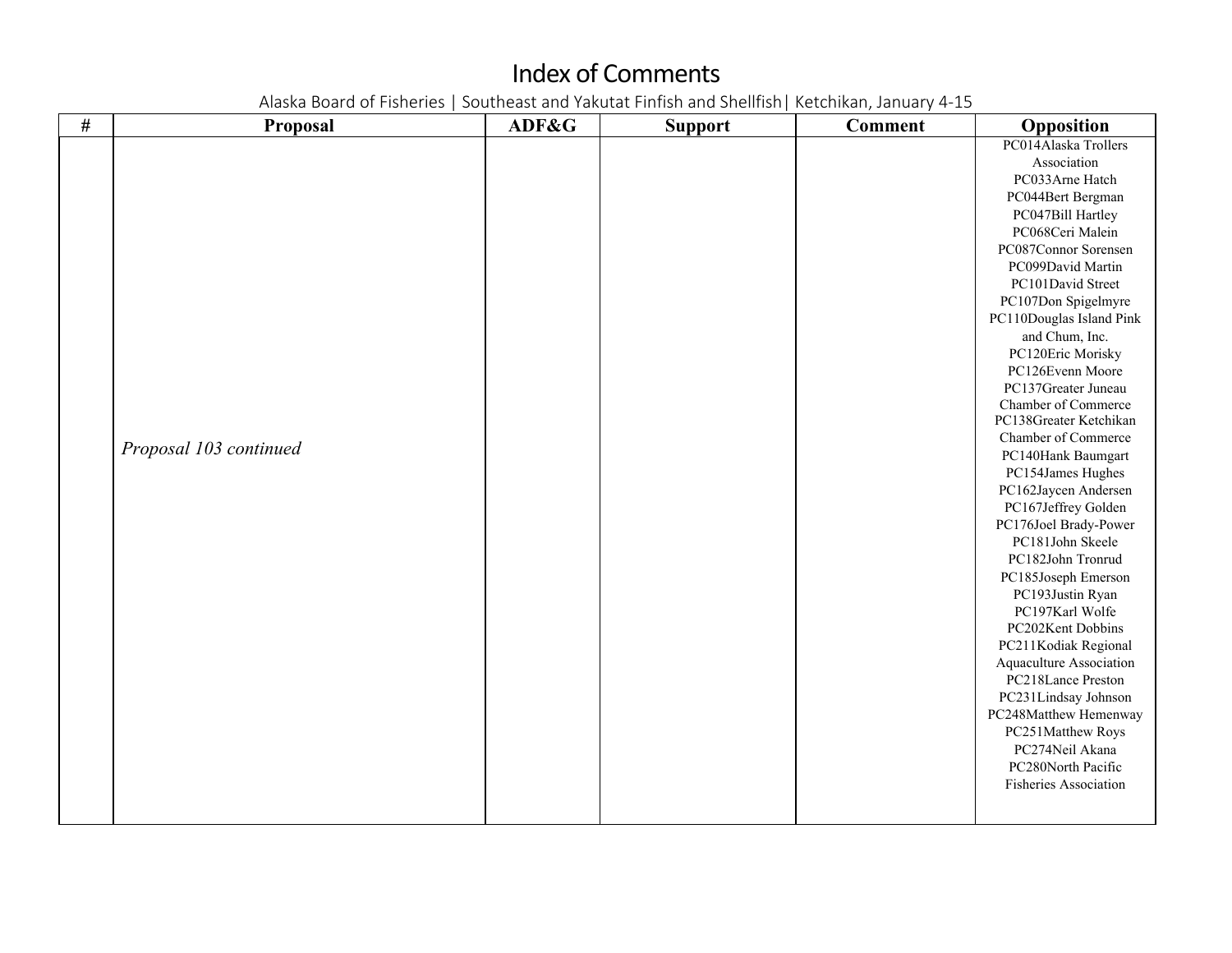# Index of Comments

Alaska Board of Fisheries | Southeast and Yakutat Finfish and Shellfish| Ketchikan, January 4-15

| # | Proposal | ADF&G | Support | Comment | Opposition |
|---|---|---|---|---|---|
| | *Proposal 103 continued* | | | | PC014Alaska Trollers Association<br>PC033Arne Hatch<br>PC044Bert Bergman<br>PC047Bill Hartley<br>PC068Ceri Malein<br>PC087Connor Sorensen<br>PC099David Martin<br>PC101David Street<br>PC107Don Spigelmyre<br>PC110Douglas Island Pink and Chum, Inc.<br>PC120Eric Morisky<br>PC126Evenn Moore<br>PC137Greater Juneau Chamber of Commerce<br>PC138Greater Ketchikan Chamber of Commerce<br>PC140Hank Baumgart<br>PC154James Hughes<br>PC162Jaycen Andersen<br>PC167Jeffrey Golden<br>PC176Joel Brady-Power<br>PC181John Skeele<br>PC182John Tronrud<br>PC185Joseph Emerson<br>PC193Justin Ryan<br>PC197Karl Wolfe<br>PC202Kent Dobbins<br>PC211Kodiak Regional Aquaculture Association<br>PC218Lance Preston<br>PC231Lindsay Johnson<br>PC248Matthew Hemenway<br>PC251Matthew Roys<br>PC274Neil Akana<br>PC280North Pacific Fisheries Association |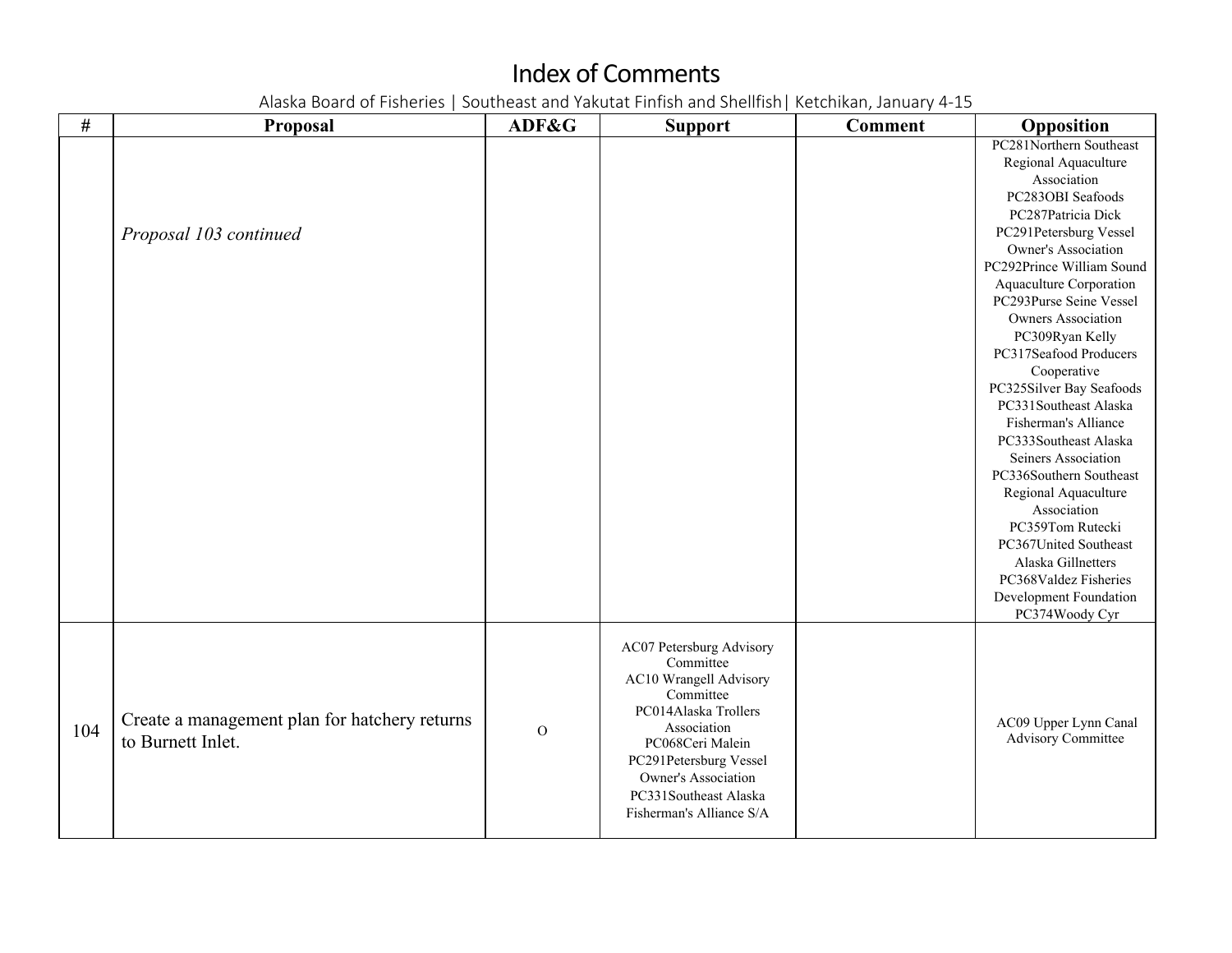# Index of Comments

Alaska Board of Fisheries | Southeast and Yakutat Finfish and Shellfish| Ketchikan, January 4-15

| # | Proposal | ADF&G | Support | Comment | Opposition |
|---|---|---|---|---|---|
| | *Proposal 103 continued* | | | | PC281Northern Southeast Regional Aquaculture Association<br>PC283OBI Seafoods<br>PC287Patricia Dick<br>PC291Petersburg Vessel Owner's Association<br>PC292Prince William Sound Aquaculture Corporation<br>PC293Purse Seine Vessel Owners Association<br>PC309Ryan Kelly<br>PC317Seafood Producers Cooperative<br>PC325Silver Bay Seafoods<br>PC331Southeast Alaska Fisherman's Alliance<br>PC333Southeast Alaska Seiners Association<br>PC336Southern Southeast Regional Aquaculture Association<br>PC359Tom Rutecki<br>PC367United Southeast Alaska Gillnetters<br>PC368Valdez Fisheries Development Foundation<br>PC374Woody Cyr |
| 104 | Create a management plan for hatchery returns to Burnett Inlet. | O | AC07 Petersburg Advisory Committee<br>AC10 Wrangell Advisory Committee<br>PC014Alaska Trollers Association<br>PC068Ceri Malein<br>PC291Petersburg Vessel Owner's Association<br>PC331Southeast Alaska Fisherman's Alliance S/A | | AC09 Upper Lynn Canal Advisory Committee |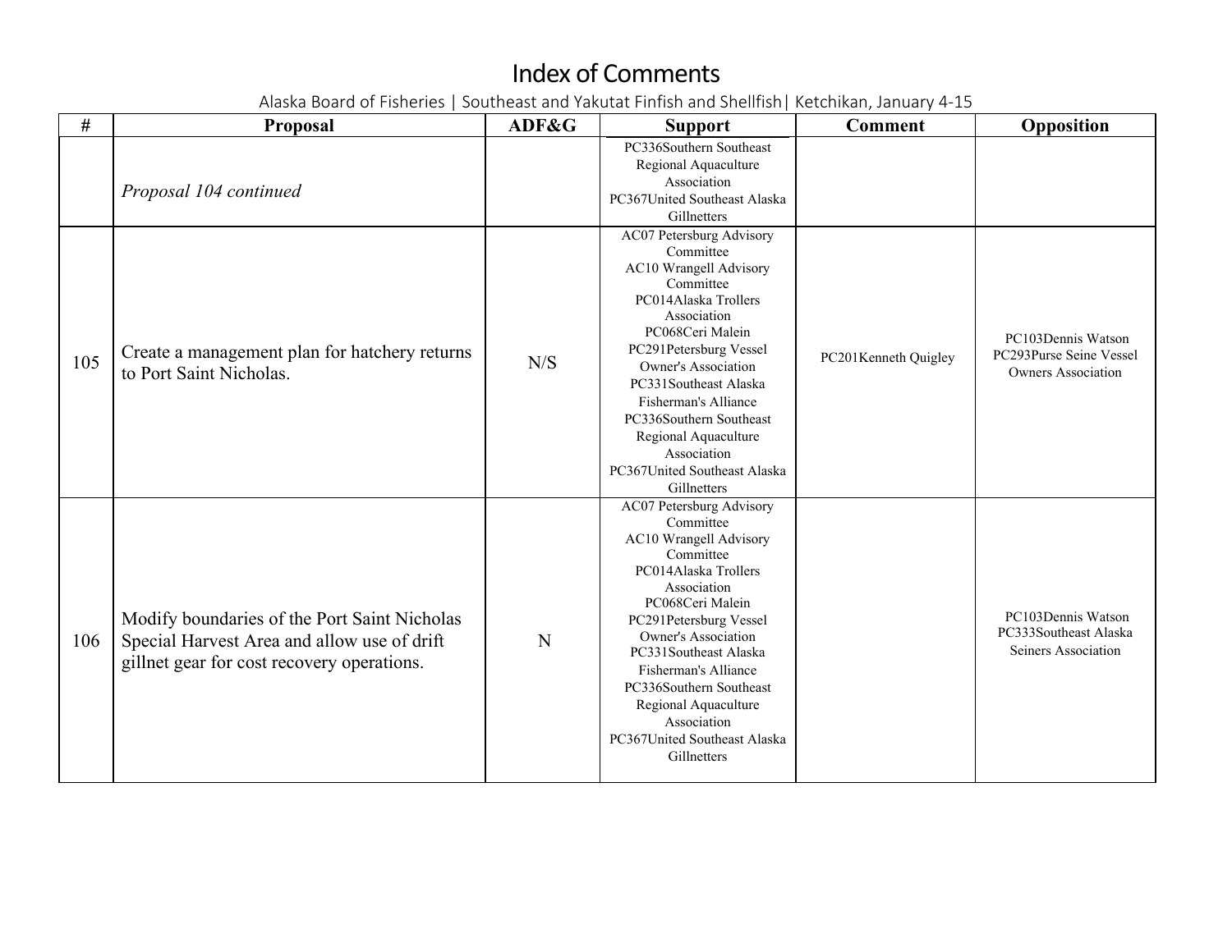# Index of Comments

Alaska Board of Fisheries | Southeast and Yakutat Finfish and Shellfish| Ketchikan, January 4-15

| # | Proposal | ADF&G | Support | Comment | Opposition |
|---|---|---|---|---|---|
| | *Proposal 104 continued* | | PC336Southern Southeast Regional Aquaculture Association<br>PC367United Southeast Alaska Gillnetters | | |
| 105 | Create a management plan for hatchery returns to Port Saint Nicholas. | N/S | AC07 Petersburg Advisory Committee<br>AC10 Wrangell Advisory Committee<br>PC014Alaska Trollers Association<br>PC068Ceri Malein<br>PC291Petersburg Vessel Owner's Association<br>PC331Southeast Alaska Fisherman's Alliance<br>PC336Southern Southeast Regional Aquaculture Association<br>PC367United Southeast Alaska Gillnetters | PC201Kenneth Quigley | PC103Dennis Watson<br>PC293Purse Seine Vessel Owners Association |
| 106 | Modify boundaries of the Port Saint Nicholas Special Harvest Area and allow use of drift gillnet gear for cost recovery operations. | N | AC07 Petersburg Advisory Committee<br>AC10 Wrangell Advisory Committee<br>PC014Alaska Trollers Association<br>PC068Ceri Malein<br>PC291Petersburg Vessel Owner's Association<br>PC331Southeast Alaska Fisherman's Alliance<br>PC336Southern Southeast Regional Aquaculture Association<br>PC367United Southeast Alaska Gillnetters | | PC103Dennis Watson<br>PC333Southeast Alaska Seiners Association |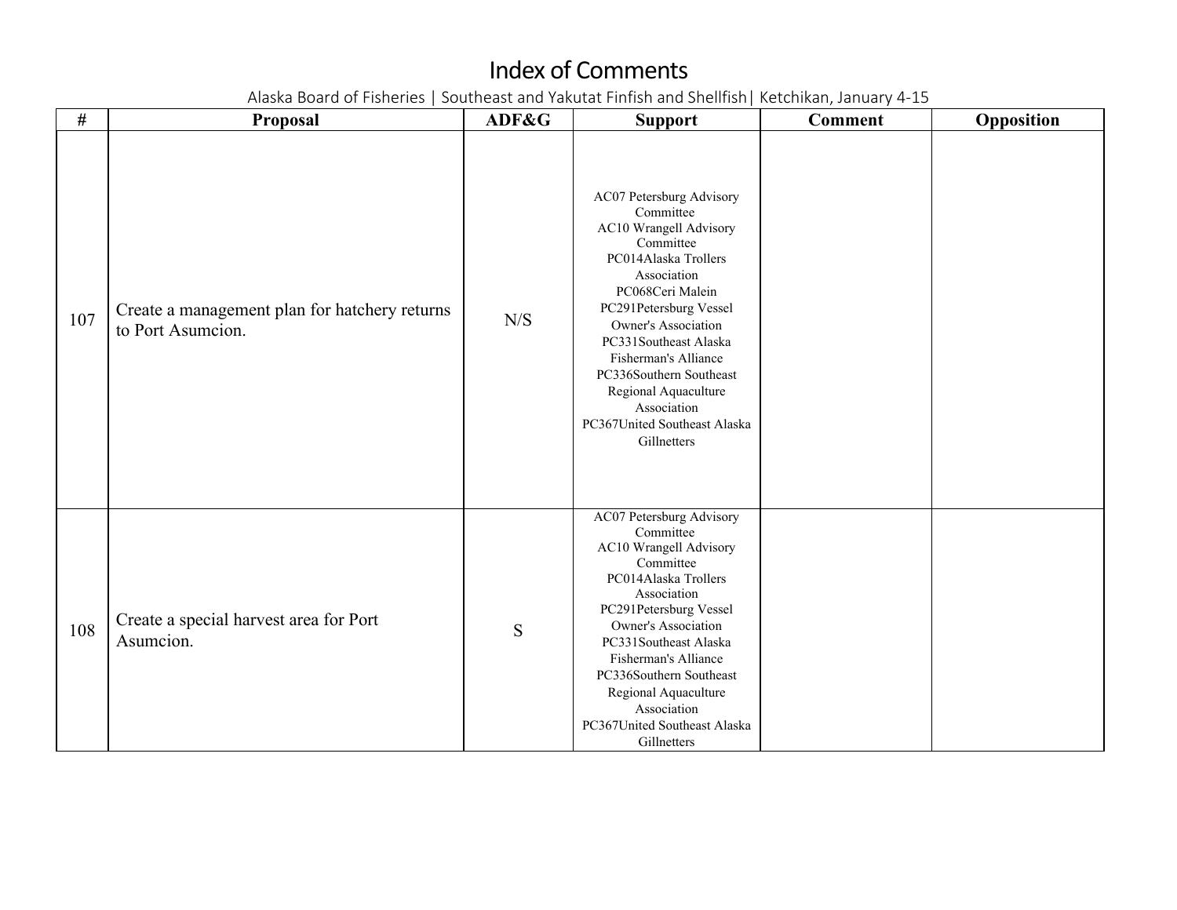# Index of Comments

Alaska Board of Fisheries | Southeast and Yakutat Finfish and Shellfish| Ketchikan, January 4-15

| # | Proposal | ADF&G | Support | Comment | Opposition |
|---|---|---|---|---|---|
| 107 | Create a management plan for hatchery returns to Port Asumcion. | N/S | AC07 Petersburg Advisory Committee<br>AC10 Wrangell Advisory Committee<br>PC014Alaska Trollers Association<br>PC068Ceri Malein<br>PC291Petersburg Vessel Owner's Association<br>PC331Southeast Alaska Fisherman's Alliance<br>PC336Southern Southeast Regional Aquaculture Association<br>PC367United Southeast Alaska Gillnetters | | |
| 108 | Create a special harvest area for Port Asumcion. | S | AC07 Petersburg Advisory Committee<br>AC10 Wrangell Advisory Committee<br>PC014Alaska Trollers Association<br>PC291Petersburg Vessel Owner's Association<br>PC331Southeast Alaska Fisherman's Alliance<br>PC336Southern Southeast Regional Aquaculture Association<br>PC367United Southeast Alaska Gillnetters | | |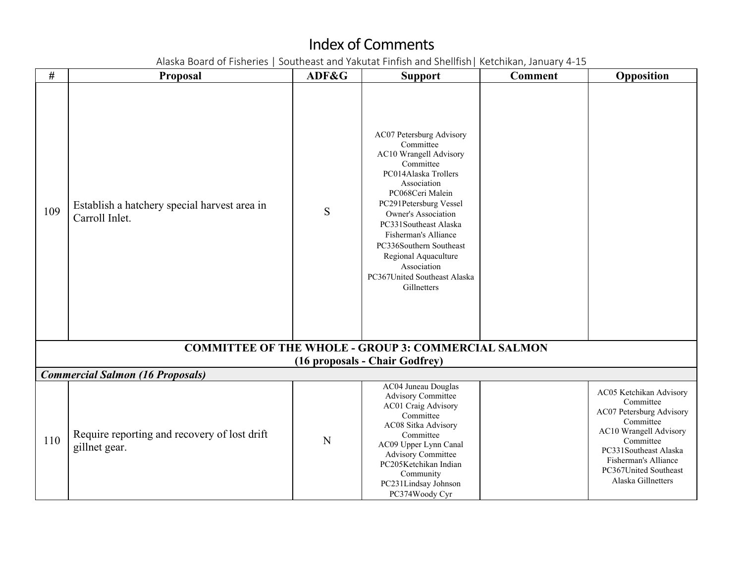# Index of Comments

Alaska Board of Fisheries | Southeast and Yakutat Finfish and Shellfish| Ketchikan, January 4-15

| # | Proposal | ADF&G | Support | Comment | Opposition |
|---|---|---|---|---|---|
| 109 | Establish a hatchery special harvest area in Carroll Inlet. | S | AC07 Petersburg Advisory Committee<br>AC10 Wrangell Advisory Committee<br>PC014Alaska Trollers Association<br>PC068Ceri Malein<br>PC291Petersburg Vessel Owner's Association<br>PC331Southeast Alaska Fisherman's Alliance<br>PC336Southern Southeast Regional Aquaculture Association<br>PC367United Southeast Alaska Gillnetters | | |
| **COMMITTEE OF THE WHOLE - GROUP 3: COMMERCIAL SALMON (16 proposals - Chair Godfrey)** | | | | | |
| ***Commercial Salmon (16 Proposals)*** | | | | | |
| 110 | Require reporting and recovery of lost drift gillnet gear. | N | AC04 Juneau Douglas Advisory Committee<br>AC01 Craig Advisory Committee<br>AC08 Sitka Advisory Committee<br>AC09 Upper Lynn Canal Advisory Committee<br>PC205Ketchikan Indian Community<br>PC231Lindsay Johnson<br>PC374Woody Cyr | | AC05 Ketchikan Advisory Committee<br>AC07 Petersburg Advisory Committee<br>AC10 Wrangell Advisory Committee<br>PC331Southeast Alaska Fisherman's Alliance<br>PC367United Southeast Alaska Gillnetters |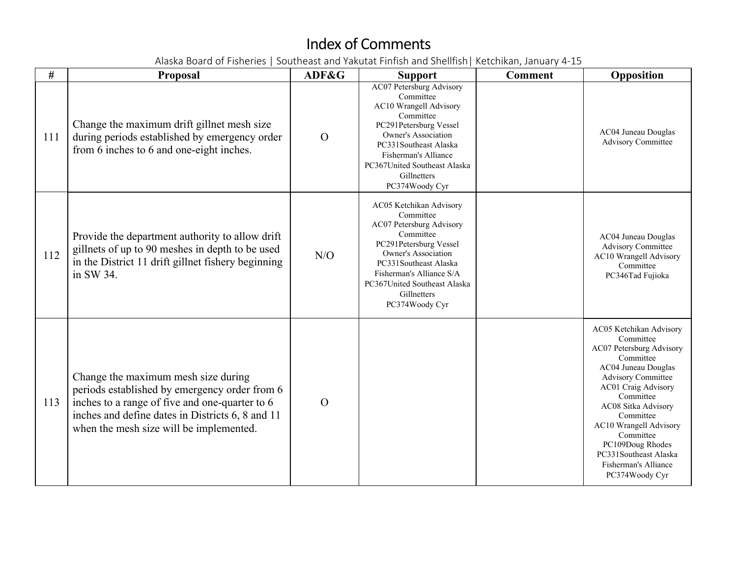# Index of Comments

Alaska Board of Fisheries | Southeast and Yakutat Finfish and Shellfish| Ketchikan, January 4-15

| # | Proposal | ADF&G | Support | Comment | Opposition |
|---|---|---|---|---|---|
| 111 | Change the maximum drift gillnet mesh size during periods established by emergency order from 6 inches to 6 and one-eight inches. | O | AC07 Petersburg Advisory Committee<br>AC10 Wrangell Advisory Committee<br>PC291Petersburg Vessel Owner's Association<br>PC331Southeast Alaska Fisherman's Alliance<br>PC367United Southeast Alaska Gillnetters<br>PC374Woody Cyr | | AC04 Juneau Douglas Advisory Committee |
| 112 | Provide the department authority to allow drift gillnets of up to 90 meshes in depth to be used in the District 11 drift gillnet fishery beginning in SW 34. | N/O | AC05 Ketchikan Advisory Committee<br>AC07 Petersburg Advisory Committee<br>PC291Petersburg Vessel Owner's Association<br>PC331Southeast Alaska Fisherman's Alliance S/A<br>PC367United Southeast Alaska Gillnetters<br>PC374Woody Cyr | | AC04 Juneau Douglas Advisory Committee<br>AC10 Wrangell Advisory Committee<br>PC346Tad Fujioka |
| 113 | Change the maximum mesh size during periods established by emergency order from 6 inches to a range of five and one-quarter to 6 inches and define dates in Districts 6, 8 and 11 when the mesh size will be implemented. | O | | | AC05 Ketchikan Advisory Committee<br>AC07 Petersburg Advisory Committee<br>AC04 Juneau Douglas Advisory Committee<br>AC01 Craig Advisory Committee<br>AC08 Sitka Advisory Committee<br>AC10 Wrangell Advisory Committee<br>PC109Doug Rhodes<br>PC331Southeast Alaska Fisherman's Alliance<br>PC374Woody Cyr |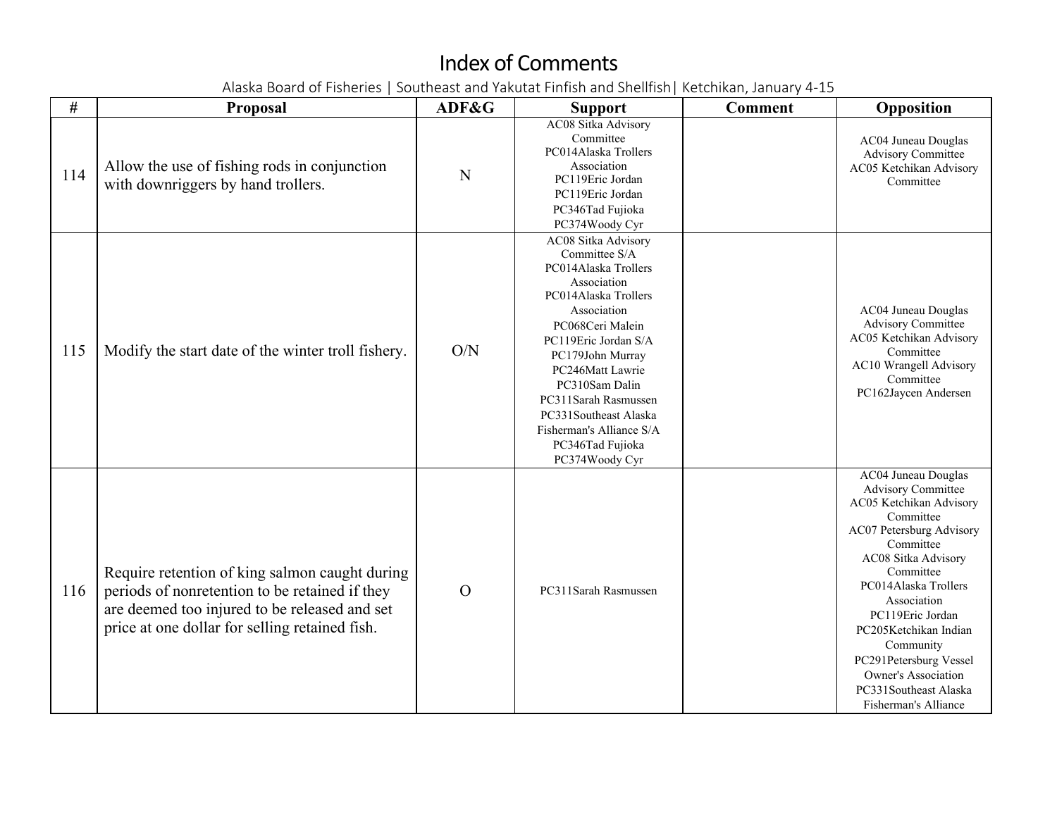# Index of Comments

Alaska Board of Fisheries | Southeast and Yakutat Finfish and Shellfish| Ketchikan, January 4-15

| # | Proposal | ADF&G | Support | Comment | Opposition |
|---|---|---|---|---|---|
| 114 | Allow the use of fishing rods in conjunction with downriggers by hand trollers. | N | AC08 Sitka Advisory Committee<br>PC014Alaska Trollers Association<br>PC119Eric Jordan<br>PC119Eric Jordan<br>PC346Tad Fujioka<br>PC374Woody Cyr | | AC04 Juneau Douglas Advisory Committee<br>AC05 Ketchikan Advisory Committee |
| 115 | Modify the start date of the winter troll fishery. | O/N | AC08 Sitka Advisory Committee S/A<br>PC014Alaska Trollers Association<br>PC014Alaska Trollers Association<br>PC068Ceri Malein<br>PC119Eric Jordan S/A<br>PC179John Murray<br>PC246Matt Lawrie<br>PC310Sam Dalin<br>PC311Sarah Rasmussen<br>PC331Southeast Alaska Fisherman's Alliance S/A<br>PC346Tad Fujioka<br>PC374Woody Cyr | | AC04 Juneau Douglas Advisory Committee<br>AC05 Ketchikan Advisory Committee<br>AC10 Wrangell Advisory Committee<br>PC162Jaycen Andersen |
| 116 | Require retention of king salmon caught during periods of nonretention to be retained if they are deemed too injured to be released and set price at one dollar for selling retained fish. | O | PC311Sarah Rasmussen | | AC04 Juneau Douglas Advisory Committee<br>AC05 Ketchikan Advisory Committee<br>AC07 Petersburg Advisory Committee<br>AC08 Sitka Advisory Committee<br>PC014Alaska Trollers Association<br>PC119Eric Jordan<br>PC205Ketchikan Indian Community<br>PC291Petersburg Vessel Owner's Association<br>PC331Southeast Alaska Fisherman's Alliance |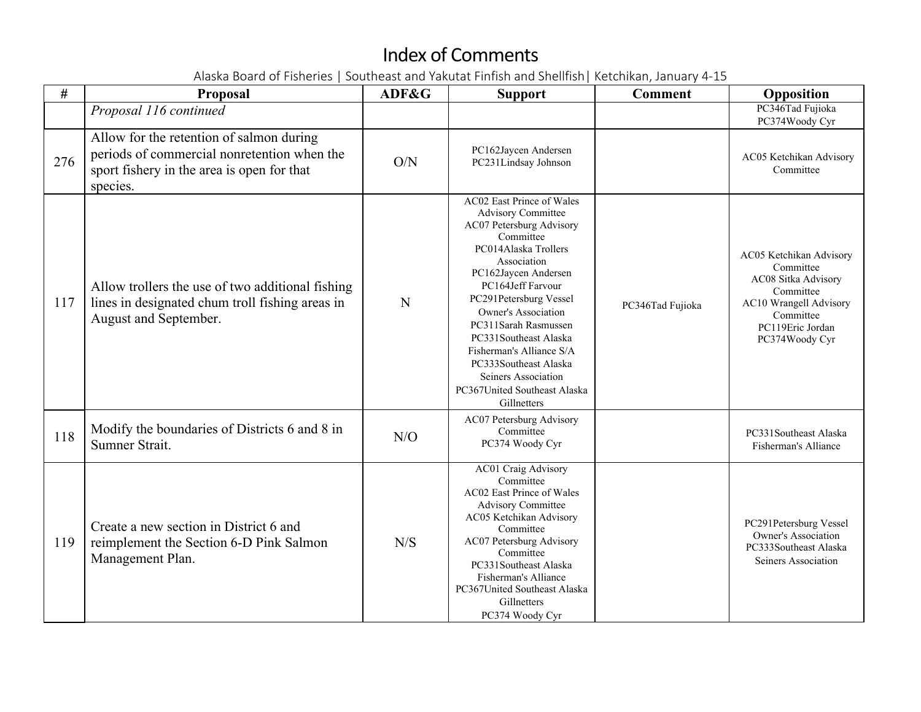# Index of Comments

Alaska Board of Fisheries | Southeast and Yakutat Finfish and Shellfish| Ketchikan, January 4-15

| # | Proposal | ADF&G | Support | Comment | Opposition |
|---|---|---|---|---|---|
| | *Proposal 116 continued* | | | | PC346Tad Fujioka<br>PC374Woody Cyr |
| 276 | Allow for the retention of salmon during periods of commercial nonretention when the sport fishery in the area is open for that species. | O/N | PC162Jaycen Andersen<br>PC231Lindsay Johnson | | AC05 Ketchikan Advisory Committee |
| 117 | Allow trollers the use of two additional fishing lines in designated chum troll fishing areas in August and September. | N | AC02 East Prince of Wales Advisory Committee<br>AC07 Petersburg Advisory Committee<br>PC014Alaska Trollers Association<br>PC162Jaycen Andersen<br>PC164Jeff Farvour<br>PC291Petersburg Vessel Owner's Association<br>PC311Sarah Rasmussen<br>PC331Southeast Alaska Fisherman's Alliance S/A<br>PC333Southeast Alaska Seiners Association<br>PC367United Southeast Alaska Gillnetters | PC346Tad Fujioka | AC05 Ketchikan Advisory Committee<br>AC08 Sitka Advisory Committee<br>AC10 Wrangell Advisory Committee<br>PC119Eric Jordan<br>PC374Woody Cyr |
| 118 | Modify the boundaries of Districts 6 and 8 in Sumner Strait. | N/O | AC07 Petersburg Advisory Committee<br>PC374 Woody Cyr | | PC331Southeast Alaska Fisherman's Alliance |
| 119 | Create a new section in District 6 and reimplement the Section 6-D Pink Salmon Management Plan. | N/S | AC01 Craig Advisory Committee<br>AC02 East Prince of Wales Advisory Committee<br>AC05 Ketchikan Advisory Committee<br>AC07 Petersburg Advisory Committee<br>PC331Southeast Alaska Fisherman's Alliance<br>PC367United Southeast Alaska Gillnetters<br>PC374 Woody Cyr | | PC291Petersburg Vessel Owner's Association<br>PC333Southeast Alaska Seiners Association |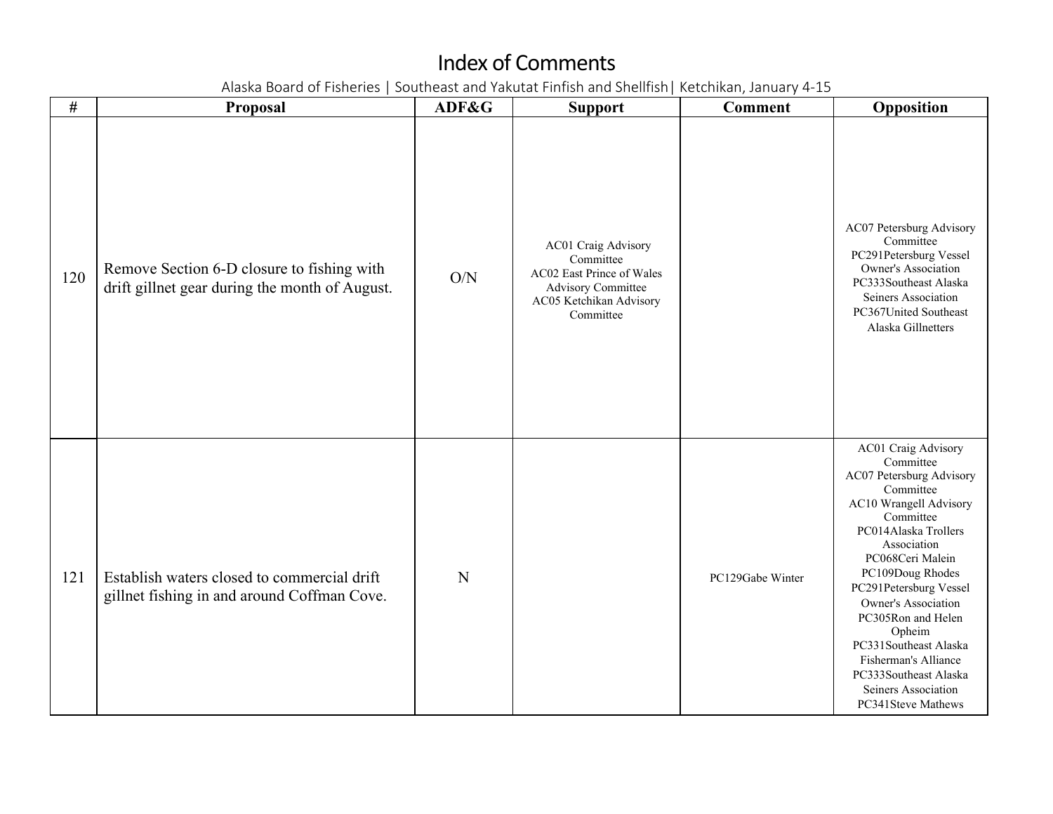# Index of Comments

Alaska Board of Fisheries | Southeast and Yakutat Finfish and Shellfish| Ketchikan, January 4-15

| # | Proposal | ADF&G | Support | Comment | Opposition |
|---|---|---|---|---|---|
| 120 | Remove Section 6-D closure to fishing with drift gillnet gear during the month of August. | O/N | AC01 Craig Advisory Committee<br>AC02 East Prince of Wales Advisory Committee<br>AC05 Ketchikan Advisory Committee | | AC07 Petersburg Advisory Committee<br>PC291Petersburg Vessel Owner's Association<br>PC333Southeast Alaska Seiners Association<br>PC367United Southeast Alaska Gillnetters |
| 121 | Establish waters closed to commercial drift gillnet fishing in and around Coffman Cove. | N | | PC129Gabe Winter | AC01 Craig Advisory Committee<br>AC07 Petersburg Advisory Committee<br>AC10 Wrangell Advisory Committee<br>PC014Alaska Trollers Association<br>PC068Ceri Malein<br>PC109Doug Rhodes<br>PC291Petersburg Vessel Owner's Association<br>PC305Ron and Helen Opheim<br>PC331Southeast Alaska Fisherman's Alliance<br>PC333Southeast Alaska Seiners Association<br>PC341Steve Mathews |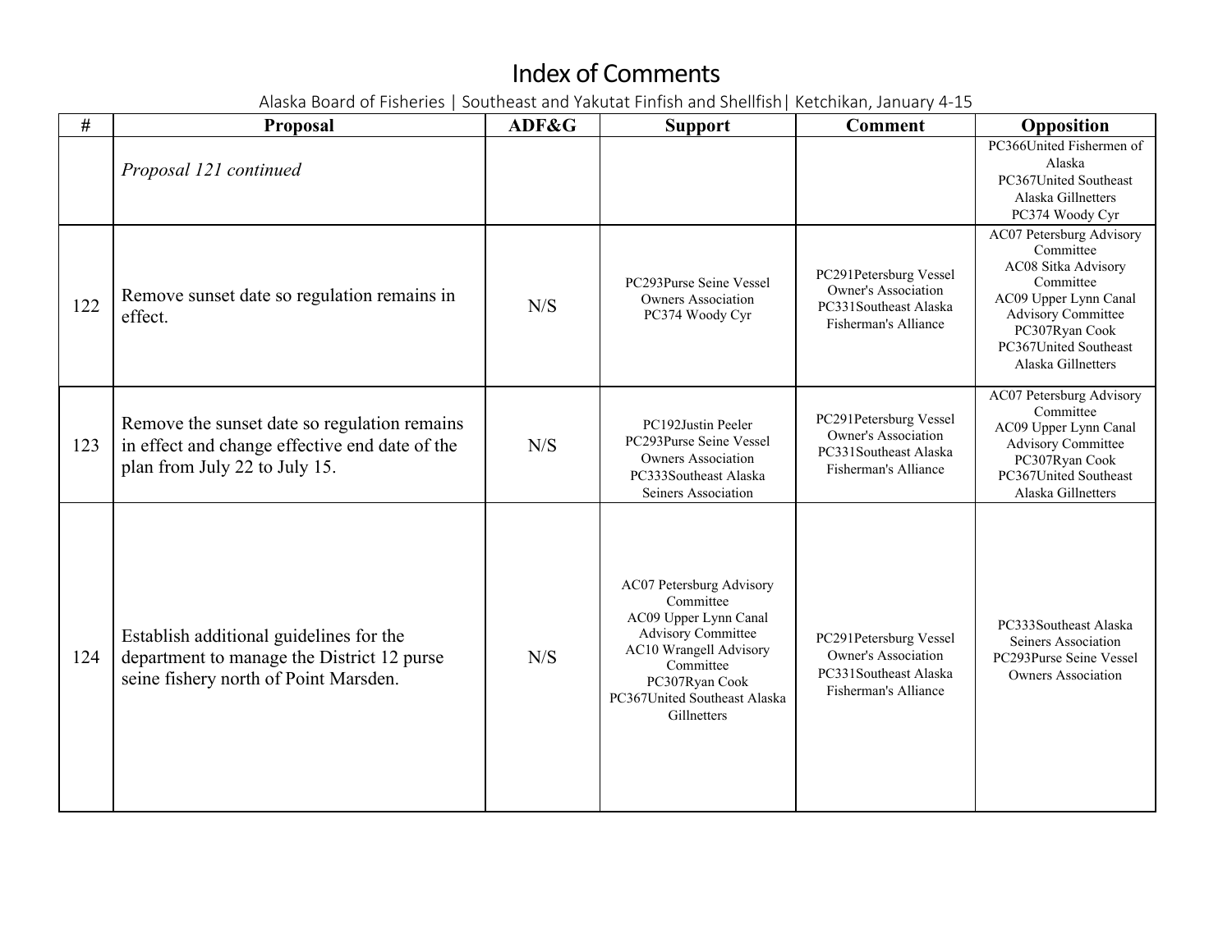# Index of Comments

Alaska Board of Fisheries | Southeast and Yakutat Finfish and Shellfish| Ketchikan, January 4-15

| # | Proposal | ADF&G | Support | Comment | Opposition |
|---|---|---|---|---|---|
| | *Proposal 121 continued* | | | | PC366United Fishermen of Alaska<br>PC367United Southeast Alaska Gillnetters<br>PC374 Woody Cyr |
| 122 | Remove sunset date so regulation remains in effect. | N/S | PC293Purse Seine Vessel Owners Association<br>PC374 Woody Cyr | PC291Petersburg Vessel Owner's Association<br>PC331Southeast Alaska Fisherman's Alliance | AC07 Petersburg Advisory Committee<br>AC08 Sitka Advisory Committee<br>AC09 Upper Lynn Canal Advisory Committee<br>PC307Ryan Cook<br>PC367United Southeast Alaska Gillnetters |
| 123 | Remove the sunset date so regulation remains in effect and change effective end date of the plan from July 22 to July 15. | N/S | PC192Justin Peeler<br>PC293Purse Seine Vessel Owners Association<br>PC333Southeast Alaska Seiners Association | PC291Petersburg Vessel Owner's Association<br>PC331Southeast Alaska Fisherman's Alliance | AC07 Petersburg Advisory Committee<br>AC09 Upper Lynn Canal Advisory Committee<br>PC307Ryan Cook<br>PC367United Southeast Alaska Gillnetters |
| 124 | Establish additional guidelines for the department to manage the District 12 purse seine fishery north of Point Marsden. | N/S | AC07 Petersburg Advisory Committee<br>AC09 Upper Lynn Canal Advisory Committee<br>AC10 Wrangell Advisory Committee<br>PC307Ryan Cook<br>PC367United Southeast Alaska Gillnetters | PC291Petersburg Vessel Owner's Association<br>PC331Southeast Alaska Fisherman's Alliance | PC333Southeast Alaska Seiners Association<br>PC293Purse Seine Vessel Owners Association |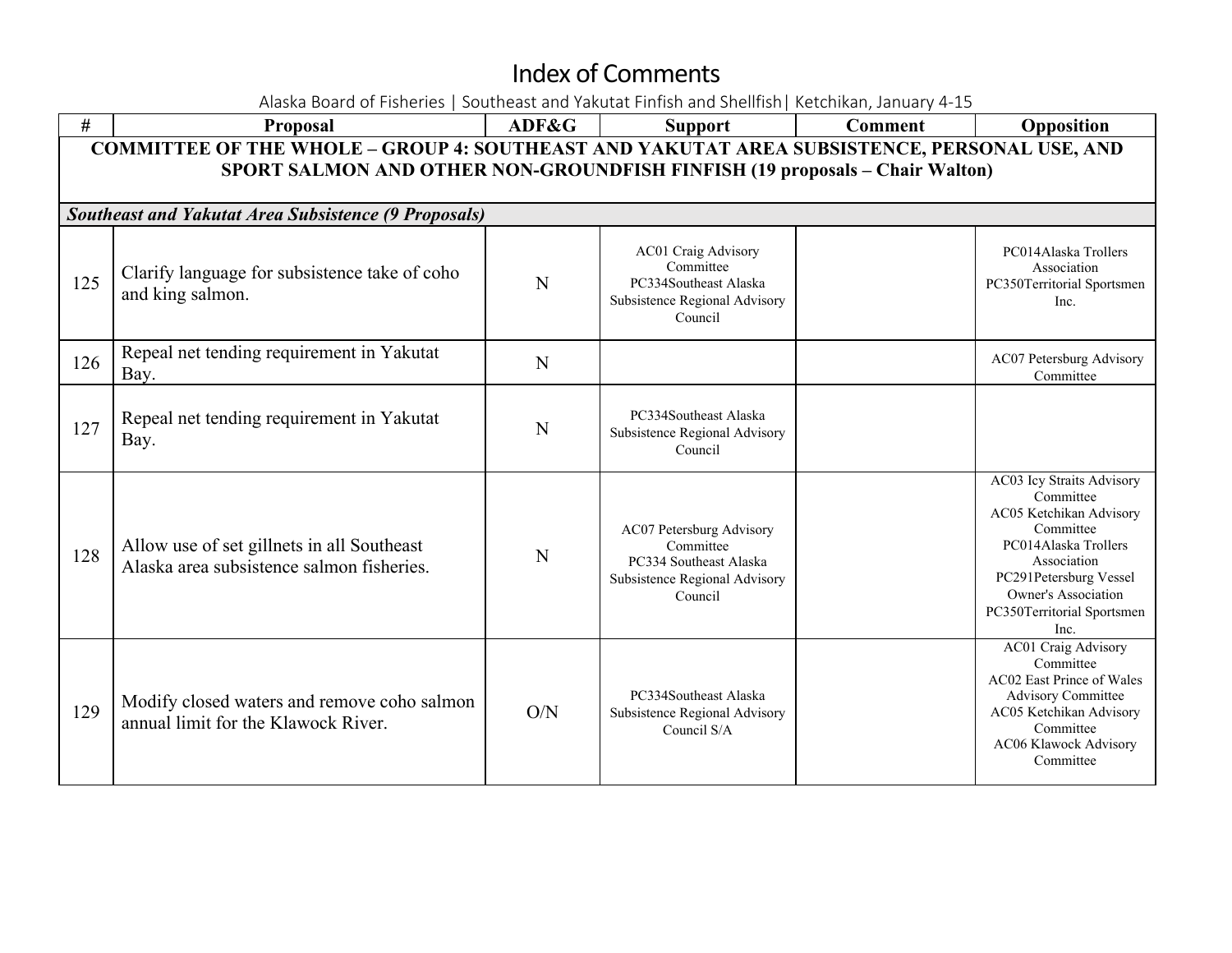# Index of Comments

Alaska Board of Fisheries | Southeast and Yakutat Finfish and Shellfish| Ketchikan, January 4-15

| # | Proposal | ADF&G | Support | Comment | Opposition |
|---|---|---|---|---|---|
| **COMMITTEE OF THE WHOLE – GROUP 4: SOUTHEAST AND YAKUTAT AREA SUBSISTENCE, PERSONAL USE, AND SPORT SALMON AND OTHER NON-GROUNDFISH FINFISH (19 proposals – Chair Walton)** | | | | | |
| ***Southeast and Yakutat Area Subsistence (9 Proposals)*** | | | | | |
| 125 | Clarify language for subsistence take of coho and king salmon. | N | AC01 Craig Advisory Committee<br>PC334Southeast Alaska Subsistence Regional Advisory Council | | PC014Alaska Trollers Association<br>PC350Territorial Sportsmen Inc. |
| 126 | Repeal net tending requirement in Yakutat Bay. | N | | | AC07 Petersburg Advisory Committee |
| 127 | Repeal net tending requirement in Yakutat Bay. | N | PC334Southeast Alaska Subsistence Regional Advisory Council | | |
| 128 | Allow use of set gillnets in all Southeast Alaska area subsistence salmon fisheries. | N | AC07 Petersburg Advisory Committee<br>PC334 Southeast Alaska Subsistence Regional Advisory Council | | AC03 Icy Straits Advisory Committee<br>AC05 Ketchikan Advisory Committee<br>PC014Alaska Trollers Association<br>PC291Petersburg Vessel Owner's Association<br>PC350Territorial Sportsmen Inc. |
| 129 | Modify closed waters and remove coho salmon annual limit for the Klawock River. | O/N | PC334Southeast Alaska Subsistence Regional Advisory Council S/A | | AC01 Craig Advisory Committee<br>AC02 East Prince of Wales Advisory Committee<br>AC05 Ketchikan Advisory Committee<br>AC06 Klawock Advisory Committee |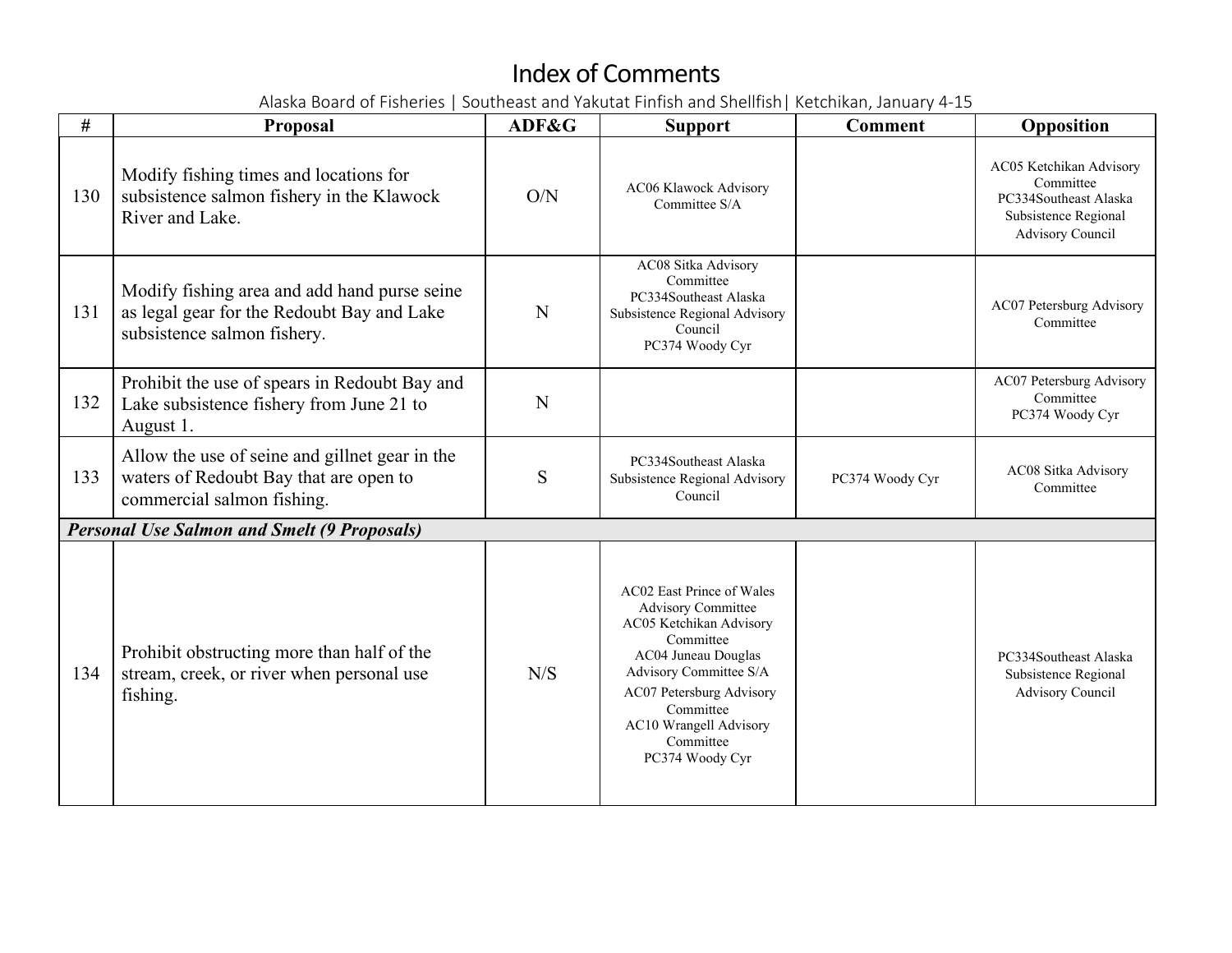# Index of Comments

Alaska Board of Fisheries | Southeast and Yakutat Finfish and Shellfish| Ketchikan, January 4-15

| # | Proposal | ADF&G | Support | Comment | Opposition |
|---|---|---|---|---|---|
| 130 | Modify fishing times and locations for subsistence salmon fishery in the Klawock River and Lake. | O/N | AC06 Klawock Advisory Committee S/A | | AC05 Ketchikan Advisory Committee<br>PC334Southeast Alaska Subsistence Regional Advisory Council |
| 131 | Modify fishing area and add hand purse seine as legal gear for the Redoubt Bay and Lake subsistence salmon fishery. | N | AC08 Sitka Advisory Committee<br>PC334Southeast Alaska Subsistence Regional Advisory Council<br>PC374 Woody Cyr | | AC07 Petersburg Advisory Committee |
| 132 | Prohibit the use of spears in Redoubt Bay and Lake subsistence fishery from June 21 to August 1. | N | | | AC07 Petersburg Advisory Committee<br>PC374 Woody Cyr |
| 133 | Allow the use of seine and gillnet gear in the waters of Redoubt Bay that are open to commercial salmon fishing. | S | PC334Southeast Alaska Subsistence Regional Advisory Council | PC374 Woody Cyr | AC08 Sitka Advisory Committee |
| ***Personal Use Salmon and Smelt (9 Proposals)*** | | | | | |
| 134 | Prohibit obstructing more than half of the stream, creek, or river when personal use fishing. | N/S | AC02 East Prince of Wales Advisory Committee<br>AC05 Ketchikan Advisory Committee<br>AC04 Juneau Douglas Advisory Committee S/A<br>AC07 Petersburg Advisory Committee<br>AC10 Wrangell Advisory Committee<br>PC374 Woody Cyr | | PC334Southeast Alaska Subsistence Regional Advisory Council |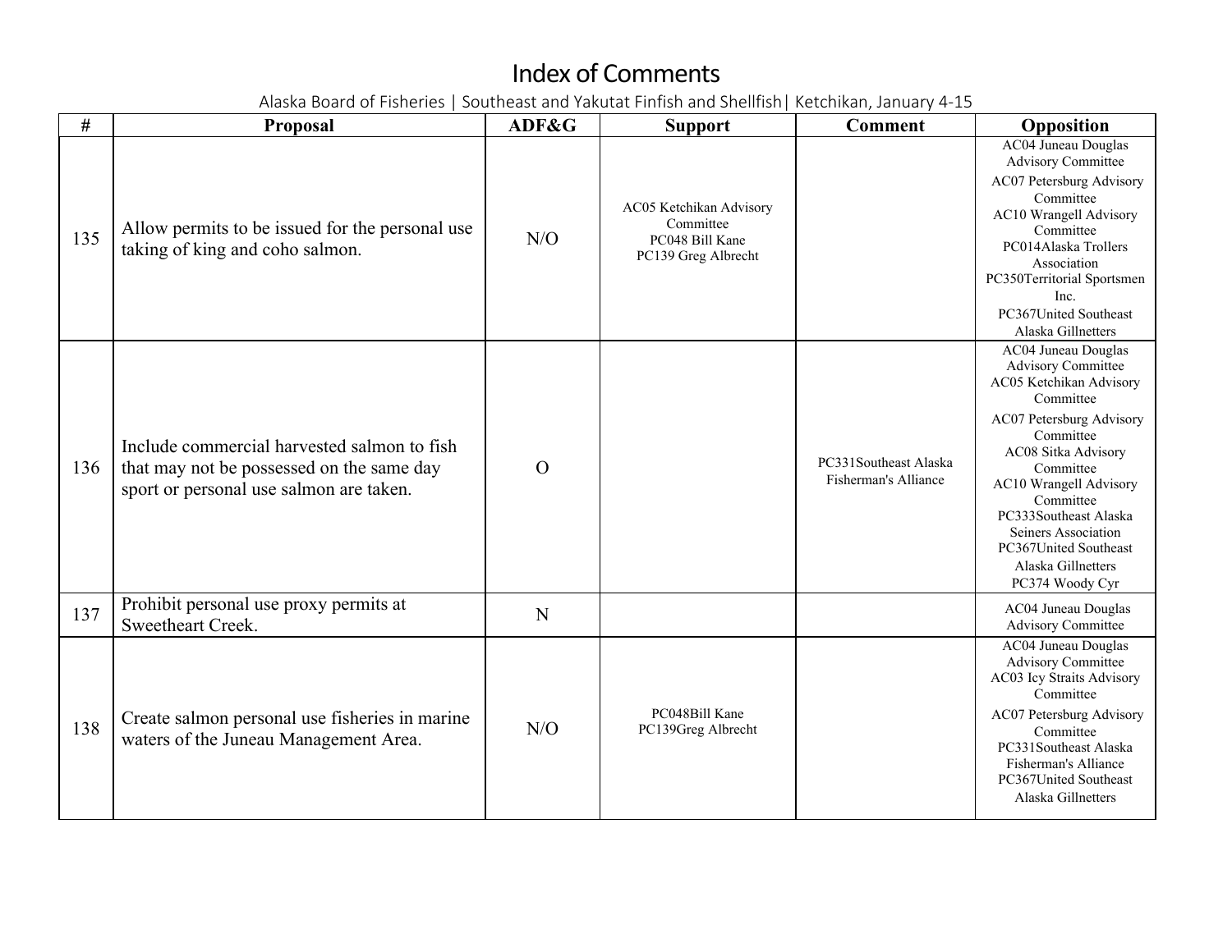# Index of Comments

Alaska Board of Fisheries | Southeast and Yakutat Finfish and Shellfish| Ketchikan, January 4-15

| # | Proposal | ADF&G | Support | Comment | Opposition |
|---|---|---|---|---|---|
| 135 | Allow permits to be issued for the personal use taking of king and coho salmon. | N/O | AC05 Ketchikan Advisory Committee<br>PC048 Bill Kane<br>PC139 Greg Albrecht | | AC04 Juneau Douglas Advisory Committee<br>AC07 Petersburg Advisory Committee<br>AC10 Wrangell Advisory Committee<br>PC014Alaska Trollers Association<br>PC350Territorial Sportsmen Inc.<br>PC367United Southeast Alaska Gillnetters |
| 136 | Include commercial harvested salmon to fish that may not be possessed on the same day sport or personal use salmon are taken. | O | | PC331Southeast Alaska Fisherman's Alliance | AC04 Juneau Douglas Advisory Committee<br>AC05 Ketchikan Advisory Committee<br>AC07 Petersburg Advisory Committee<br>AC08 Sitka Advisory Committee<br>AC10 Wrangell Advisory Committee<br>PC333Southeast Alaska Seiners Association<br>PC367United Southeast Alaska Gillnetters<br>PC374 Woody Cyr |
| 137 | Prohibit personal use proxy permits at Sweetheart Creek. | N | | | AC04 Juneau Douglas Advisory Committee |
| 138 | Create salmon personal use fisheries in marine waters of the Juneau Management Area. | N/O | PC048Bill Kane<br>PC139Greg Albrecht | | AC04 Juneau Douglas Advisory Committee<br>AC03 Icy Straits Advisory Committee<br>AC07 Petersburg Advisory Committee<br>PC331Southeast Alaska Fisherman's Alliance<br>PC367United Southeast Alaska Gillnetters |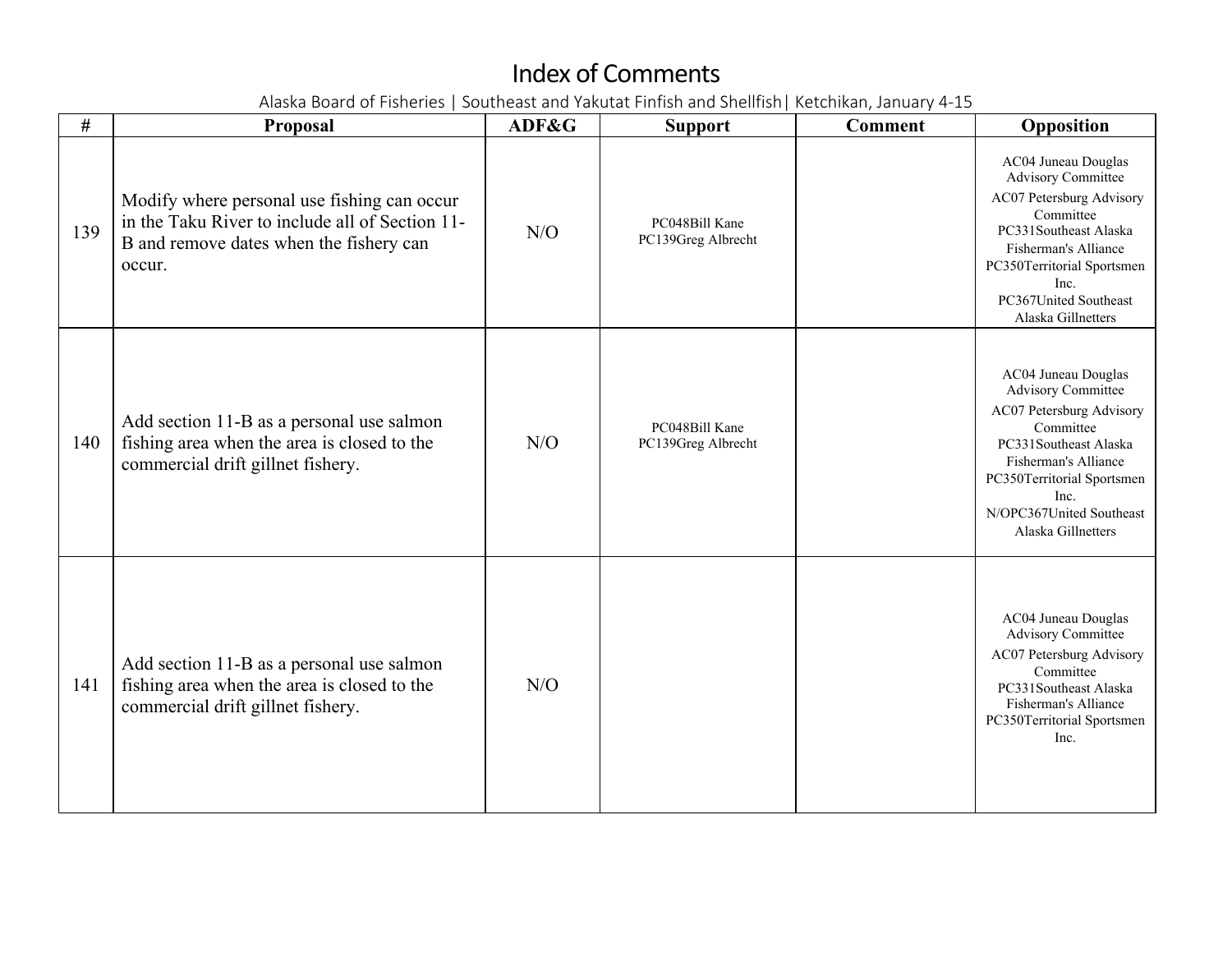# Index of Comments

Alaska Board of Fisheries | Southeast and Yakutat Finfish and Shellfish| Ketchikan, January 4-15

| # | Proposal | ADF&G | Support | Comment | Opposition |
|---|---|---|---|---|---|
| 139 | Modify where personal use fishing can occur in the Taku River to include all of Section 11-B and remove dates when the fishery can occur. | N/O | PC048Bill Kane<br>PC139Greg Albrecht | | AC04 Juneau Douglas Advisory Committee<br>AC07 Petersburg Advisory Committee<br>PC331Southeast Alaska Fisherman's Alliance<br>PC350Territorial Sportsmen Inc.<br>PC367United Southeast Alaska Gillnetters |
| 140 | Add section 11-B as a personal use salmon fishing area when the area is closed to the commercial drift gillnet fishery. | N/O | PC048Bill Kane<br>PC139Greg Albrecht | | AC04 Juneau Douglas Advisory Committee<br>AC07 Petersburg Advisory Committee<br>PC331Southeast Alaska Fisherman's Alliance<br>PC350Territorial Sportsmen Inc.<br>N/OPC367United Southeast Alaska Gillnetters |
| 141 | Add section 11-B as a personal use salmon fishing area when the area is closed to the commercial drift gillnet fishery. | N/O | | | AC04 Juneau Douglas Advisory Committee<br>AC07 Petersburg Advisory Committee<br>PC331Southeast Alaska Fisherman's Alliance<br>PC350Territorial Sportsmen Inc. |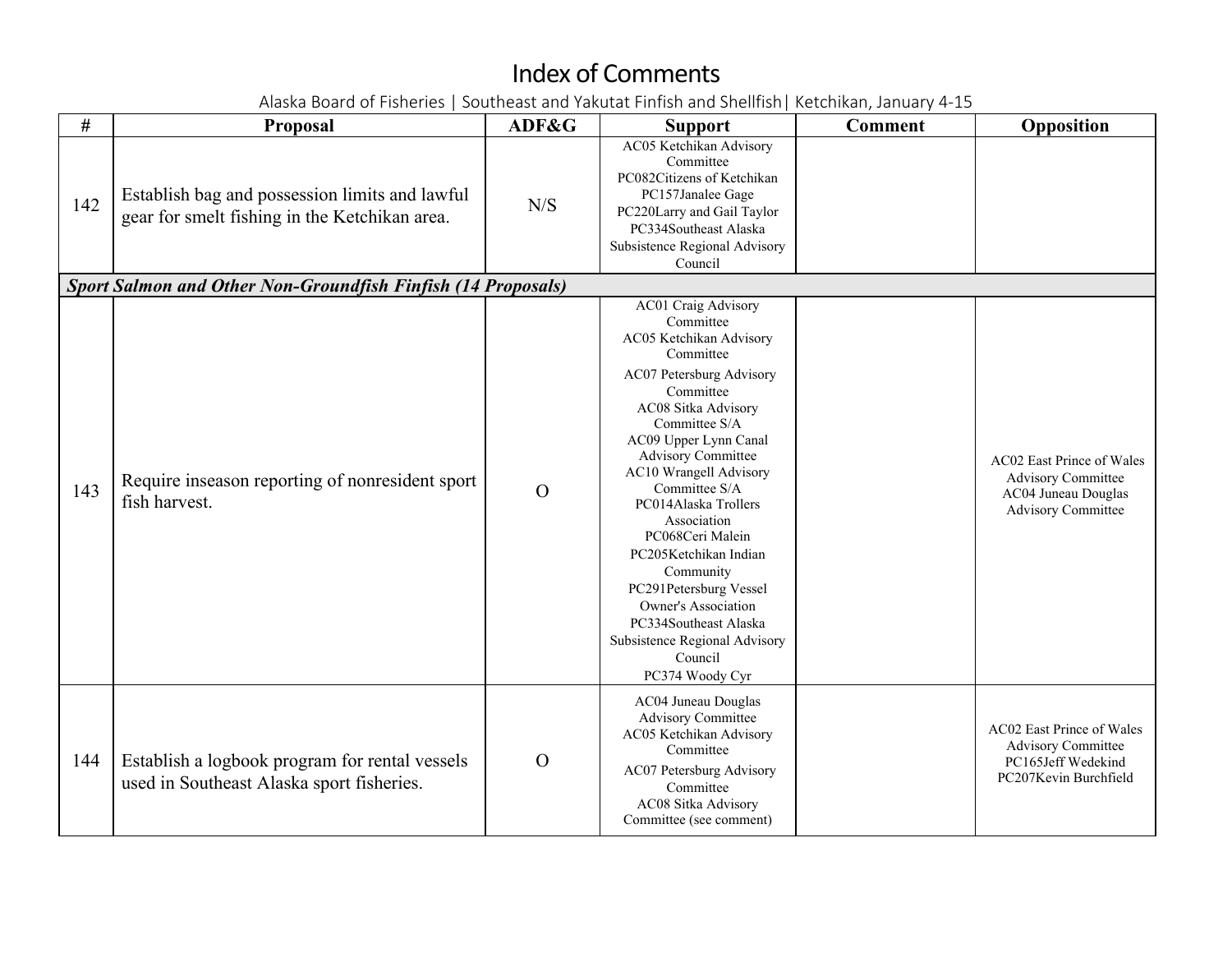# Index of Comments

Alaska Board of Fisheries | Southeast and Yakutat Finfish and Shellfish| Ketchikan, January 4-15

| # | Proposal | ADF&G | Support | Comment | Opposition |
|---|---|---|---|---|---|
| 142 | Establish bag and possession limits and lawful gear for smelt fishing in the Ketchikan area. | N/S | AC05 Ketchikan Advisory Committee<br>PC082Citizens of Ketchikan<br>PC157Janalee Gage<br>PC220Larry and Gail Taylor<br>PC334Southeast Alaska Subsistence Regional Advisory Council | | |
| ***Sport Salmon and Other Non-Groundfish Finfish (14 Proposals)*** | | | | | |
| 143 | Require inseason reporting of nonresident sport fish harvest. | O | AC01 Craig Advisory Committee<br>AC05 Ketchikan Advisory Committee<br>AC07 Petersburg Advisory Committee<br>AC08 Sitka Advisory Committee S/A<br>AC09 Upper Lynn Canal Advisory Committee<br>AC10 Wrangell Advisory Committee S/A<br>PC014Alaska Trollers Association<br>PC068Ceri Malein<br>PC205Ketchikan Indian Community<br>PC291Petersburg Vessel Owner's Association<br>PC334Southeast Alaska Subsistence Regional Advisory Council<br>PC374 Woody Cyr | | AC02 East Prince of Wales Advisory Committee<br>AC04 Juneau Douglas Advisory Committee |
| 144 | Establish a logbook program for rental vessels used in Southeast Alaska sport fisheries. | O | AC04 Juneau Douglas Advisory Committee<br>AC05 Ketchikan Advisory Committee<br>AC07 Petersburg Advisory Committee<br>AC08 Sitka Advisory Committee (see comment) | | AC02 East Prince of Wales Advisory Committee<br>PC165Jeff Wedekind<br>PC207Kevin Burchfield |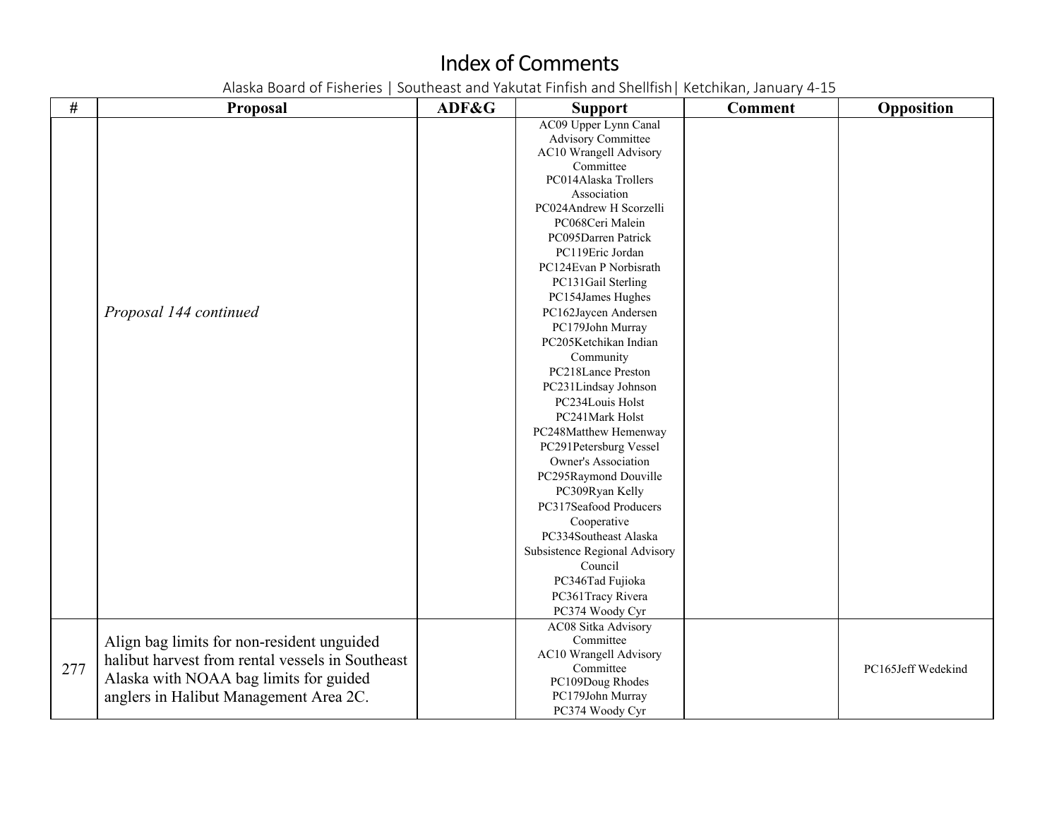# Index of Comments

Alaska Board of Fisheries | Southeast and Yakutat Finfish and Shellfish| Ketchikan, January 4-15

| # | Proposal | ADF&G | Support | Comment | Opposition |
|---|---|---|---|---|---|
| | *Proposal 144 continued* | | AC09 Upper Lynn Canal Advisory Committee<br>AC10 Wrangell Advisory Committee<br>PC014Alaska Trollers Association<br>PC024Andrew H Scorzelli<br>PC068Ceri Malein<br>PC095Darren Patrick<br>PC119Eric Jordan<br>PC124Evan P Norbisrath<br>PC131Gail Sterling<br>PC154James Hughes<br>PC162Jaycen Andersen<br>PC179John Murray<br>PC205Ketchikan Indian Community<br>PC218Lance Preston<br>PC231Lindsay Johnson<br>PC234Louis Holst<br>PC241Mark Holst<br>PC248Matthew Hemenway<br>PC291Petersburg Vessel Owner's Association<br>PC295Raymond Douville<br>PC309Ryan Kelly<br>PC317Seafood Producers Cooperative<br>PC334Southeast Alaska Subsistence Regional Advisory Council<br>PC346Tad Fujioka<br>PC361Tracy Rivera<br>PC374 Woody Cyr | | |
| 277 | Align bag limits for non-resident unguided halibut harvest from rental vessels in Southeast Alaska with NOAA bag limits for guided anglers in Halibut Management Area 2C. | | AC08 Sitka Advisory Committee<br>AC10 Wrangell Advisory Committee<br>PC109Doug Rhodes<br>PC179John Murray<br>PC374 Woody Cyr | | PC165Jeff Wedekind |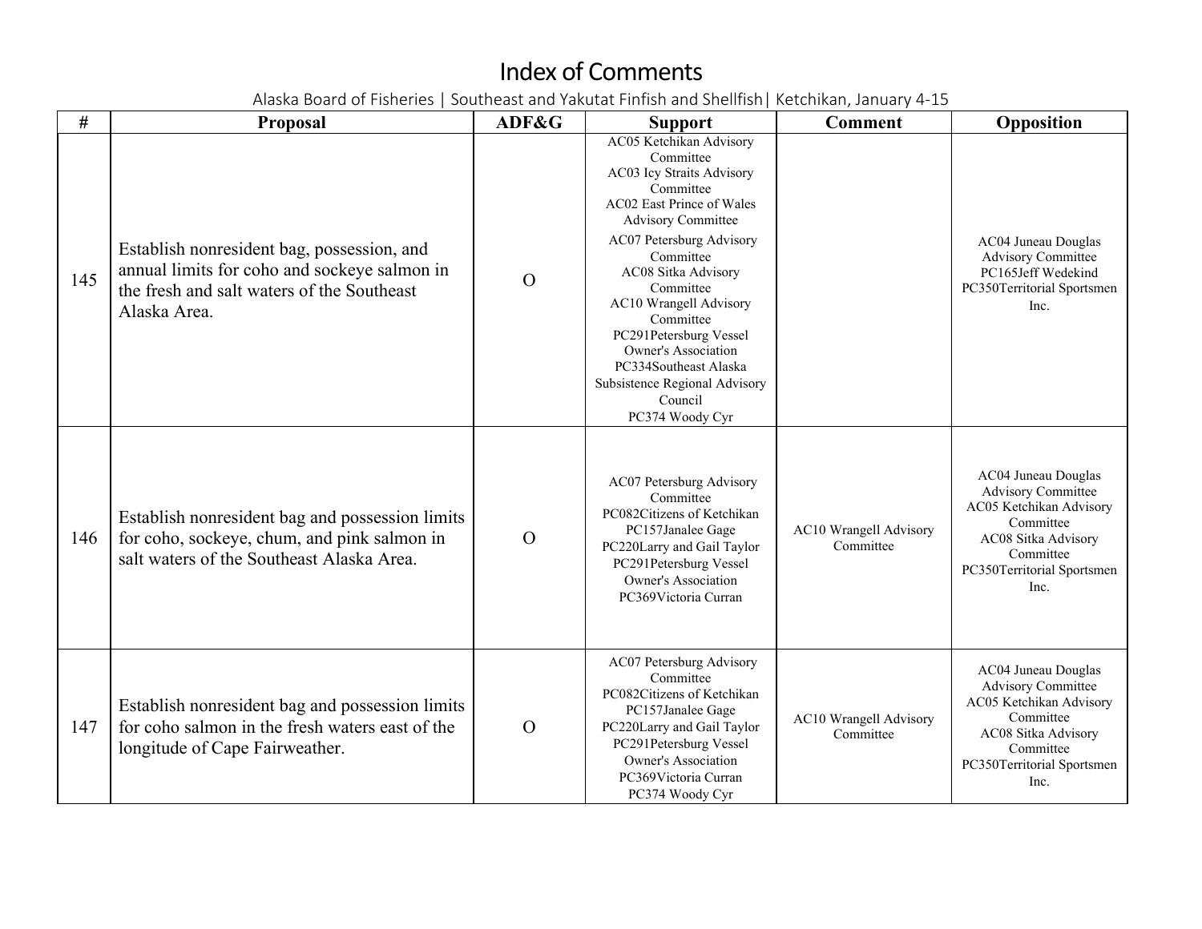# Index of Comments

Alaska Board of Fisheries | Southeast and Yakutat Finfish and Shellfish| Ketchikan, January 4-15

| # | Proposal | ADF&G | Support | Comment | Opposition |
|---|---|---|---|---|---|
| 145 | Establish nonresident bag, possession, and annual limits for coho and sockeye salmon in the fresh and salt waters of the Southeast Alaska Area. | O | AC05 Ketchikan Advisory Committee<br>AC03 Icy Straits Advisory Committee<br>AC02 East Prince of Wales Advisory Committee<br>AC07 Petersburg Advisory Committee<br>AC08 Sitka Advisory Committee<br>AC10 Wrangell Advisory Committee<br>PC291Petersburg Vessel Owner's Association<br>PC334Southeast Alaska Subsistence Regional Advisory Council<br>PC374 Woody Cyr | | AC04 Juneau Douglas Advisory Committee<br>PC165Jeff Wedekind<br>PC350Territorial Sportsmen Inc. |
| 146 | Establish nonresident bag and possession limits for coho, sockeye, chum, and pink salmon in salt waters of the Southeast Alaska Area. | O | AC07 Petersburg Advisory Committee<br>PC082Citizens of Ketchikan<br>PC157Janalee Gage<br>PC220Larry and Gail Taylor<br>PC291Petersburg Vessel Owner's Association<br>PC369Victoria Curran | AC10 Wrangell Advisory Committee | AC04 Juneau Douglas Advisory Committee<br>AC05 Ketchikan Advisory Committee<br>AC08 Sitka Advisory Committee<br>PC350Territorial Sportsmen Inc. |
| 147 | Establish nonresident bag and possession limits for coho salmon in the fresh waters east of the longitude of Cape Fairweather. | O | AC07 Petersburg Advisory Committee<br>PC082Citizens of Ketchikan<br>PC157Janalee Gage<br>PC220Larry and Gail Taylor<br>PC291Petersburg Vessel Owner's Association<br>PC369Victoria Curran<br>PC374 Woody Cyr | AC10 Wrangell Advisory Committee | AC04 Juneau Douglas Advisory Committee<br>AC05 Ketchikan Advisory Committee<br>AC08 Sitka Advisory Committee<br>PC350Territorial Sportsmen Inc. |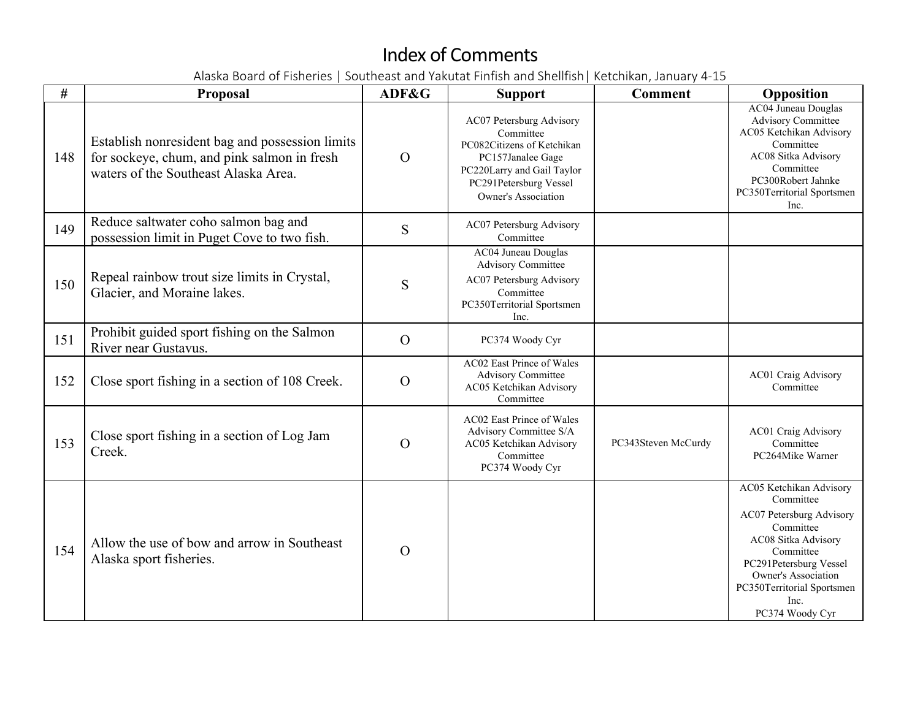# Index of Comments

Alaska Board of Fisheries | Southeast and Yakutat Finfish and Shellfish| Ketchikan, January 4-15

| # | Proposal | ADF&G | Support | Comment | Opposition |
|---|---|---|---|---|---|
| 148 | Establish nonresident bag and possession limits for sockeye, chum, and pink salmon in fresh waters of the Southeast Alaska Area. | O | AC07 Petersburg Advisory Committee<br>PC082Citizens of Ketchikan<br>PC157Janalee Gage<br>PC220Larry and Gail Taylor<br>PC291Petersburg Vessel Owner's Association | | AC04 Juneau Douglas Advisory Committee<br>AC05 Ketchikan Advisory Committee<br>AC08 Sitka Advisory Committee<br>PC300Robert Jahnke<br>PC350Territorial Sportsmen Inc. |
| 149 | Reduce saltwater coho salmon bag and possession limit in Puget Cove to two fish. | S | AC07 Petersburg Advisory Committee | | |
| 150 | Repeal rainbow trout size limits in Crystal, Glacier, and Moraine lakes. | S | AC04 Juneau Douglas Advisory Committee<br>AC07 Petersburg Advisory Committee<br>PC350Territorial Sportsmen Inc. | | |
| 151 | Prohibit guided sport fishing on the Salmon River near Gustavus. | O | PC374 Woody Cyr | | |
| 152 | Close sport fishing in a section of 108 Creek. | O | AC02 East Prince of Wales Advisory Committee<br>AC05 Ketchikan Advisory Committee | | AC01 Craig Advisory Committee |
| 153 | Close sport fishing in a section of Log Jam Creek. | O | AC02 East Prince of Wales Advisory Committee S/A<br>AC05 Ketchikan Advisory Committee<br>PC374 Woody Cyr | PC343Steven McCurdy | AC01 Craig Advisory Committee<br>PC264Mike Warner |
| 154 | Allow the use of bow and arrow in Southeast Alaska sport fisheries. | O | | | AC05 Ketchikan Advisory Committee<br>AC07 Petersburg Advisory Committee<br>AC08 Sitka Advisory Committee<br>PC291Petersburg Vessel Owner's Association<br>PC350Territorial Sportsmen Inc.<br>PC374 Woody Cyr |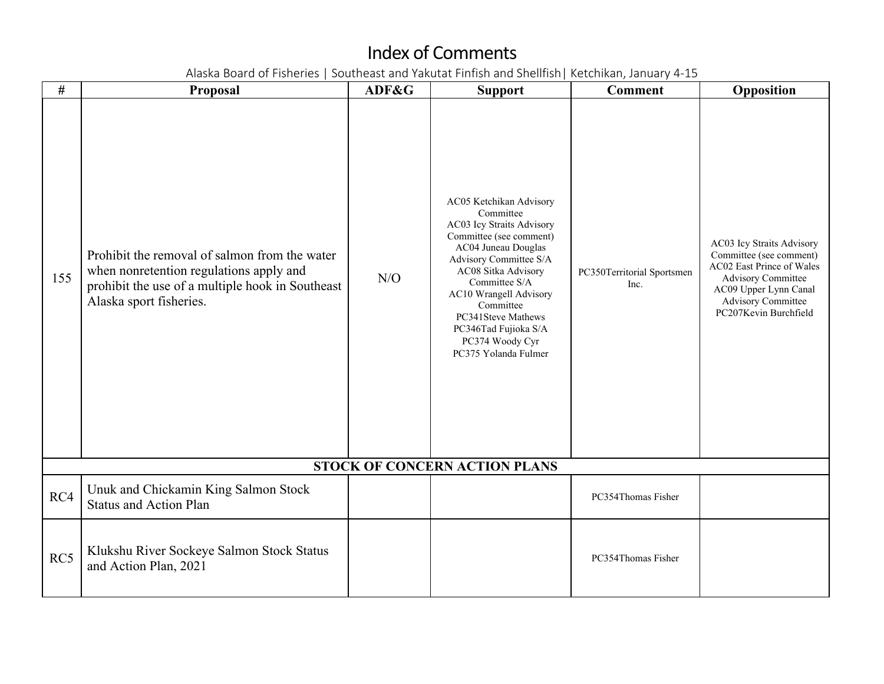# Index of Comments

Alaska Board of Fisheries | Southeast and Yakutat Finfish and Shellfish| Ketchikan, January 4-15

| # | Proposal | ADF&G | Support | Comment | Opposition |
|---|---|---|---|---|---|
| 155 | Prohibit the removal of salmon from the water when nonretention regulations apply and prohibit the use of a multiple hook in Southeast Alaska sport fisheries. | N/O | AC05 Ketchikan Advisory Committee<br>AC03 Icy Straits Advisory Committee (see comment)<br>AC04 Juneau Douglas Advisory Committee S/A<br>AC08 Sitka Advisory Committee S/A<br>AC10 Wrangell Advisory Committee<br>PC341Steve Mathews<br>PC346Tad Fujioka S/A<br>PC374 Woody Cyr<br>PC375 Yolanda Fulmer | PC350Territorial Sportsmen Inc. | AC03 Icy Straits Advisory Committee (see comment)<br>AC02 East Prince of Wales Advisory Committee<br>AC09 Upper Lynn Canal Advisory Committee<br>PC207Kevin Burchfield |
| **STOCK OF CONCERN ACTION PLANS** | | | | | |
| RC4 | Unuk and Chickamin King Salmon Stock Status and Action Plan | | | PC354Thomas Fisher | |
| RC5 | Klukshu River Sockeye Salmon Stock Status and Action Plan, 2021 | | | PC354Thomas Fisher | |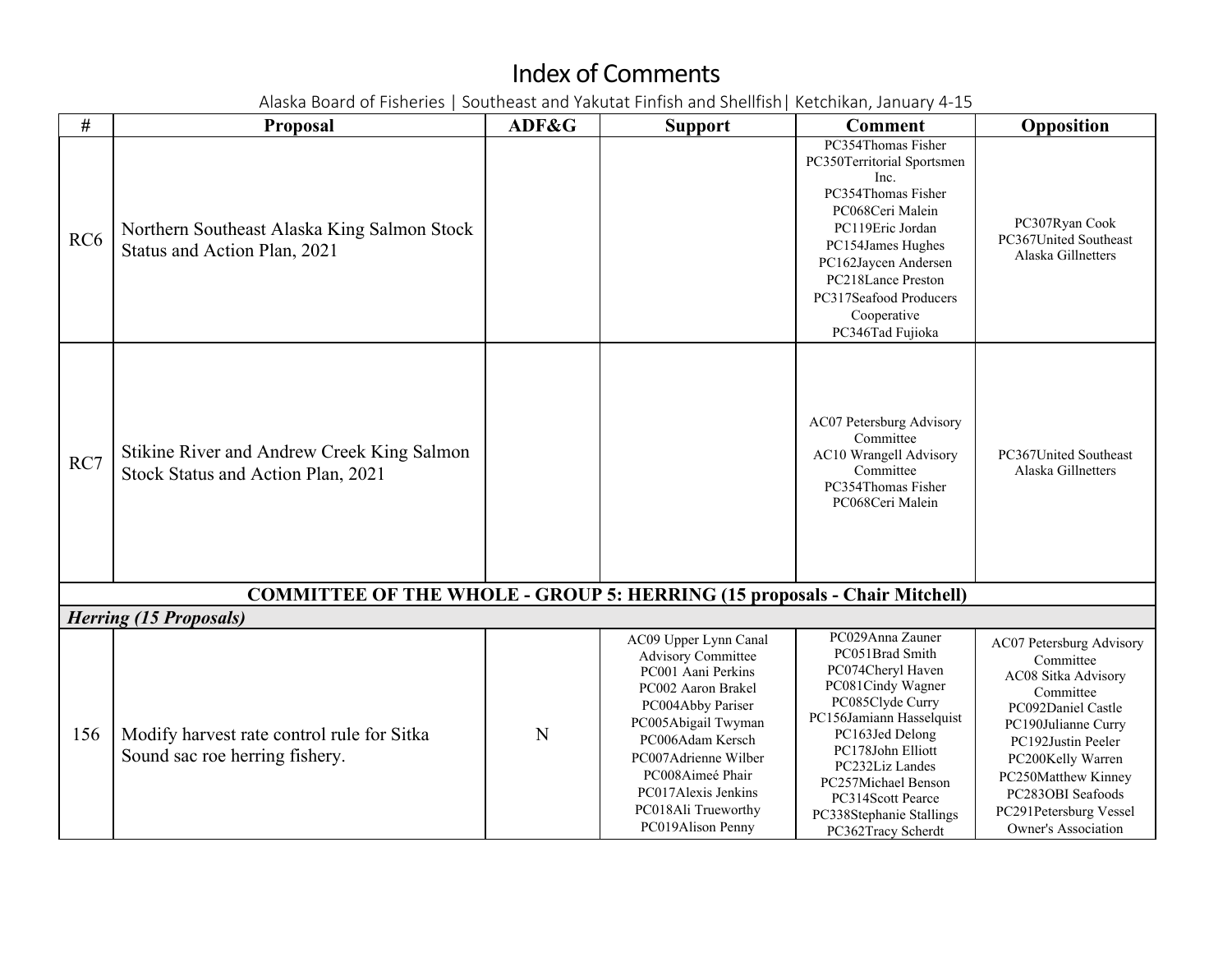# Index of Comments

Alaska Board of Fisheries | Southeast and Yakutat Finfish and Shellfish| Ketchikan, January 4-15

| # | Proposal | ADF&G | Support | Comment | Opposition |
|---|---|---|---|---|---|
| RC6 | Northern Southeast Alaska King Salmon Stock Status and Action Plan, 2021 | | | PC354Thomas Fisher<br>PC350Territorial Sportsmen Inc.<br>PC354Thomas Fisher<br>PC068Ceri Malein<br>PC119Eric Jordan<br>PC154James Hughes<br>PC162Jaycen Andersen<br>PC218Lance Preston<br>PC317Seafood Producers Cooperative<br>PC346Tad Fujioka | PC307Ryan Cook<br>PC367United Southeast Alaska Gillnetters |
| RC7 | Stikine River and Andrew Creek King Salmon Stock Status and Action Plan, 2021 | | | AC07 Petersburg Advisory Committee<br>AC10 Wrangell Advisory Committee<br>PC354Thomas Fisher<br>PC068Ceri Malein | PC367United Southeast Alaska Gillnetters |
| **COMMITTEE OF THE WHOLE - GROUP 5: HERRING (15 proposals - Chair Mitchell)** | | | | | |
| ***Herring (15 Proposals)*** | | | | | |
| 156 | Modify harvest rate control rule for Sitka Sound sac roe herring fishery. | N | AC09 Upper Lynn Canal Advisory Committee<br>PC001 Aani Perkins<br>PC002 Aaron Brakel<br>PC004Abby Pariser<br>PC005Abigail Twyman<br>PC006Adam Kersch<br>PC007Adrienne Wilber<br>PC008Aimeé Phair<br>PC017Alexis Jenkins<br>PC018Ali Trueworthy<br>PC019Alison Penny | PC029Anna Zauner<br>PC051Brad Smith<br>PC074Cheryl Haven<br>PC081Cindy Wagner<br>PC085Clyde Curry<br>PC156Jamiann Hasselquist<br>PC163Jed Delong<br>PC178John Elliott<br>PC232Liz Landes<br>PC257Michael Benson<br>PC314Scott Pearce<br>PC338Stephanie Stallings<br>PC362Tracy Scherdt | AC07 Petersburg Advisory Committee<br>AC08 Sitka Advisory Committee<br>PC092Daniel Castle<br>PC190Julianne Curry<br>PC192Justin Peeler<br>PC200Kelly Warren<br>PC250Matthew Kinney<br>PC283OBI Seafoods<br>PC291Petersburg Vessel Owner's Association |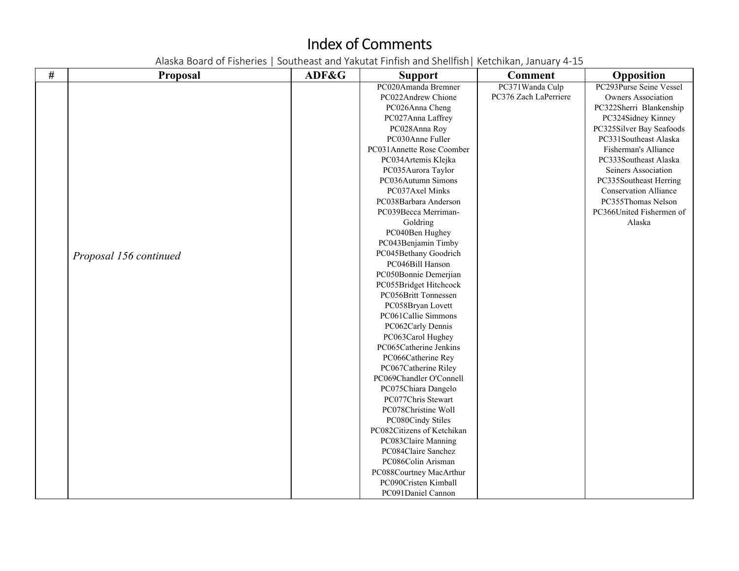# Index of Comments

Alaska Board of Fisheries | Southeast and Yakutat Finfish and Shellfish| Ketchikan, January 4-15

| # | Proposal | ADF&G | Support | Comment | Opposition |
|---|---|---|---|---|---|
| | *Proposal 156 continued* | | PC020Amanda Bremner<br>PC022Andrew Chione<br>PC026Anna Cheng<br>PC027Anna Laffrey<br>PC028Anna Roy<br>PC030Anne Fuller<br>PC031Annette Rose Coomber<br>PC034Artemis Klejka<br>PC035Aurora Taylor<br>PC036Autumn Simons<br>PC037Axel Minks<br>PC038Barbara Anderson<br>PC039Becca Merriman-Goldring<br>PC040Ben Hughey<br>PC043Benjamin Timby<br>PC045Bethany Goodrich<br>PC046Bill Hanson<br>PC050Bonnie Demerjian<br>PC055Bridget Hitchcock<br>PC056Britt Tonnessen<br>PC058Bryan Lovett<br>PC061Callie Simmons<br>PC062Carly Dennis<br>PC063Carol Hughey<br>PC065Catherine Jenkins<br>PC066Catherine Rey<br>PC067Catherine Riley<br>PC069Chandler O'Connell<br>PC075Chiara Dangelo<br>PC077Chris Stewart<br>PC078Christine Woll<br>PC080Cindy Stiles<br>PC082Citizens of Ketchikan<br>PC083Claire Manning<br>PC084Claire Sanchez<br>PC086Colin Arisman<br>PC088Courtney MacArthur<br>PC090Cristen Kimball<br>PC091Daniel Cannon | PC371Wanda Culp<br>PC376 Zach LaPerriere | PC293Purse Seine Vessel Owners Association<br>PC322Sherri Blankenship<br>PC324Sidney Kinney<br>PC325Silver Bay Seafoods<br>PC331Southeast Alaska Fisherman's Alliance<br>PC333Southeast Alaska Seiners Association<br>PC335Southeast Herring Conservation Alliance<br>PC355Thomas Nelson<br>PC366United Fishermen of Alaska |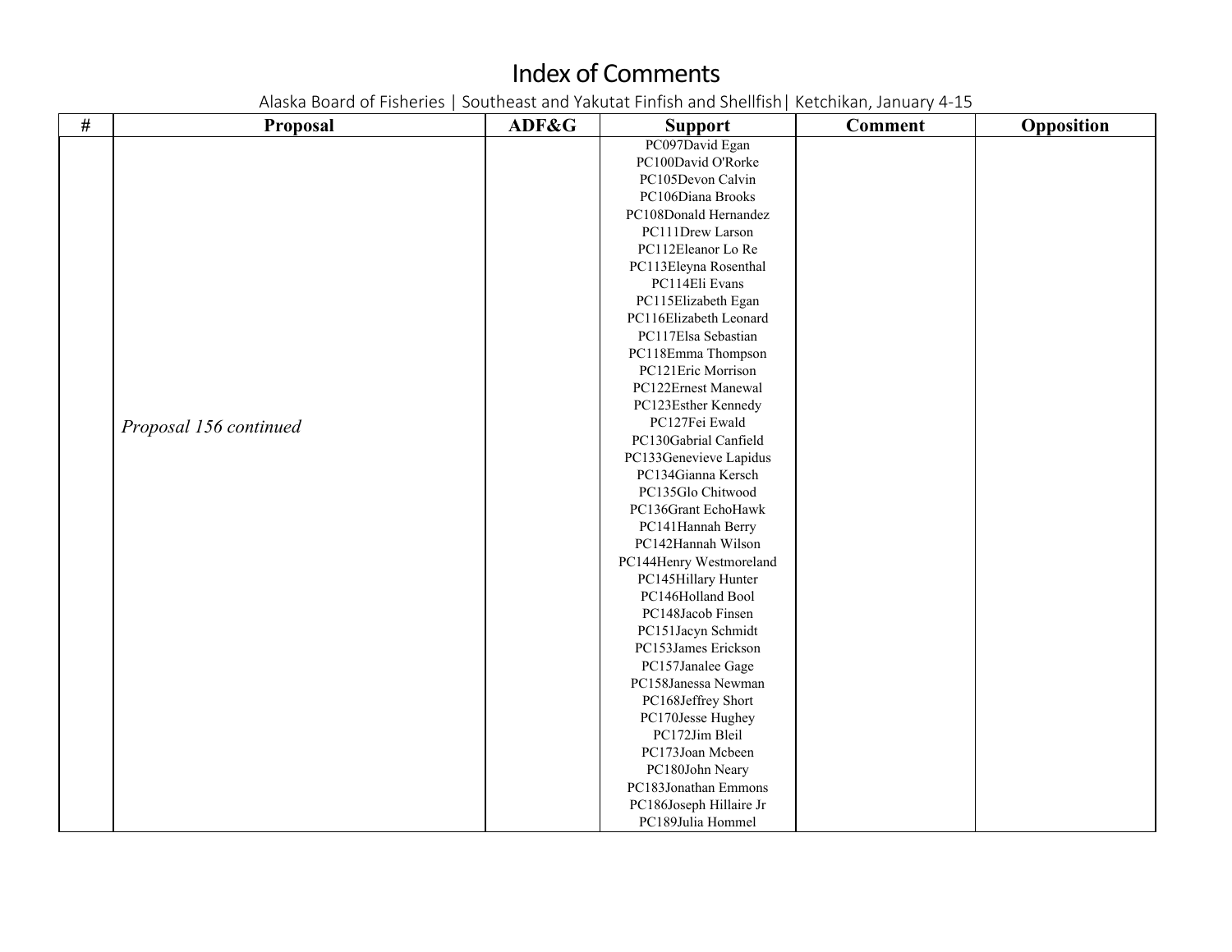# Index of Comments

Alaska Board of Fisheries | Southeast and Yakutat Finfish and Shellfish| Ketchikan, January 4-15

| # | Proposal | ADF&G | Support | Comment | Opposition |
|---|---|---|---|---|---|
| | *Proposal 156 continued* | | PC097David Egan<br>PC100David O'Rorke<br>PC105Devon Calvin<br>PC106Diana Brooks<br>PC108Donald Hernandez<br>PC111Drew Larson<br>PC112Eleanor Lo Re<br>PC113Eleyna Rosenthal<br>PC114Eli Evans<br>PC115Elizabeth Egan<br>PC116Elizabeth Leonard<br>PC117Elsa Sebastian<br>PC118Emma Thompson<br>PC121Eric Morrison<br>PC122Ernest Manewal<br>PC123Esther Kennedy<br>PC127Fei Ewald<br>PC130Gabrial Canfield<br>PC133Genevieve Lapidus<br>PC134Gianna Kersch<br>PC135Glo Chitwood<br>PC136Grant EchoHawk<br>PC141Hannah Berry<br>PC142Hannah Wilson<br>PC144Henry Westmoreland<br>PC145Hillary Hunter<br>PC146Holland Bool<br>PC148Jacob Finsen<br>PC151Jacyn Schmidt<br>PC153James Erickson<br>PC157Janalee Gage<br>PC158Janessa Newman<br>PC168Jeffrey Short<br>PC170Jesse Hughey<br>PC172Jim Bleil<br>PC173Joan Mcbeen<br>PC180John Neary<br>PC183Jonathan Emmons<br>PC186Joseph Hillaire Jr<br>PC189Julia Hommel | | |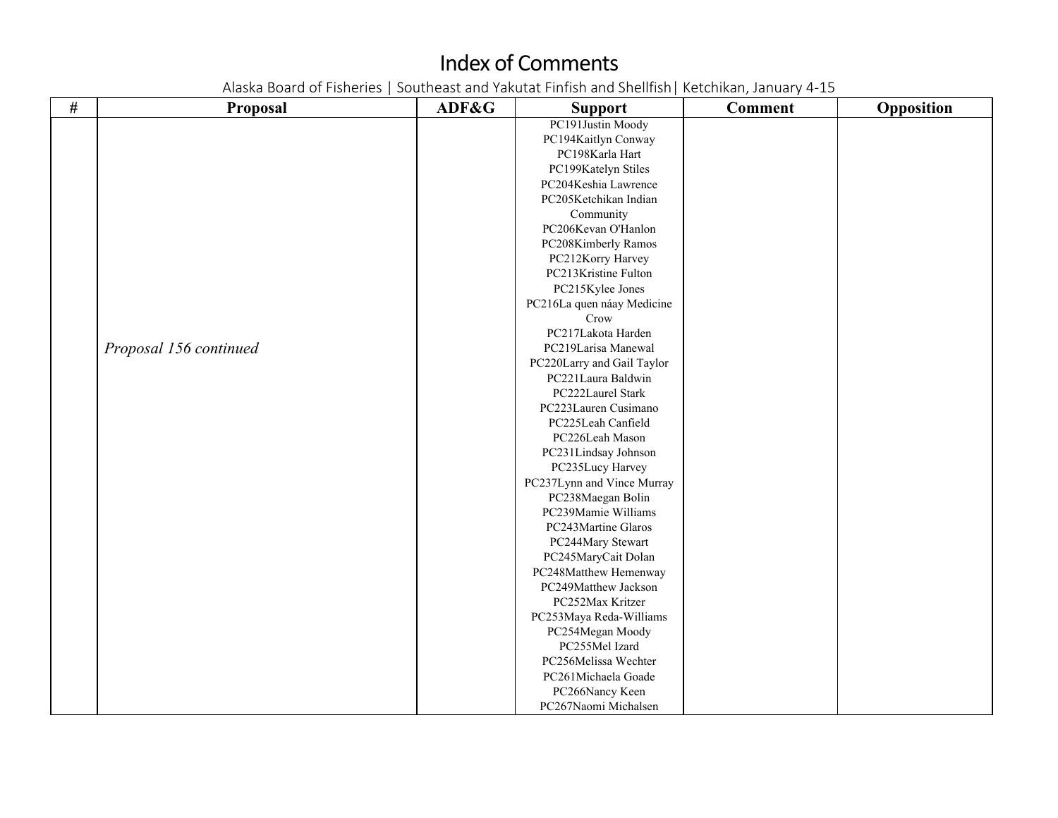# Index of Comments

Alaska Board of Fisheries | Southeast and Yakutat Finfish and Shellfish| Ketchikan, January 4-15

| # | Proposal | ADF&G | Support | Comment | Opposition |
|---|---|---|---|---|---|
| | *Proposal 156 continued* | | PC191Justin Moody<br>PC194Kaitlyn Conway<br>PC198Karla Hart<br>PC199Katelyn Stiles<br>PC204Keshia Lawrence<br>PC205Ketchikan Indian Community<br>PC206Kevan O'Hanlon<br>PC208Kimberly Ramos<br>PC212Korry Harvey<br>PC213Kristine Fulton<br>PC215Kylee Jones<br>PC216La quen náay Medicine Crow<br>PC217Lakota Harden<br>PC219Larisa Manewal<br>PC220Larry and Gail Taylor<br>PC221Laura Baldwin<br>PC222Laurel Stark<br>PC223Lauren Cusimano<br>PC225Leah Canfield<br>PC226Leah Mason<br>PC231Lindsay Johnson<br>PC235Lucy Harvey<br>PC237Lynn and Vince Murray<br>PC238Maegan Bolin<br>PC239Mamie Williams<br>PC243Martine Glaros<br>PC244Mary Stewart<br>PC245MaryCait Dolan<br>PC248Matthew Hemenway<br>PC249Matthew Jackson<br>PC252Max Kritzer<br>PC253Maya Reda-Williams<br>PC254Megan Moody<br>PC255Mel Izard<br>PC256Melissa Wechter<br>PC261Michaela Goade<br>PC266Nancy Keen<br>PC267Naomi Michalsen | | |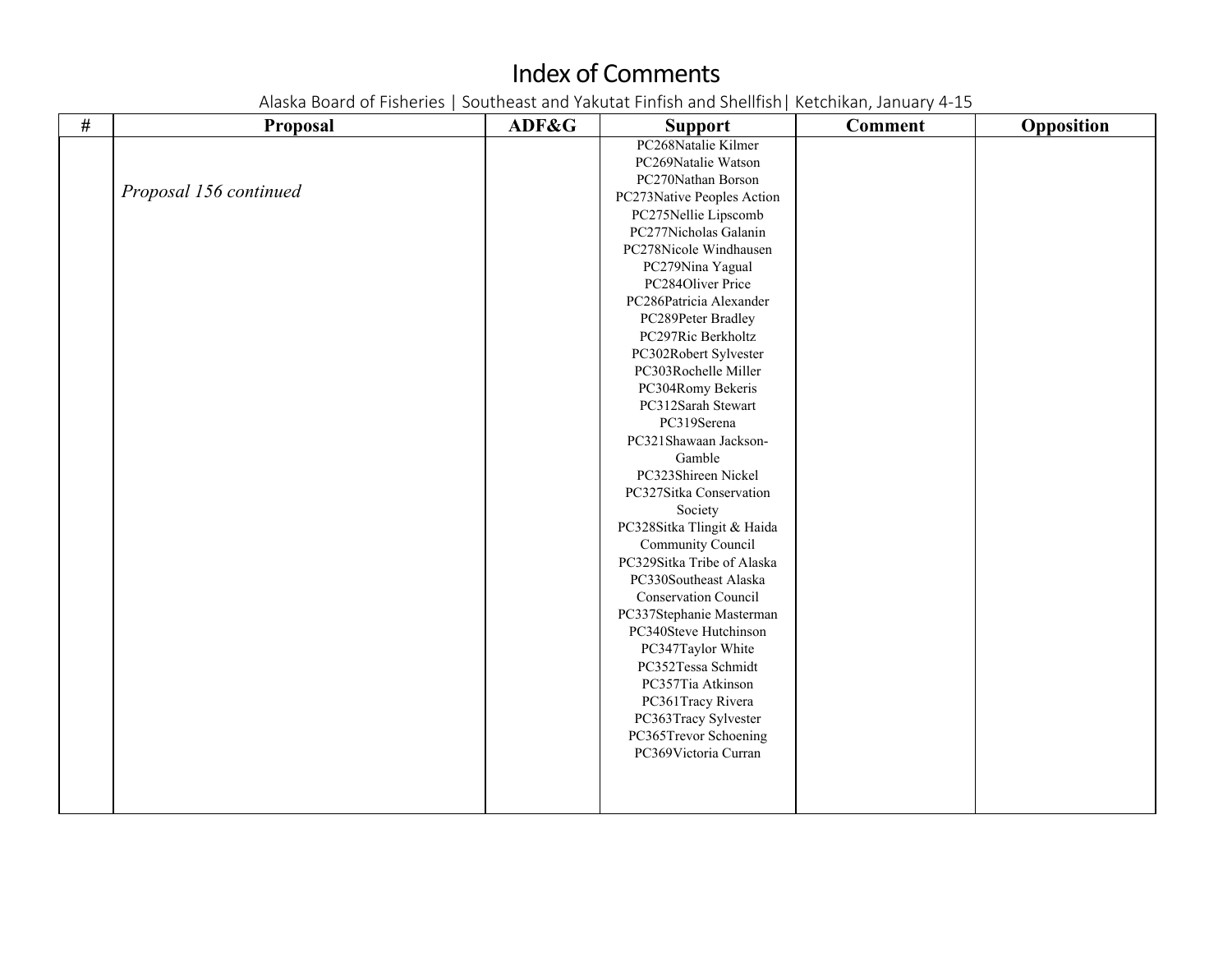# Index of Comments

Alaska Board of Fisheries | Southeast and Yakutat Finfish and Shellfish| Ketchikan, January 4-15

| # | Proposal | ADF&G | Support | Comment | Opposition |
|---|---|---|---|---|---|
| | *Proposal 156 continued* | | PC268Natalie Kilmer<br>PC269Natalie Watson<br>PC270Nathan Borson<br>PC273Native Peoples Action<br>PC275Nellie Lipscomb<br>PC277Nicholas Galanin<br>PC278Nicole Windhausen<br>PC279Nina Yagual<br>PC284Oliver Price<br>PC286Patricia Alexander<br>PC289Peter Bradley<br>PC297Ric Berkholtz<br>PC302Robert Sylvester<br>PC303Rochelle Miller<br>PC304Romy Bekeris<br>PC312Sarah Stewart<br>PC319Serena<br>PC321Shawaan Jackson-Gamble<br>PC323Shireen Nickel<br>PC327Sitka Conservation Society<br>PC328Sitka Tlingit & Haida Community Council<br>PC329Sitka Tribe of Alaska<br>PC330Southeast Alaska Conservation Council<br>PC337Stephanie Masterman<br>PC340Steve Hutchinson<br>PC347Taylor White<br>PC352Tessa Schmidt<br>PC357Tia Atkinson<br>PC361Tracy Rivera<br>PC363Tracy Sylvester<br>PC365Trevor Schoening<br>PC369Victoria Curran | | |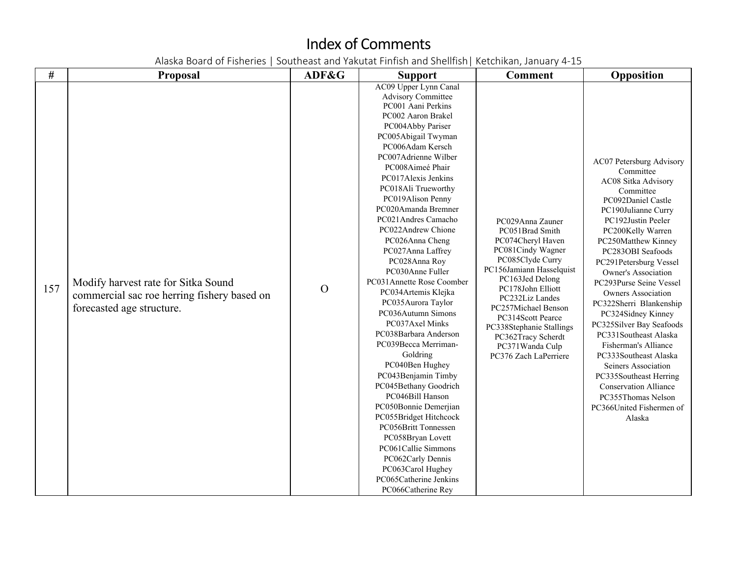# Index of Comments

Alaska Board of Fisheries | Southeast and Yakutat Finfish and Shellfish| Ketchikan, January 4-15

| # | Proposal | ADF&G | Support | Comment | Opposition |
|---|---|---|---|---|---|
| 157 | Modify harvest rate for Sitka Sound commercial sac roe herring fishery based on forecasted age structure. | O | AC09 Upper Lynn Canal Advisory Committee<br>PC001 Aani Perkins<br>PC002 Aaron Brakel<br>PC004Abby Pariser<br>PC005Abigail Twyman<br>PC006Adam Kersch<br>PC007Adrienne Wilber<br>PC008Aimeé Phair<br>PC017Alexis Jenkins<br>PC018Ali Trueworthy<br>PC019Alison Penny<br>PC020Amanda Bremner<br>PC021Andres Camacho<br>PC022Andrew Chione<br>PC026Anna Cheng<br>PC027Anna Laffrey<br>PC028Anna Roy<br>PC030Anne Fuller<br>PC031Annette Rose Coomber<br>PC034Artemis Klejka<br>PC035Aurora Taylor<br>PC036Autumn Simons<br>PC037Axel Minks<br>PC038Barbara Anderson<br>PC039Becca Merriman-Goldring<br>PC040Ben Hughey<br>PC043Benjamin Timby<br>PC045Bethany Goodrich<br>PC046Bill Hanson<br>PC050Bonnie Demerjian<br>PC055Bridget Hitchcock<br>PC056Britt Tonnessen<br>PC058Bryan Lovett<br>PC061Callie Simmons<br>PC062Carly Dennis<br>PC063Carol Hughey<br>PC065Catherine Jenkins<br>PC066Catherine Rey | PC029Anna Zauner<br>PC051Brad Smith<br>PC074Cheryl Haven<br>PC081Cindy Wagner<br>PC085Clyde Curry<br>PC156Jamiann Hasselquist<br>PC163Jed Delong<br>PC178John Elliott<br>PC232Liz Landes<br>PC257Michael Benson<br>PC314Scott Pearce<br>PC338Stephanie Stallings<br>PC362Tracy Scherdt<br>PC371Wanda Culp<br>PC376 Zach LaPerriere | AC07 Petersburg Advisory Committee<br>AC08 Sitka Advisory Committee<br>PC092Daniel Castle<br>PC190Julianne Curry<br>PC192Justin Peeler<br>PC200Kelly Warren<br>PC250Matthew Kinney<br>PC283OBI Seafoods<br>PC291Petersburg Vessel Owner's Association<br>PC293Purse Seine Vessel Owners Association<br>PC322Sherri Blankenship<br>PC324Sidney Kinney<br>PC325Silver Bay Seafoods<br>PC331Southeast Alaska Fisherman's Alliance<br>PC333Southeast Alaska Seiners Association<br>PC335Southeast Herring Conservation Alliance<br>PC355Thomas Nelson<br>PC366United Fishermen of Alaska |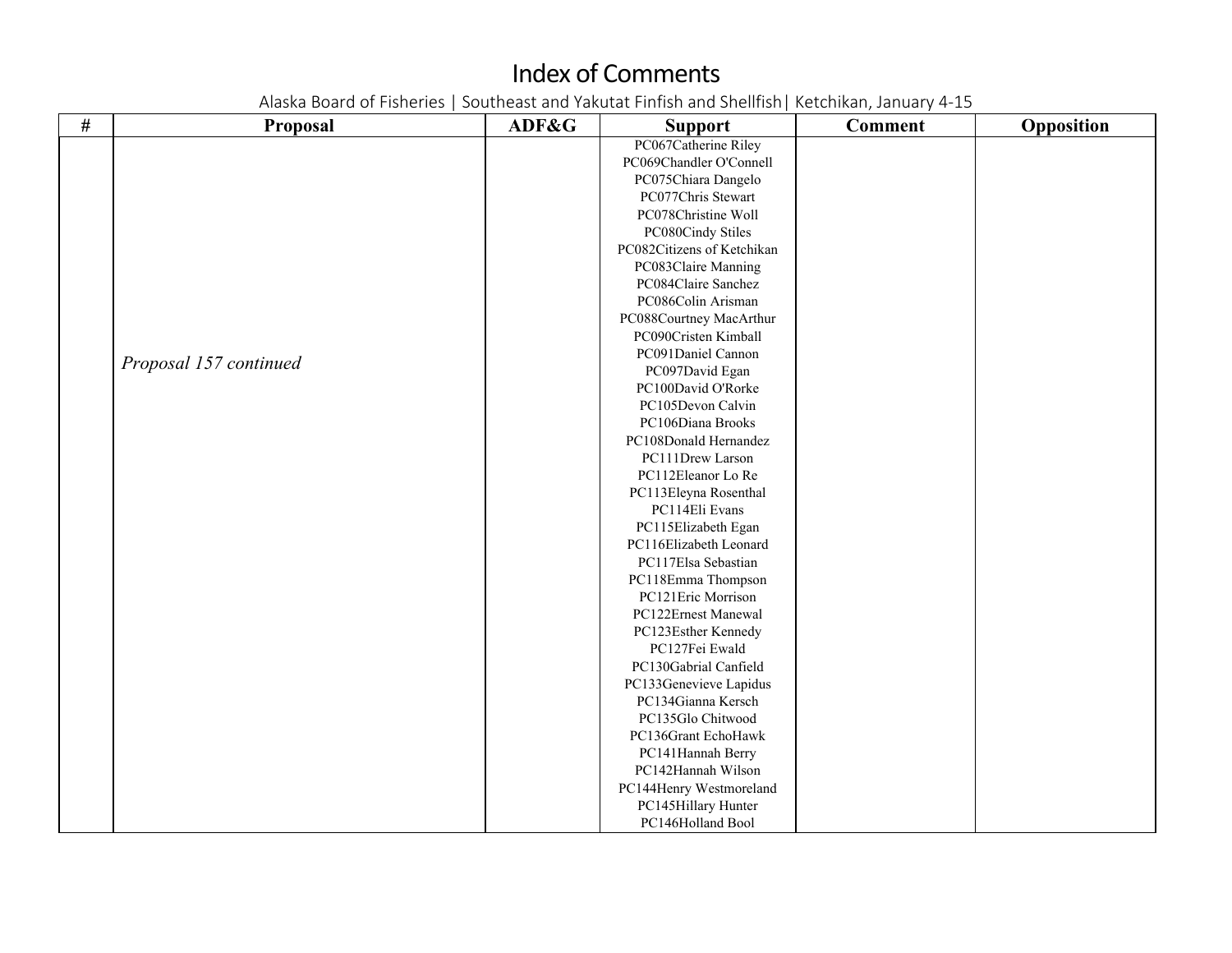# Index of Comments

Alaska Board of Fisheries | Southeast and Yakutat Finfish and Shellfish| Ketchikan, January 4-15

| # | Proposal | ADF&G | Support | Comment | Opposition |
|---|---|---|---|---|---|
| | *Proposal 157 continued* | | PC067Catherine Riley<br>PC069Chandler O'Connell<br>PC075Chiara Dangelo<br>PC077Chris Stewart<br>PC078Christine Woll<br>PC080Cindy Stiles<br>PC082Citizens of Ketchikan<br>PC083Claire Manning<br>PC084Claire Sanchez<br>PC086Colin Arisman<br>PC088Courtney MacArthur<br>PC090Cristen Kimball<br>PC091Daniel Cannon<br>PC097David Egan<br>PC100David O'Rorke<br>PC105Devon Calvin<br>PC106Diana Brooks<br>PC108Donald Hernandez<br>PC111Drew Larson<br>PC112Eleanor Lo Re<br>PC113Eleyna Rosenthal<br>PC114Eli Evans<br>PC115Elizabeth Egan<br>PC116Elizabeth Leonard<br>PC117Elsa Sebastian<br>PC118Emma Thompson<br>PC121Eric Morrison<br>PC122Ernest Manewal<br>PC123Esther Kennedy<br>PC127Fei Ewald<br>PC130Gabrial Canfield<br>PC133Genevieve Lapidus<br>PC134Gianna Kersch<br>PC135Glo Chitwood<br>PC136Grant EchoHawk<br>PC141Hannah Berry<br>PC142Hannah Wilson<br>PC144Henry Westmoreland<br>PC145Hillary Hunter<br>PC146Holland Bool | | |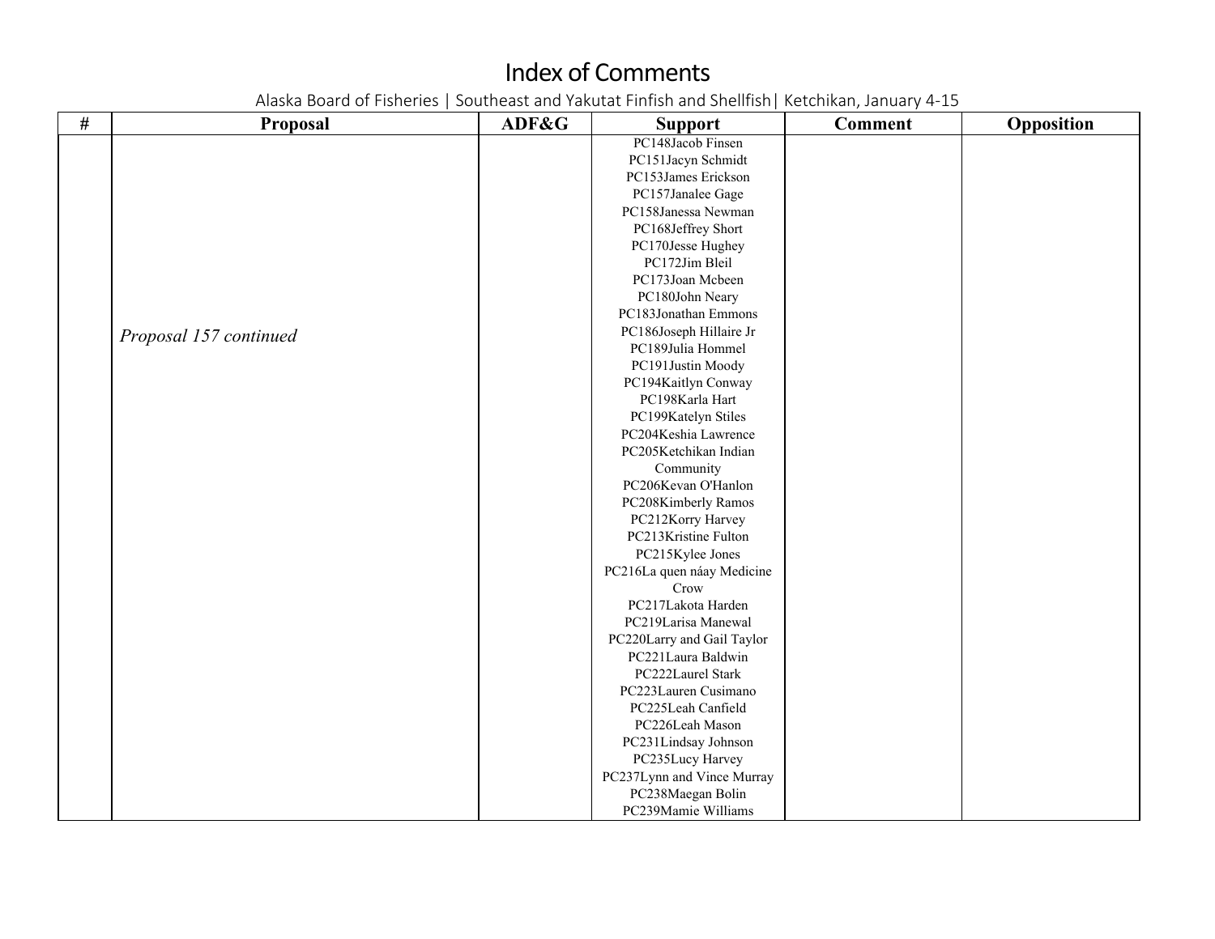# Index of Comments

Alaska Board of Fisheries | Southeast and Yakutat Finfish and Shellfish| Ketchikan, January 4-15

| # | Proposal | ADF&G | Support | Comment | Opposition |
|---|---|---|---|---|---|
| | *Proposal 157 continued* | | PC148Jacob Finsen<br>PC151Jacyn Schmidt<br>PC153James Erickson<br>PC157Janalee Gage<br>PC158Janessa Newman<br>PC168Jeffrey Short<br>PC170Jesse Hughey<br>PC172Jim Bleil<br>PC173Joan Mcbeen<br>PC180John Neary<br>PC183Jonathan Emmons<br>PC186Joseph Hillaire Jr<br>PC189Julia Hommel<br>PC191Justin Moody<br>PC194Kaitlyn Conway<br>PC198Karla Hart<br>PC199Katelyn Stiles<br>PC204Keshia Lawrence<br>PC205Ketchikan Indian Community<br>PC206Kevan O'Hanlon<br>PC208Kimberly Ramos<br>PC212Korry Harvey<br>PC213Kristine Fulton<br>PC215Kylee Jones<br>PC216La quen náay Medicine Crow<br>PC217Lakota Harden<br>PC219Larisa Manewal<br>PC220Larry and Gail Taylor<br>PC221Laura Baldwin<br>PC222Laurel Stark<br>PC223Lauren Cusimano<br>PC225Leah Canfield<br>PC226Leah Mason<br>PC231Lindsay Johnson<br>PC235Lucy Harvey<br>PC237Lynn and Vince Murray<br>PC238Maegan Bolin<br>PC239Mamie Williams | | |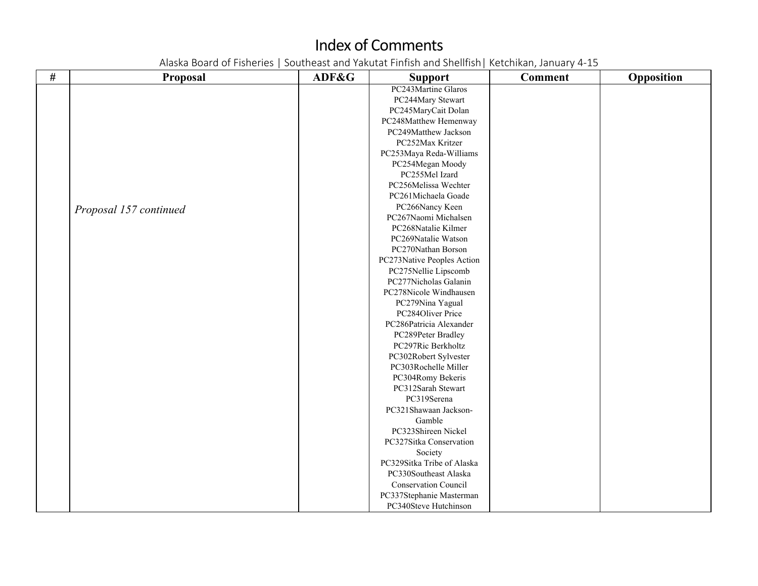# Index of Comments

Alaska Board of Fisheries | Southeast and Yakutat Finfish and Shellfish| Ketchikan, January 4-15

| # | Proposal | ADF&G | Support | Comment | Opposition |
|---|---|---|---|---|---|
| | *Proposal 157 continued* | | PC243Martine Glaros<br>PC244Mary Stewart<br>PC245MaryCait Dolan<br>PC248Matthew Hemenway<br>PC249Matthew Jackson<br>PC252Max Kritzer<br>PC253Maya Reda-Williams<br>PC254Megan Moody<br>PC255Mel Izard<br>PC256Melissa Wechter<br>PC261Michaela Goade<br>PC266Nancy Keen<br>PC267Naomi Michalsen<br>PC268Natalie Kilmer<br>PC269Natalie Watson<br>PC270Nathan Borson<br>PC273Native Peoples Action<br>PC275Nellie Lipscomb<br>PC277Nicholas Galanin<br>PC278Nicole Windhausen<br>PC279Nina Yagual<br>PC284Oliver Price<br>PC286Patricia Alexander<br>PC289Peter Bradley<br>PC297Ric Berkholtz<br>PC302Robert Sylvester<br>PC303Rochelle Miller<br>PC304Romy Bekeris<br>PC312Sarah Stewart<br>PC319Serena<br>PC321Shawaan Jackson-Gamble<br>PC323Shireen Nickel<br>PC327Sitka Conservation Society<br>PC329Sitka Tribe of Alaska<br>PC330Southeast Alaska Conservation Council<br>PC337Stephanie Masterman<br>PC340Steve Hutchinson | | |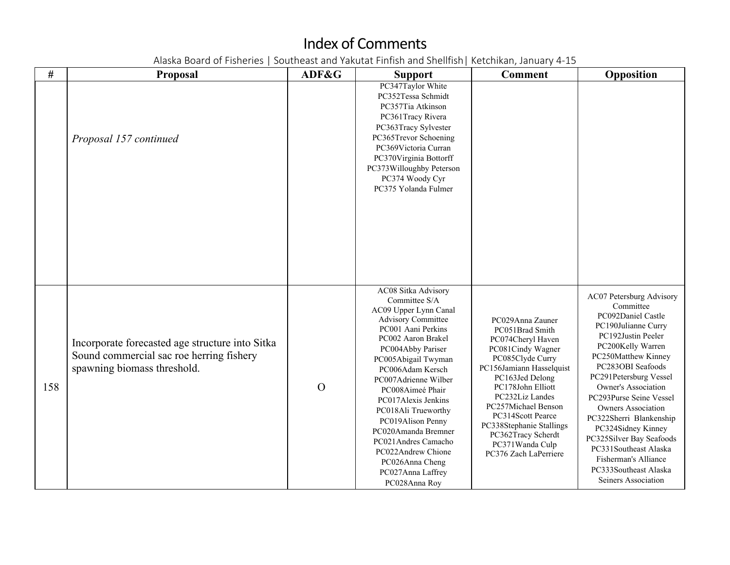# Index of Comments

Alaska Board of Fisheries | Southeast and Yakutat Finfish and Shellfish| Ketchikan, January 4-15

| # | Proposal | ADF&G | Support | Comment | Opposition |
|---|---|---|---|---|---|
| | *Proposal 157 continued* | | PC347Taylor White<br>PC352Tessa Schmidt<br>PC357Tia Atkinson<br>PC361Tracy Rivera<br>PC363Tracy Sylvester<br>PC365Trevor Schoening<br>PC369Victoria Curran<br>PC370Virginia Bottorff<br>PC373Willoughby Peterson<br>PC374 Woody Cyr<br>PC375 Yolanda Fulmer | | |
| 158 | Incorporate forecasted age structure into Sitka Sound commercial sac roe herring fishery spawning biomass threshold. | O | AC08 Sitka Advisory Committee S/A<br>AC09 Upper Lynn Canal Advisory Committee<br>PC001 Aani Perkins<br>PC002 Aaron Brakel<br>PC004Abby Pariser<br>PC005Abigail Twyman<br>PC006Adam Kersch<br>PC007Adrienne Wilber<br>PC008Aimeé Phair<br>PC017Alexis Jenkins<br>PC018Ali Trueworthy<br>PC019Alison Penny<br>PC020Amanda Bremner<br>PC021Andres Camacho<br>PC022Andrew Chione<br>PC026Anna Cheng<br>PC027Anna Laffrey<br>PC028Anna Roy | PC029Anna Zauner<br>PC051Brad Smith<br>PC074Cheryl Haven<br>PC081Cindy Wagner<br>PC085Clyde Curry<br>PC156Jamiann Hasselquist<br>PC163Jed Delong<br>PC178John Elliott<br>PC232Liz Landes<br>PC257Michael Benson<br>PC314Scott Pearce<br>PC338Stephanie Stallings<br>PC362Tracy Scherdt<br>PC371Wanda Culp<br>PC376 Zach LaPerriere | AC07 Petersburg Advisory Committee<br>PC092Daniel Castle<br>PC190Julianne Curry<br>PC192Justin Peeler<br>PC200Kelly Warren<br>PC250Matthew Kinney<br>PC283OBI Seafoods<br>PC291Petersburg Vessel Owner's Association<br>PC293Purse Seine Vessel Owners Association<br>PC322Sherri Blankenship<br>PC324Sidney Kinney<br>PC325Silver Bay Seafoods<br>PC331Southeast Alaska Fisherman's Alliance<br>PC333Southeast Alaska Seiners Association |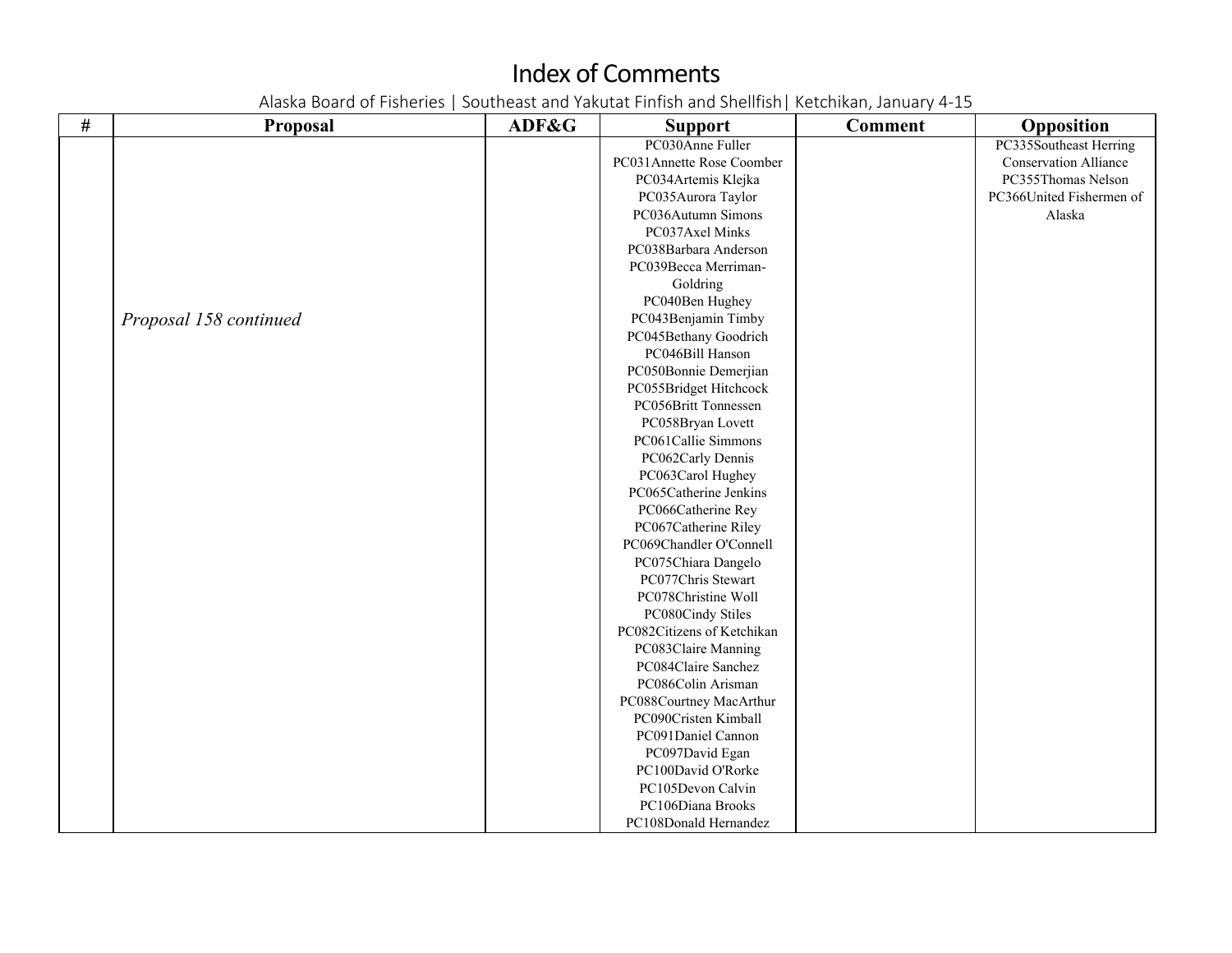# Index of Comments

Alaska Board of Fisheries | Southeast and Yakutat Finfish and Shellfish| Ketchikan, January 4-15

| # | Proposal | ADF&G | Support | Comment | Opposition |
|---|---|---|---|---|---|
| | *Proposal 158 continued* | | PC030Anne Fuller<br>PC031Annette Rose Coomber<br>PC034Artemis Klejka<br>PC035Aurora Taylor<br>PC036Autumn Simons<br>PC037Axel Minks<br>PC038Barbara Anderson<br>PC039Becca Merriman-Goldring<br>PC040Ben Hughey<br>PC043Benjamin Timby<br>PC045Bethany Goodrich<br>PC046Bill Hanson<br>PC050Bonnie Demerjian<br>PC055Bridget Hitchcock<br>PC056Britt Tonnessen<br>PC058Bryan Lovett<br>PC061Callie Simmons<br>PC062Carly Dennis<br>PC063Carol Hughey<br>PC065Catherine Jenkins<br>PC066Catherine Rey<br>PC067Catherine Riley<br>PC069Chandler O'Connell<br>PC075Chiara Dangelo<br>PC077Chris Stewart<br>PC078Christine Woll<br>PC080Cindy Stiles<br>PC082Citizens of Ketchikan<br>PC083Claire Manning<br>PC084Claire Sanchez<br>PC086Colin Arisman<br>PC088Courtney MacArthur<br>PC090Cristen Kimball<br>PC091Daniel Cannon<br>PC097David Egan<br>PC100David O'Rorke<br>PC105Devon Calvin<br>PC106Diana Brooks<br>PC108Donald Hernandez | | PC335Southeast Herring Conservation Alliance<br>PC355Thomas Nelson<br>PC366United Fishermen of Alaska |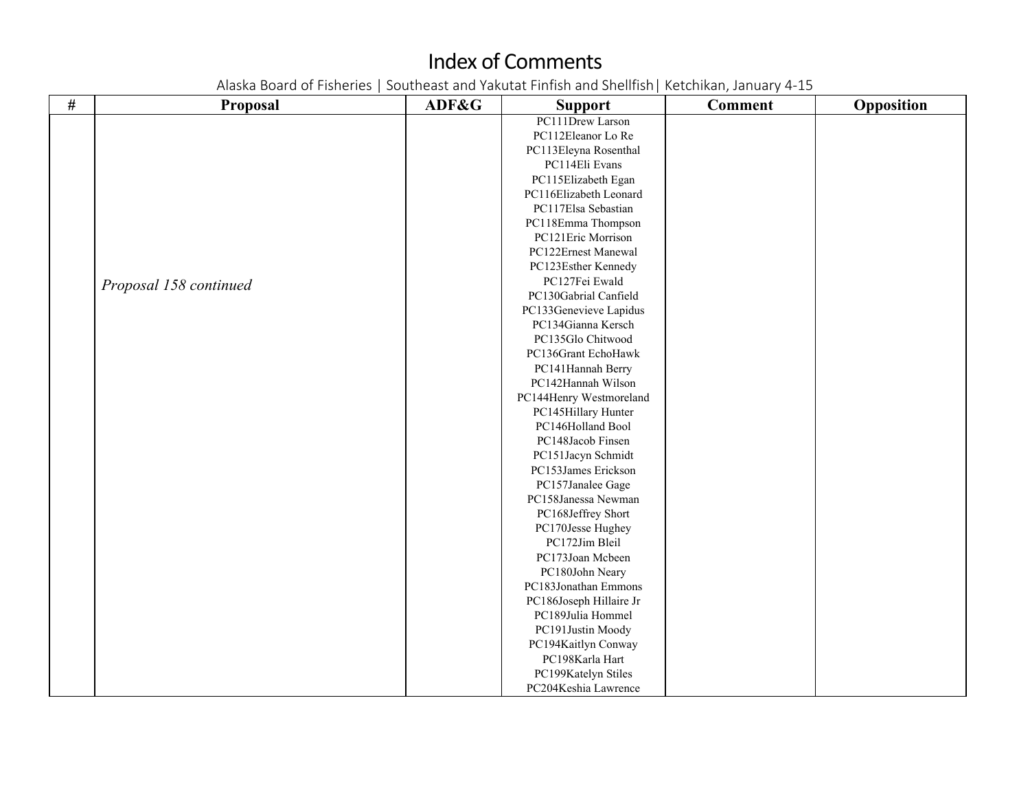# Index of Comments

Alaska Board of Fisheries | Southeast and Yakutat Finfish and Shellfish| Ketchikan, January 4-15

| # | Proposal | ADF&G | Support | Comment | Opposition |
|---|---|---|---|---|---|
| | *Proposal 158 continued* | | PC111Drew Larson<br>PC112Eleanor Lo Re<br>PC113Eleyna Rosenthal<br>PC114Eli Evans<br>PC115Elizabeth Egan<br>PC116Elizabeth Leonard<br>PC117Elsa Sebastian<br>PC118Emma Thompson<br>PC121Eric Morrison<br>PC122Ernest Manewal<br>PC123Esther Kennedy<br>PC127Fei Ewald<br>PC130Gabrial Canfield<br>PC133Genevieve Lapidus<br>PC134Gianna Kersch<br>PC135Glo Chitwood<br>PC136Grant EchoHawk<br>PC141Hannah Berry<br>PC142Hannah Wilson<br>PC144Henry Westmoreland<br>PC145Hillary Hunter<br>PC146Holland Bool<br>PC148Jacob Finsen<br>PC151Jacyn Schmidt<br>PC153James Erickson<br>PC157Janalee Gage<br>PC158Janessa Newman<br>PC168Jeffrey Short<br>PC170Jesse Hughey<br>PC172Jim Bleil<br>PC173Joan Mcbeen<br>PC180John Neary<br>PC183Jonathan Emmons<br>PC186Joseph Hillaire Jr<br>PC189Julia Hommel<br>PC191Justin Moody<br>PC194Kaitlyn Conway<br>PC198Karla Hart<br>PC199Katelyn Stiles<br>PC204Keshia Lawrence | | |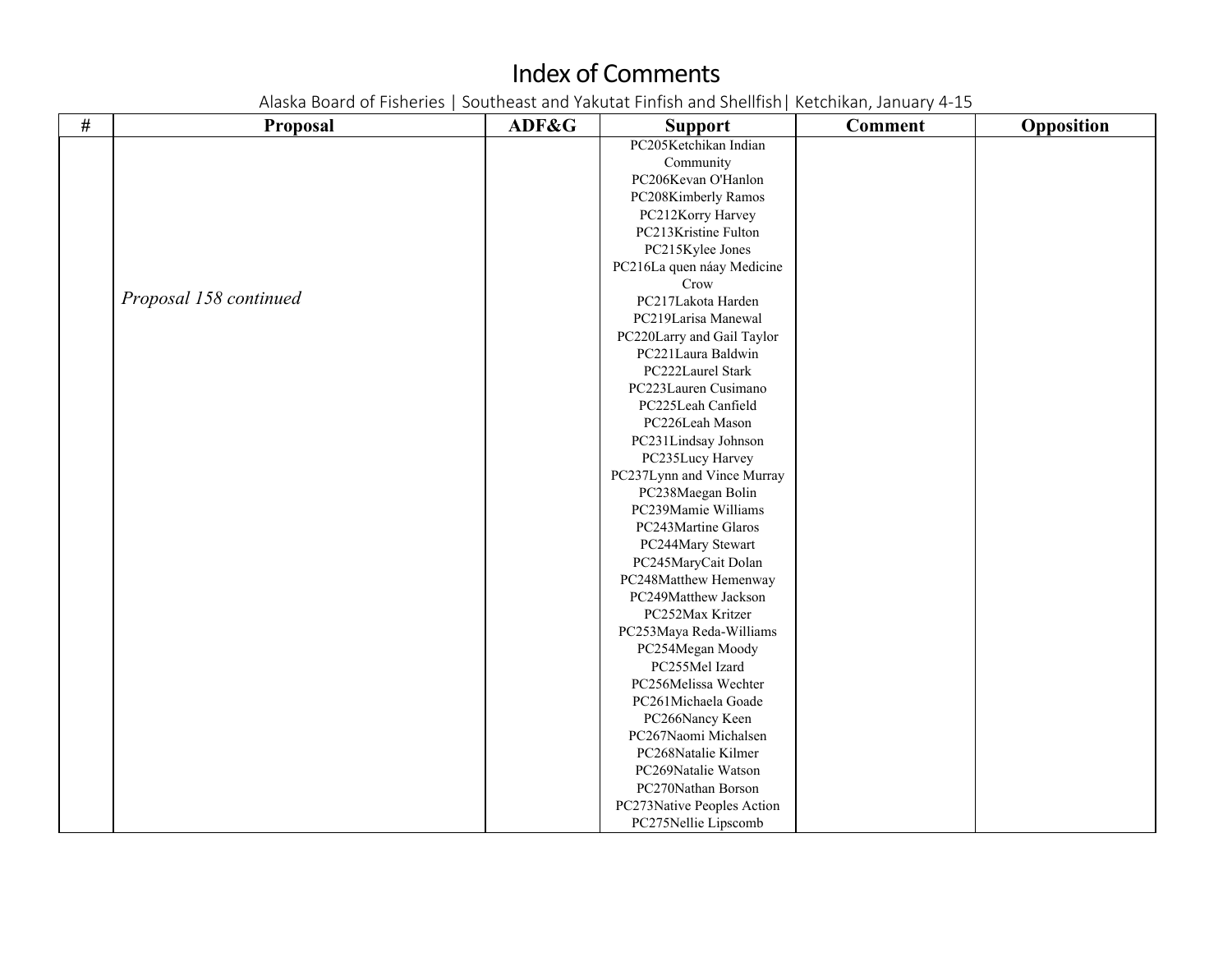# Index of Comments

Alaska Board of Fisheries | Southeast and Yakutat Finfish and Shellfish| Ketchikan, January 4-15

| # | Proposal | ADF&G | Support | Comment | Opposition |
|---|---|---|---|---|---|
| | *Proposal 158 continued* | | PC205Ketchikan Indian Community<br>PC206Kevan O'Hanlon<br>PC208Kimberly Ramos<br>PC212Korry Harvey<br>PC213Kristine Fulton<br>PC215Kylee Jones<br>PC216La quen náay Medicine Crow<br>PC217Lakota Harden<br>PC219Larisa Manewal<br>PC220Larry and Gail Taylor<br>PC221Laura Baldwin<br>PC222Laurel Stark<br>PC223Lauren Cusimano<br>PC225Leah Canfield<br>PC226Leah Mason<br>PC231Lindsay Johnson<br>PC235Lucy Harvey<br>PC237Lynn and Vince Murray<br>PC238Maegan Bolin<br>PC239Mamie Williams<br>PC243Martine Glaros<br>PC244Mary Stewart<br>PC245MaryCait Dolan<br>PC248Matthew Hemenway<br>PC249Matthew Jackson<br>PC252Max Kritzer<br>PC253Maya Reda-Williams<br>PC254Megan Moody<br>PC255Mel Izard<br>PC256Melissa Wechter<br>PC261Michaela Goade<br>PC266Nancy Keen<br>PC267Naomi Michalsen<br>PC268Natalie Kilmer<br>PC269Natalie Watson<br>PC270Nathan Borson<br>PC273Native Peoples Action<br>PC275Nellie Lipscomb | | |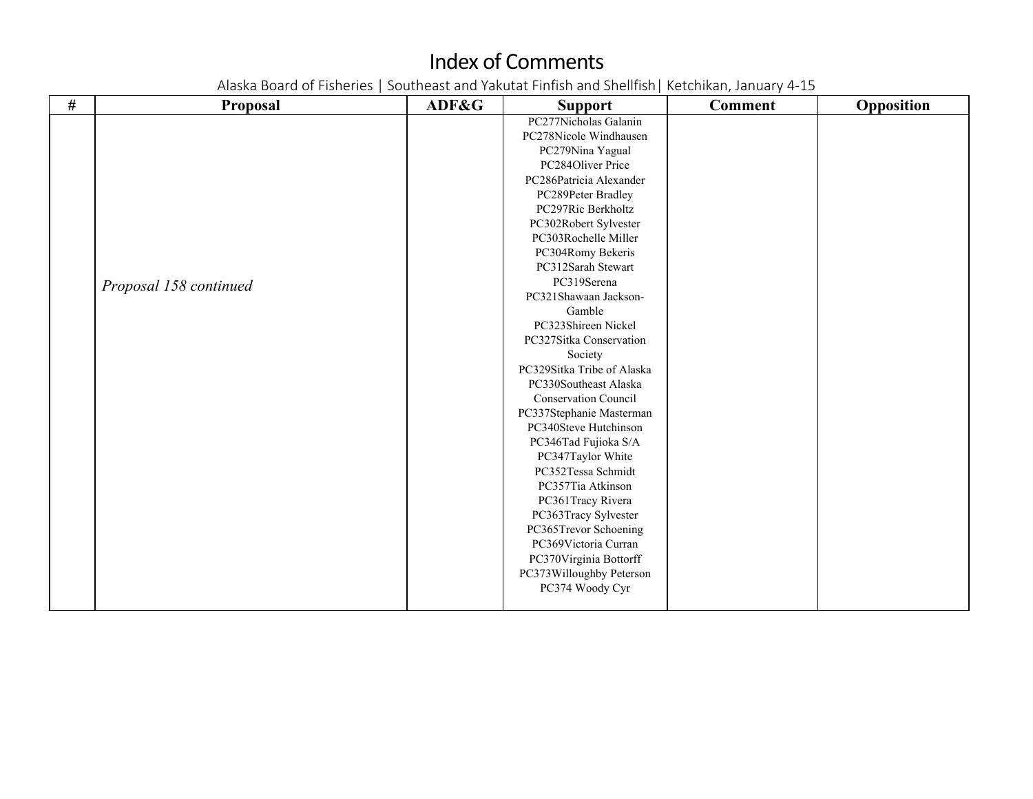# Index of Comments

Alaska Board of Fisheries | Southeast and Yakutat Finfish and Shellfish| Ketchikan, January 4-15

| # | Proposal | ADF&G | Support | Comment | Opposition |
|---|---|---|---|---|---|
| | *Proposal 158 continued* | | PC277Nicholas Galanin<br>PC278Nicole Windhausen<br>PC279Nina Yagual<br>PC284Oliver Price<br>PC286Patricia Alexander<br>PC289Peter Bradley<br>PC297Ric Berkholtz<br>PC302Robert Sylvester<br>PC303Rochelle Miller<br>PC304Romy Bekeris<br>PC312Sarah Stewart<br>PC319Serena<br>PC321Shawaan Jackson-Gamble<br>PC323Shireen Nickel<br>PC327Sitka Conservation Society<br>PC329Sitka Tribe of Alaska<br>PC330Southeast Alaska Conservation Council<br>PC337Stephanie Masterman<br>PC340Steve Hutchinson<br>PC346Tad Fujioka S/A<br>PC347Taylor White<br>PC352Tessa Schmidt<br>PC357Tia Atkinson<br>PC361Tracy Rivera<br>PC363Tracy Sylvester<br>PC365Trevor Schoening<br>PC369Victoria Curran<br>PC370Virginia Bottorff<br>PC373Willoughby Peterson<br>PC374 Woody Cyr | | |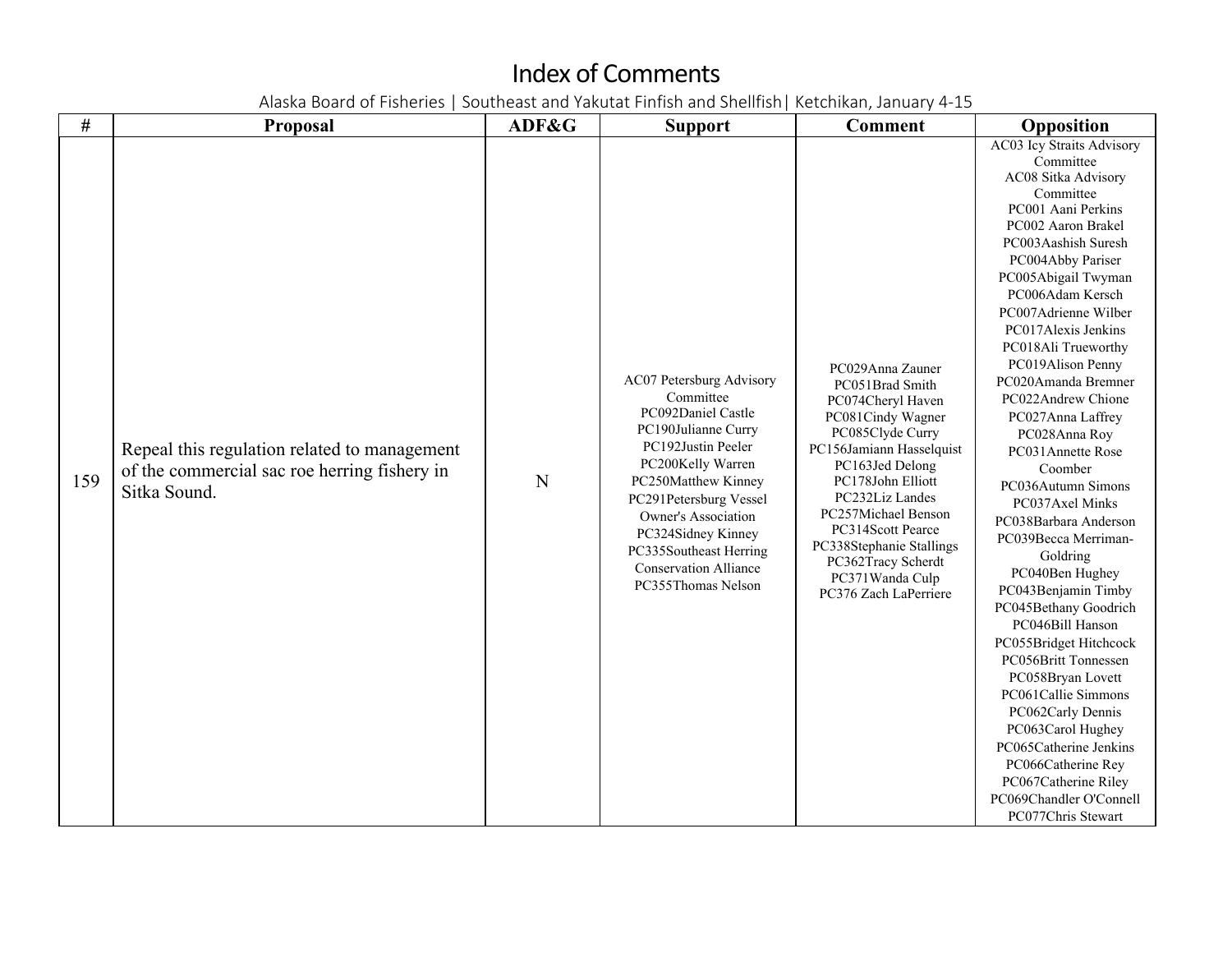# Index of Comments

Alaska Board of Fisheries | Southeast and Yakutat Finfish and Shellfish| Ketchikan, January 4-15

| # | Proposal | ADF&G | Support | Comment | Opposition |
|---|---|---|---|---|---|
| 159 | Repeal this regulation related to management of the commercial sac roe herring fishery in Sitka Sound. | N | AC07 Petersburg Advisory Committee<br>PC092Daniel Castle<br>PC190Julianne Curry<br>PC192Justin Peeler<br>PC200Kelly Warren<br>PC250Matthew Kinney<br>PC291Petersburg Vessel Owner's Association<br>PC324Sidney Kinney<br>PC335Southeast Herring Conservation Alliance<br>PC355Thomas Nelson | PC029Anna Zauner<br>PC051Brad Smith<br>PC074Cheryl Haven<br>PC081Cindy Wagner<br>PC085Clyde Curry<br>PC156Jamiann Hasselquist<br>PC163Jed Delong<br>PC178John Elliott<br>PC232Liz Landes<br>PC257Michael Benson<br>PC314Scott Pearce<br>PC338Stephanie Stallings<br>PC362Tracy Scherdt<br>PC371Wanda Culp<br>PC376 Zach LaPerriere | AC03 Icy Straits Advisory Committee<br>AC08 Sitka Advisory Committee<br>PC001 Aani Perkins<br>PC002 Aaron Brakel<br>PC003Aashish Suresh<br>PC004Abby Pariser<br>PC005Abigail Twyman<br>PC006Adam Kersch<br>PC007Adrienne Wilber<br>PC017Alexis Jenkins<br>PC018Ali Trueworthy<br>PC019Alison Penny<br>PC020Amanda Bremner<br>PC022Andrew Chione<br>PC027Anna Laffrey<br>PC028Anna Roy<br>PC031Annette Rose Coomber<br>PC036Autumn Simons<br>PC037Axel Minks<br>PC038Barbara Anderson<br>PC039Becca Merriman-Goldring<br>PC040Ben Hughey<br>PC043Benjamin Timby<br>PC045Bethany Goodrich<br>PC046Bill Hanson<br>PC055Bridget Hitchcock<br>PC056Britt Tonnessen<br>PC058Bryan Lovett<br>PC061Callie Simmons<br>PC062Carly Dennis<br>PC063Carol Hughey<br>PC065Catherine Jenkins<br>PC066Catherine Rey<br>PC067Catherine Riley<br>PC069Chandler O'Connell<br>PC077Chris Stewart |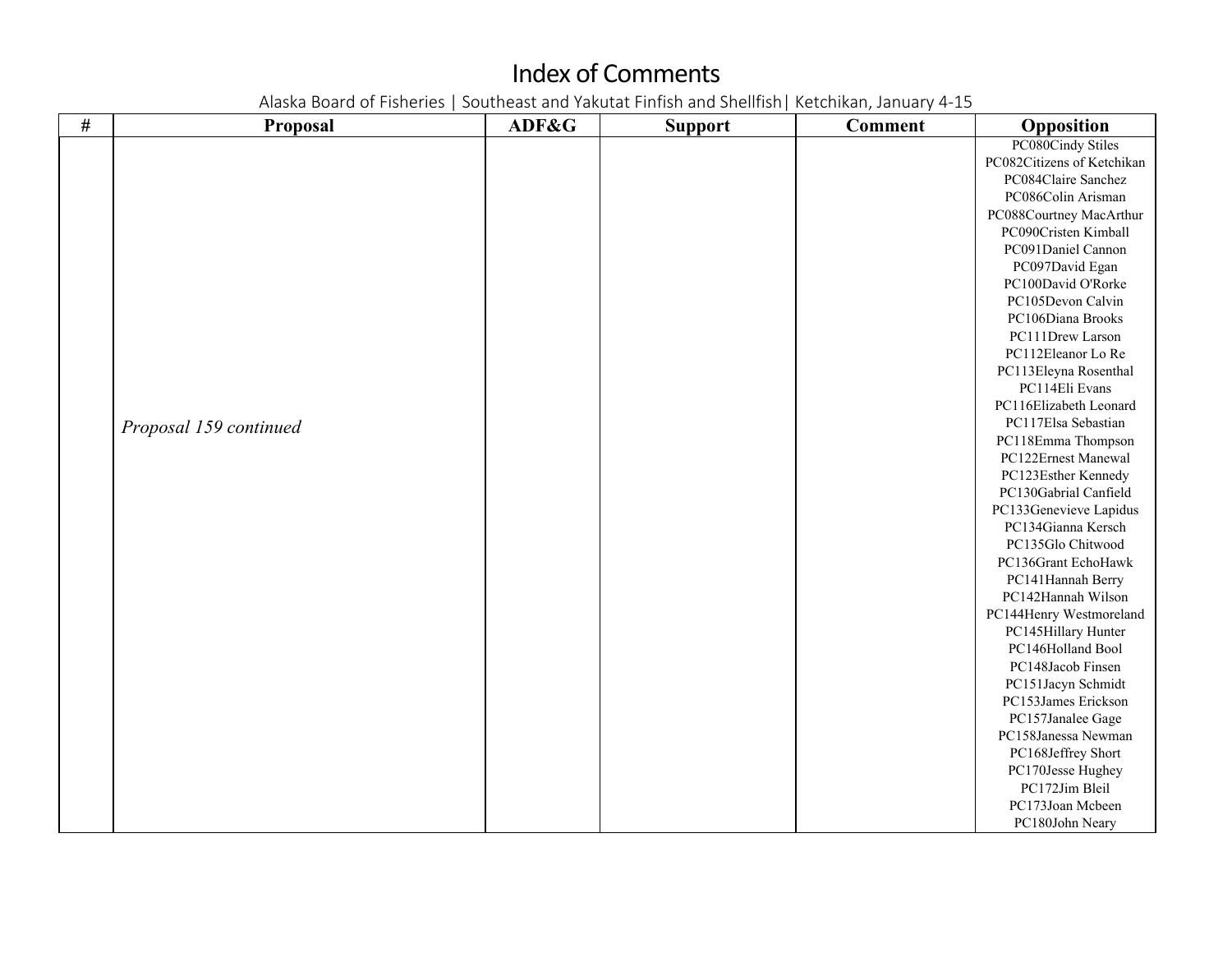# Index of Comments

Alaska Board of Fisheries | Southeast and Yakutat Finfish and Shellfish| Ketchikan, January 4-15

| # | Proposal | ADF&G | Support | Comment | Opposition |
|---|---|---|---|---|---|
| | *Proposal 159 continued* | | | | PC080Cindy Stiles<br>PC082Citizens of Ketchikan<br>PC084Claire Sanchez<br>PC086Colin Arisman<br>PC088Courtney MacArthur<br>PC090Cristen Kimball<br>PC091Daniel Cannon<br>PC097David Egan<br>PC100David O'Rorke<br>PC105Devon Calvin<br>PC106Diana Brooks<br>PC111Drew Larson<br>PC112Eleanor Lo Re<br>PC113Eleyna Rosenthal<br>PC114Eli Evans<br>PC116Elizabeth Leonard<br>PC117Elsa Sebastian<br>PC118Emma Thompson<br>PC122Ernest Manewal<br>PC123Esther Kennedy<br>PC130Gabrial Canfield<br>PC133Genevieve Lapidus<br>PC134Gianna Kersch<br>PC135Glo Chitwood<br>PC136Grant EchoHawk<br>PC141Hannah Berry<br>PC142Hannah Wilson<br>PC144Henry Westmoreland<br>PC145Hillary Hunter<br>PC146Holland Bool<br>PC148Jacob Finsen<br>PC151Jacyn Schmidt<br>PC153James Erickson<br>PC157Janalee Gage<br>PC158Janessa Newman<br>PC168Jeffrey Short<br>PC170Jesse Hughey<br>PC172Jim Bleil<br>PC173Joan Mcbeen<br>PC180John Neary |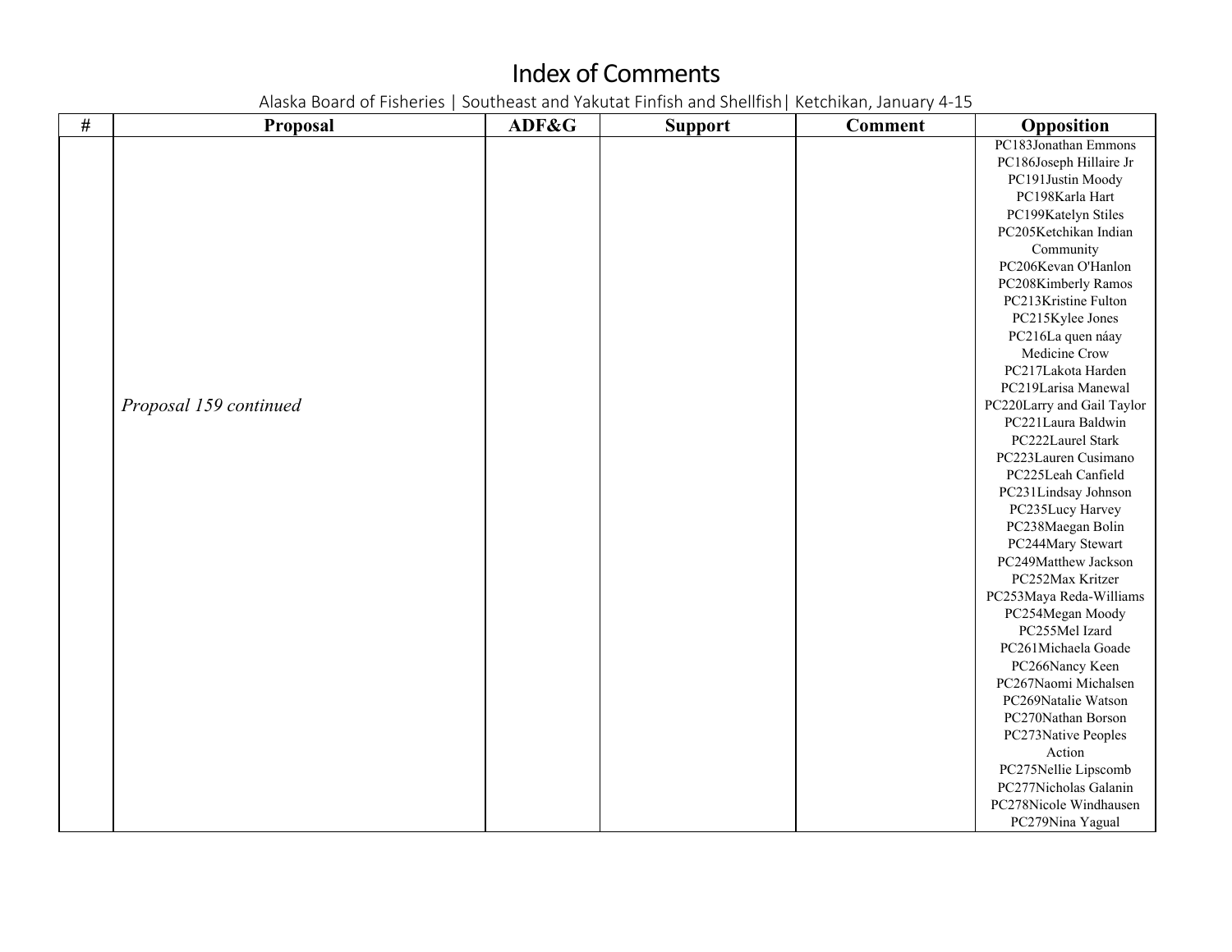# Index of Comments

Alaska Board of Fisheries | Southeast and Yakutat Finfish and Shellfish| Ketchikan, January 4-15

| # | Proposal | ADF&G | Support | Comment | Opposition |
|---|---|---|---|---|---|
| | *Proposal 159 continued* | | | | PC183Jonathan Emmons<br>PC186Joseph Hillaire Jr<br>PC191Justin Moody<br>PC198Karla Hart<br>PC199Katelyn Stiles<br>PC205Ketchikan Indian Community<br>PC206Kevan O'Hanlon<br>PC208Kimberly Ramos<br>PC213Kristine Fulton<br>PC215Kylee Jones<br>PC216La quen náay Medicine Crow<br>PC217Lakota Harden<br>PC219Larisa Manewal<br>PC220Larry and Gail Taylor<br>PC221Laura Baldwin<br>PC222Laurel Stark<br>PC223Lauren Cusimano<br>PC225Leah Canfield<br>PC231Lindsay Johnson<br>PC235Lucy Harvey<br>PC238Maegan Bolin<br>PC244Mary Stewart<br>PC249Matthew Jackson<br>PC252Max Kritzer<br>PC253Maya Reda-Williams<br>PC254Megan Moody<br>PC255Mel Izard<br>PC261Michaela Goade<br>PC266Nancy Keen<br>PC267Naomi Michalsen<br>PC269Natalie Watson<br>PC270Nathan Borson<br>PC273Native Peoples Action<br>PC275Nellie Lipscomb<br>PC277Nicholas Galanin<br>PC278Nicole Windhausen<br>PC279Nina Yagual |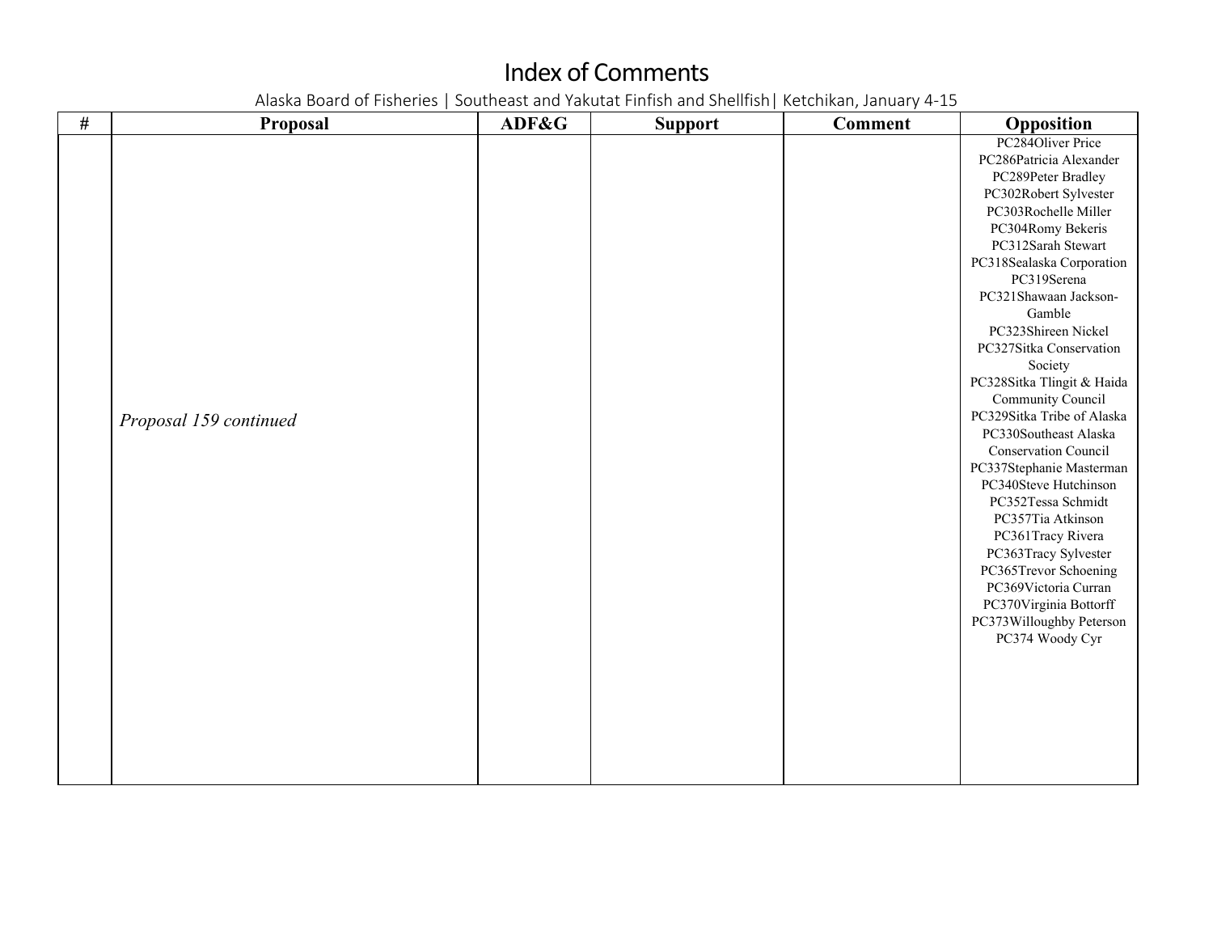# Index of Comments

Alaska Board of Fisheries | Southeast and Yakutat Finfish and Shellfish| Ketchikan, January 4-15

| # | Proposal | ADF&G | Support | Comment | Opposition |
|---|---|---|---|---|---|
| | *Proposal 159 continued* | | | | PC284Oliver Price<br>PC286Patricia Alexander<br>PC289Peter Bradley<br>PC302Robert Sylvester<br>PC303Rochelle Miller<br>PC304Romy Bekeris<br>PC312Sarah Stewart<br>PC318Sealaska Corporation<br>PC319Serena<br>PC321Shawaan Jackson-Gamble<br>PC323Shireen Nickel<br>PC327Sitka Conservation Society<br>PC328Sitka Tlingit & Haida Community Council<br>PC329Sitka Tribe of Alaska<br>PC330Southeast Alaska Conservation Council<br>PC337Stephanie Masterman<br>PC340Steve Hutchinson<br>PC352Tessa Schmidt<br>PC357Tia Atkinson<br>PC361Tracy Rivera<br>PC363Tracy Sylvester<br>PC365Trevor Schoening<br>PC369Victoria Curran<br>PC370Virginia Bottorff<br>PC373Willoughby Peterson<br>PC374 Woody Cyr |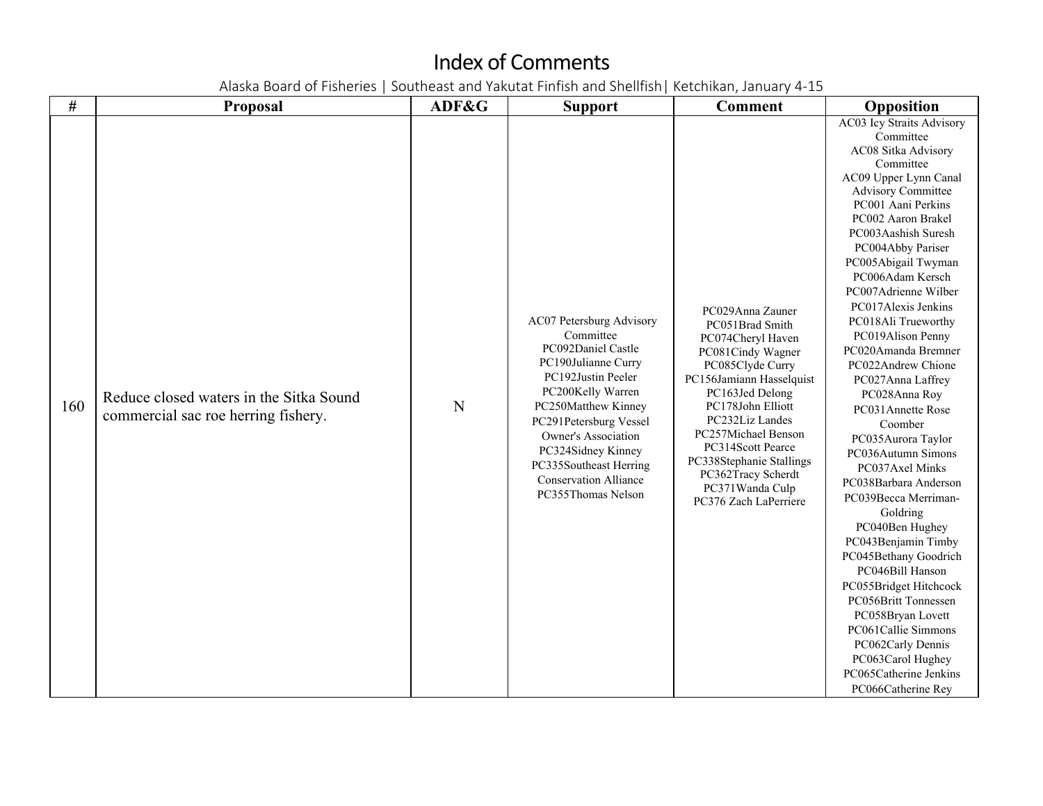# Index of Comments

Alaska Board of Fisheries | Southeast and Yakutat Finfish and Shellfish| Ketchikan, January 4-15

| # | Proposal | ADF&G | Support | Comment | Opposition |
|---|---|---|---|---|---|
| 160 | Reduce closed waters in the Sitka Sound commercial sac roe herring fishery. | N | AC07 Petersburg Advisory Committee<br>PC092Daniel Castle<br>PC190Julianne Curry<br>PC192Justin Peeler<br>PC200Kelly Warren<br>PC250Matthew Kinney<br>PC291Petersburg Vessel Owner's Association<br>PC324Sidney Kinney<br>PC335Southeast Herring Conservation Alliance<br>PC355Thomas Nelson | PC029Anna Zauner<br>PC051Brad Smith<br>PC074Cheryl Haven<br>PC081Cindy Wagner<br>PC085Clyde Curry<br>PC156Jamiann Hasselquist<br>PC163Jed Delong<br>PC178John Elliott<br>PC232Liz Landes<br>PC257Michael Benson<br>PC314Scott Pearce<br>PC338Stephanie Stallings<br>PC362Tracy Scherdt<br>PC371Wanda Culp<br>PC376 Zach LaPerriere | AC03 Icy Straits Advisory Committee<br>AC08 Sitka Advisory Committee<br>AC09 Upper Lynn Canal Advisory Committee<br>PC001 Aani Perkins<br>PC002 Aaron Brakel<br>PC003Aashish Suresh<br>PC004Abby Pariser<br>PC005Abigail Twyman<br>PC006Adam Kersch<br>PC007Adrienne Wilber<br>PC017Alexis Jenkins<br>PC018Ali Trueworthy<br>PC019Alison Penny<br>PC020Amanda Bremner<br>PC022Andrew Chione<br>PC027Anna Laffrey<br>PC028Anna Roy<br>PC031Annette Rose Coomber<br>PC035Aurora Taylor<br>PC036Autumn Simons<br>PC037Axel Minks<br>PC038Barbara Anderson<br>PC039Becca Merriman-Goldring<br>PC040Ben Hughey<br>PC043Benjamin Timby<br>PC045Bethany Goodrich<br>PC046Bill Hanson<br>PC055Bridget Hitchcock<br>PC056Britt Tonnessen<br>PC058Bryan Lovett<br>PC061Callie Simmons<br>PC062Carly Dennis<br>PC063Carol Hughey<br>PC065Catherine Jenkins<br>PC066Catherine Rey |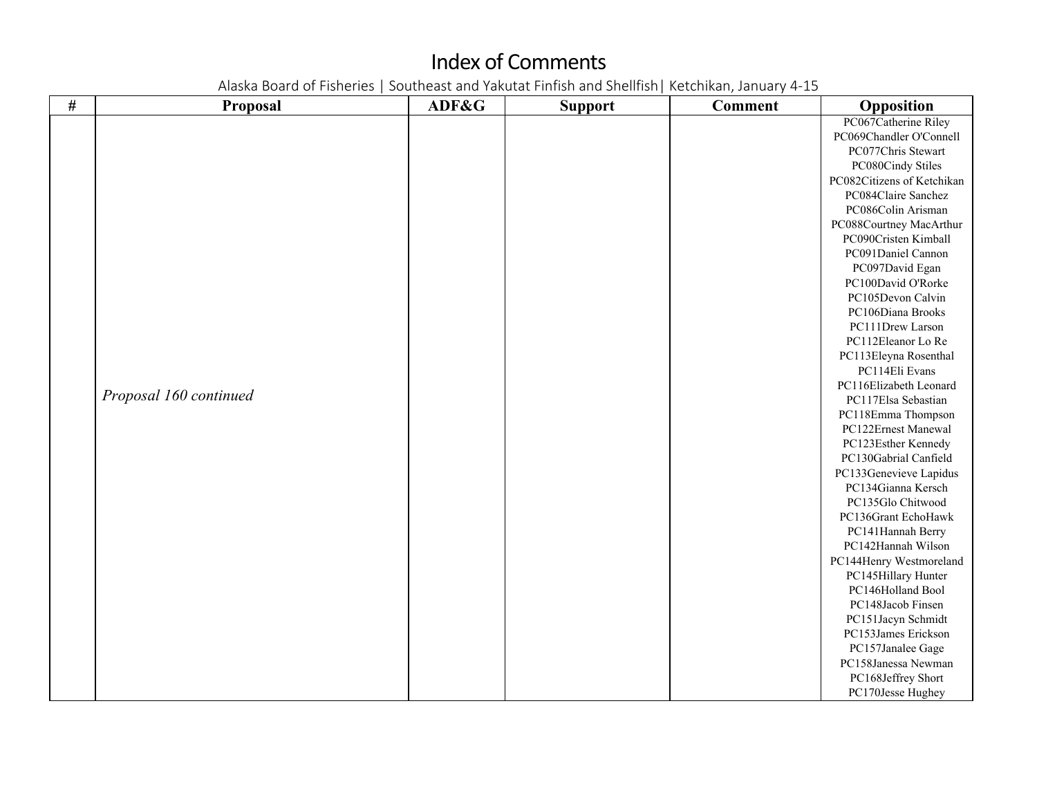# Index of Comments

Alaska Board of Fisheries | Southeast and Yakutat Finfish and Shellfish| Ketchikan, January 4-15

| # | Proposal | ADF&G | Support | Comment | Opposition |
|---|---|---|---|---|---|
| | *Proposal 160 continued* | | | | PC067Catherine Riley<br>PC069Chandler O'Connell<br>PC077Chris Stewart<br>PC080Cindy Stiles<br>PC082Citizens of Ketchikan<br>PC084Claire Sanchez<br>PC086Colin Arisman<br>PC088Courtney MacArthur<br>PC090Cristen Kimball<br>PC091Daniel Cannon<br>PC097David Egan<br>PC100David O'Rorke<br>PC105Devon Calvin<br>PC106Diana Brooks<br>PC111Drew Larson<br>PC112Eleanor Lo Re<br>PC113Eleyna Rosenthal<br>PC114Eli Evans<br>PC116Elizabeth Leonard<br>PC117Elsa Sebastian<br>PC118Emma Thompson<br>PC122Ernest Manewal<br>PC123Esther Kennedy<br>PC130Gabrial Canfield<br>PC133Genevieve Lapidus<br>PC134Gianna Kersch<br>PC135Glo Chitwood<br>PC136Grant EchoHawk<br>PC141Hannah Berry<br>PC142Hannah Wilson<br>PC144Henry Westmoreland<br>PC145Hillary Hunter<br>PC146Holland Bool<br>PC148Jacob Finsen<br>PC151Jacyn Schmidt<br>PC153James Erickson<br>PC157Janalee Gage<br>PC158Janessa Newman<br>PC168Jeffrey Short<br>PC170Jesse Hughey |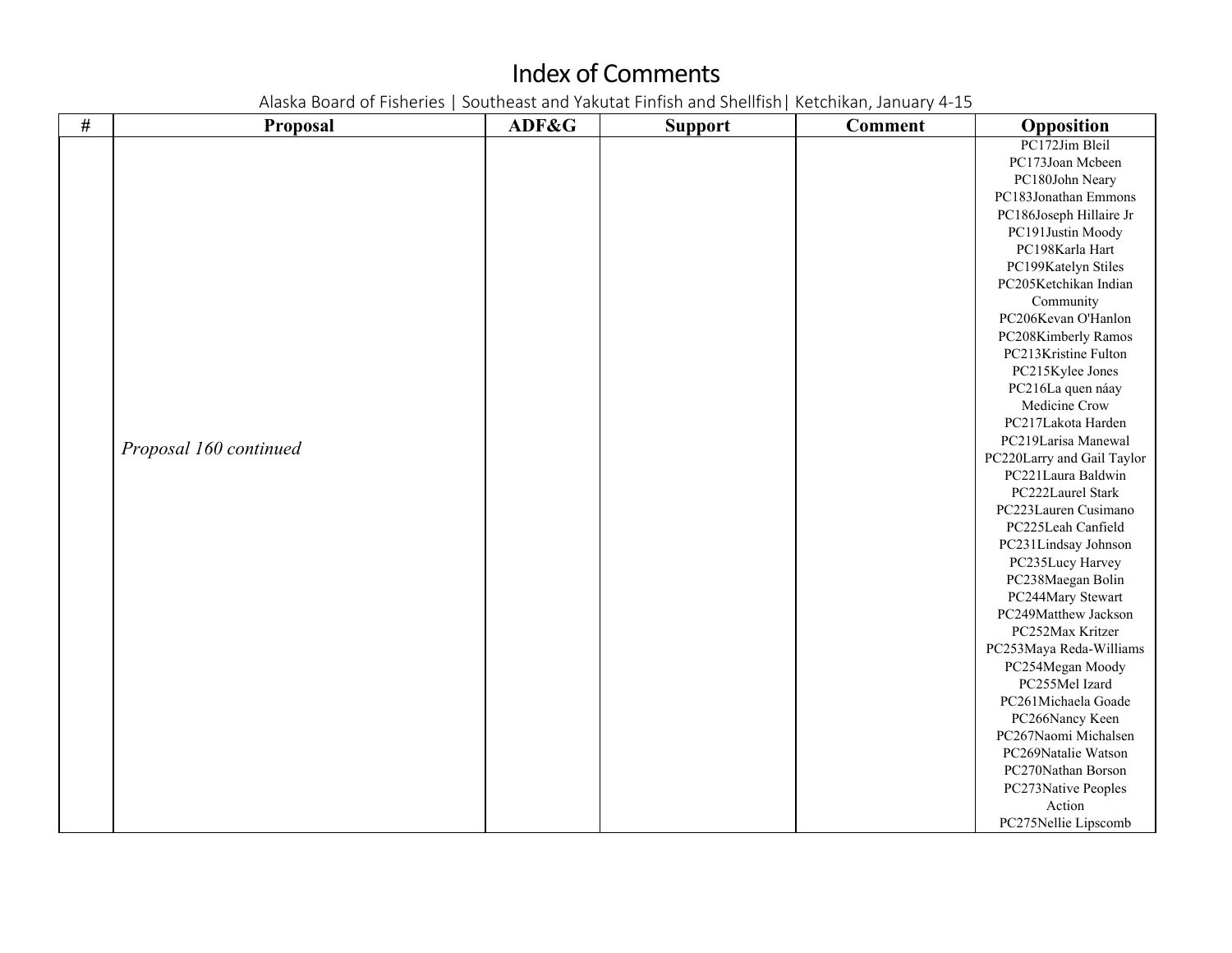# Index of Comments

Alaska Board of Fisheries | Southeast and Yakutat Finfish and Shellfish| Ketchikan, January 4-15

| # | Proposal | ADF&G | Support | Comment | Opposition |
|---|---|---|---|---|---|
| | *Proposal 160 continued* | | | | PC172Jim Bleil<br>PC173Joan Mcbeen<br>PC180John Neary<br>PC183Jonathan Emmons<br>PC186Joseph Hillaire Jr<br>PC191Justin Moody<br>PC198Karla Hart<br>PC199Katelyn Stiles<br>PC205Ketchikan Indian Community<br>PC206Kevan O'Hanlon<br>PC208Kimberly Ramos<br>PC213Kristine Fulton<br>PC215Kylee Jones<br>PC216La quen náay Medicine Crow<br>PC217Lakota Harden<br>PC219Larisa Manewal<br>PC220Larry and Gail Taylor<br>PC221Laura Baldwin<br>PC222Laurel Stark<br>PC223Lauren Cusimano<br>PC225Leah Canfield<br>PC231Lindsay Johnson<br>PC235Lucy Harvey<br>PC238Maegan Bolin<br>PC244Mary Stewart<br>PC249Matthew Jackson<br>PC252Max Kritzer<br>PC253Maya Reda-Williams<br>PC254Megan Moody<br>PC255Mel Izard<br>PC261Michaela Goade<br>PC266Nancy Keen<br>PC267Naomi Michalsen<br>PC269Natalie Watson<br>PC270Nathan Borson<br>PC273Native Peoples Action<br>PC275Nellie Lipscomb |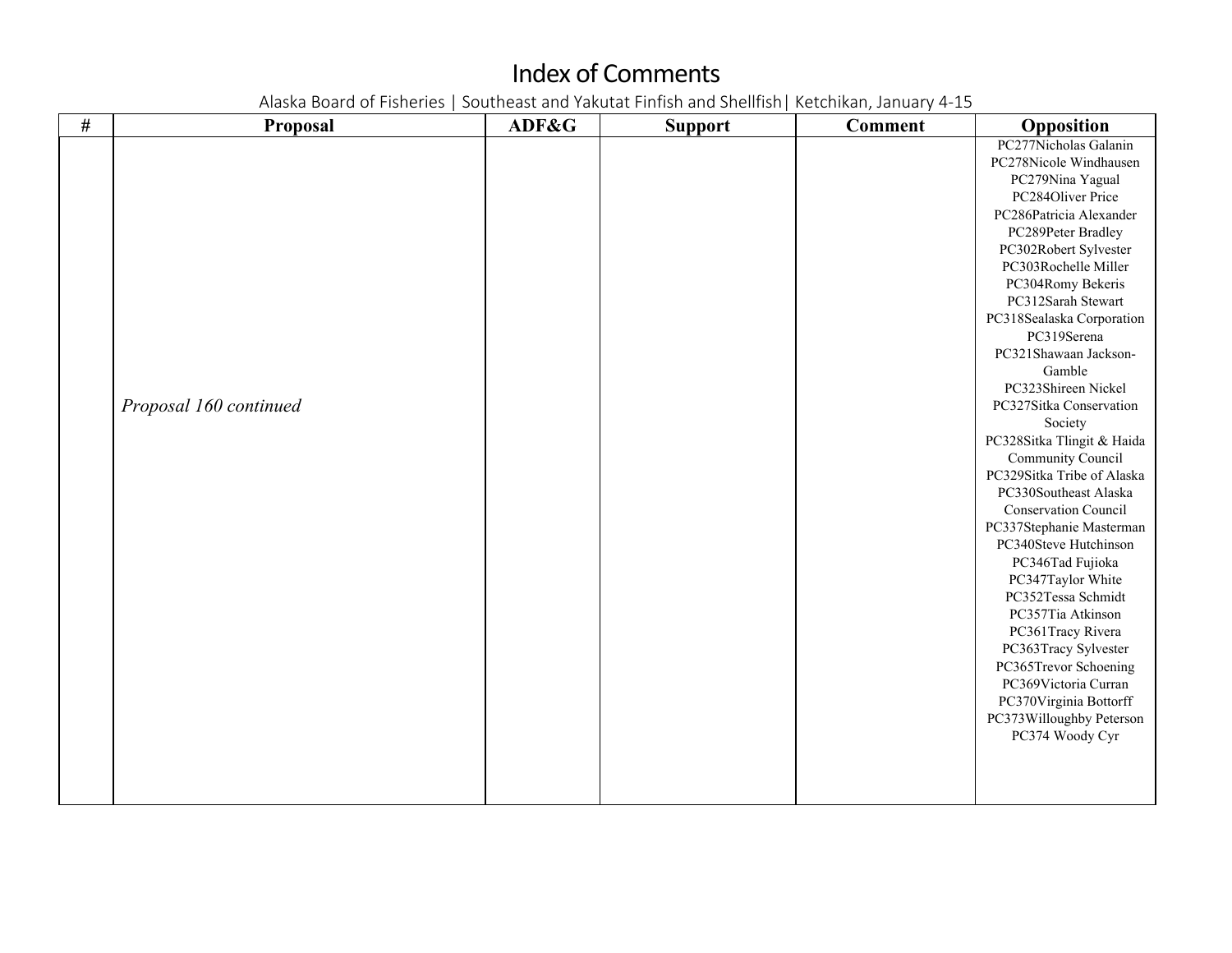# Index of Comments

Alaska Board of Fisheries | Southeast and Yakutat Finfish and Shellfish| Ketchikan, January 4-15

| # | Proposal | ADF&G | Support | Comment | Opposition |
|---|---|---|---|---|---|
| | *Proposal 160 continued* | | | | PC277Nicholas Galanin<br>PC278Nicole Windhausen<br>PC279Nina Yagual<br>PC284Oliver Price<br>PC286Patricia Alexander<br>PC289Peter Bradley<br>PC302Robert Sylvester<br>PC303Rochelle Miller<br>PC304Romy Bekeris<br>PC312Sarah Stewart<br>PC318Sealaska Corporation<br>PC319Serena<br>PC321Shawaan Jackson-Gamble<br>PC323Shireen Nickel<br>PC327Sitka Conservation Society<br>PC328Sitka Tlingit & Haida Community Council<br>PC329Sitka Tribe of Alaska<br>PC330Southeast Alaska Conservation Council<br>PC337Stephanie Masterman<br>PC340Steve Hutchinson<br>PC346Tad Fujioka<br>PC347Taylor White<br>PC352Tessa Schmidt<br>PC357Tia Atkinson<br>PC361Tracy Rivera<br>PC363Tracy Sylvester<br>PC365Trevor Schoening<br>PC369Victoria Curran<br>PC370Virginia Bottorff<br>PC373Willoughby Peterson<br>PC374 Woody Cyr |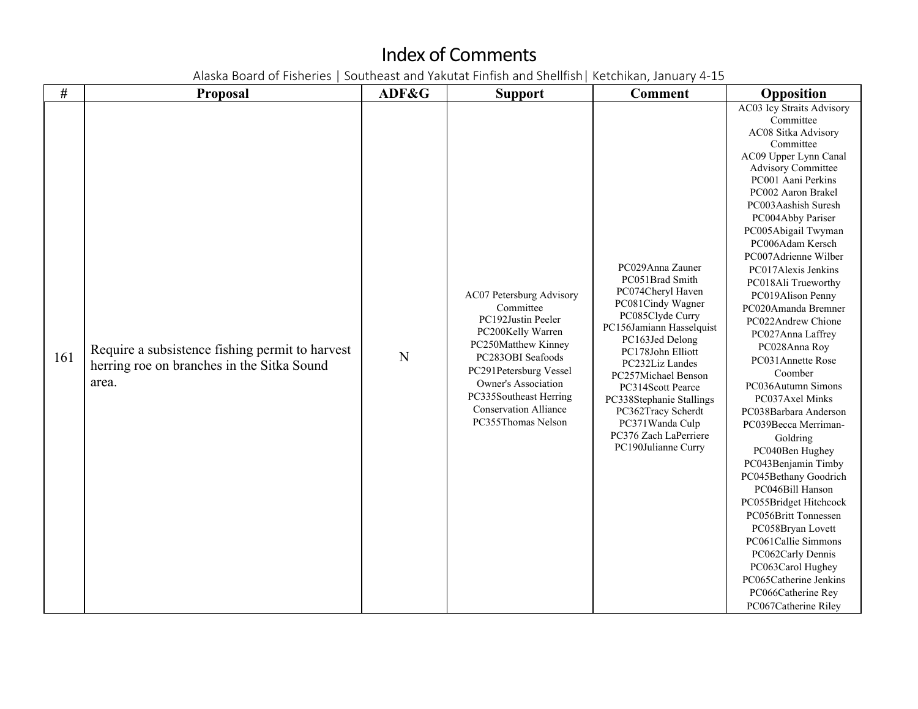# Index of Comments

Alaska Board of Fisheries | Southeast and Yakutat Finfish and Shellfish| Ketchikan, January 4-15

| # | Proposal | ADF&G | Support | Comment | Opposition |
|---|---|---|---|---|---|
| 161 | Require a subsistence fishing permit to harvest herring roe on branches in the Sitka Sound area. | N | AC07 Petersburg Advisory Committee<br>PC192Justin Peeler<br>PC200Kelly Warren<br>PC250Matthew Kinney<br>PC283OBI Seafoods<br>PC291Petersburg Vessel Owner's Association<br>PC335Southeast Herring Conservation Alliance<br>PC355Thomas Nelson | PC029Anna Zauner<br>PC051Brad Smith<br>PC074Cheryl Haven<br>PC081Cindy Wagner<br>PC085Clyde Curry<br>PC156Jamiann Hasselquist<br>PC163Jed Delong<br>PC178John Elliott<br>PC232Liz Landes<br>PC257Michael Benson<br>PC314Scott Pearce<br>PC338Stephanie Stallings<br>PC362Tracy Scherdt<br>PC371Wanda Culp<br>PC376 Zach LaPerriere<br>PC190Julianne Curry | AC03 Icy Straits Advisory Committee<br>AC08 Sitka Advisory Committee<br>AC09 Upper Lynn Canal Advisory Committee<br>PC001 Aani Perkins<br>PC002 Aaron Brakel<br>PC003Aashish Suresh<br>PC004Abby Pariser<br>PC005Abigail Twyman<br>PC006Adam Kersch<br>PC007Adrienne Wilber<br>PC017Alexis Jenkins<br>PC018Ali Trueworthy<br>PC019Alison Penny<br>PC020Amanda Bremner<br>PC022Andrew Chione<br>PC027Anna Laffrey<br>PC028Anna Roy<br>PC031Annette Rose Coomber<br>PC036Autumn Simons<br>PC037Axel Minks<br>PC038Barbara Anderson<br>PC039Becca Merriman-Goldring<br>PC040Ben Hughey<br>PC043Benjamin Timby<br>PC045Bethany Goodrich<br>PC046Bill Hanson<br>PC055Bridget Hitchcock<br>PC056Britt Tonnessen<br>PC058Bryan Lovett<br>PC061Callie Simmons<br>PC062Carly Dennis<br>PC063Carol Hughey<br>PC065Catherine Jenkins<br>PC066Catherine Rey<br>PC067Catherine Riley |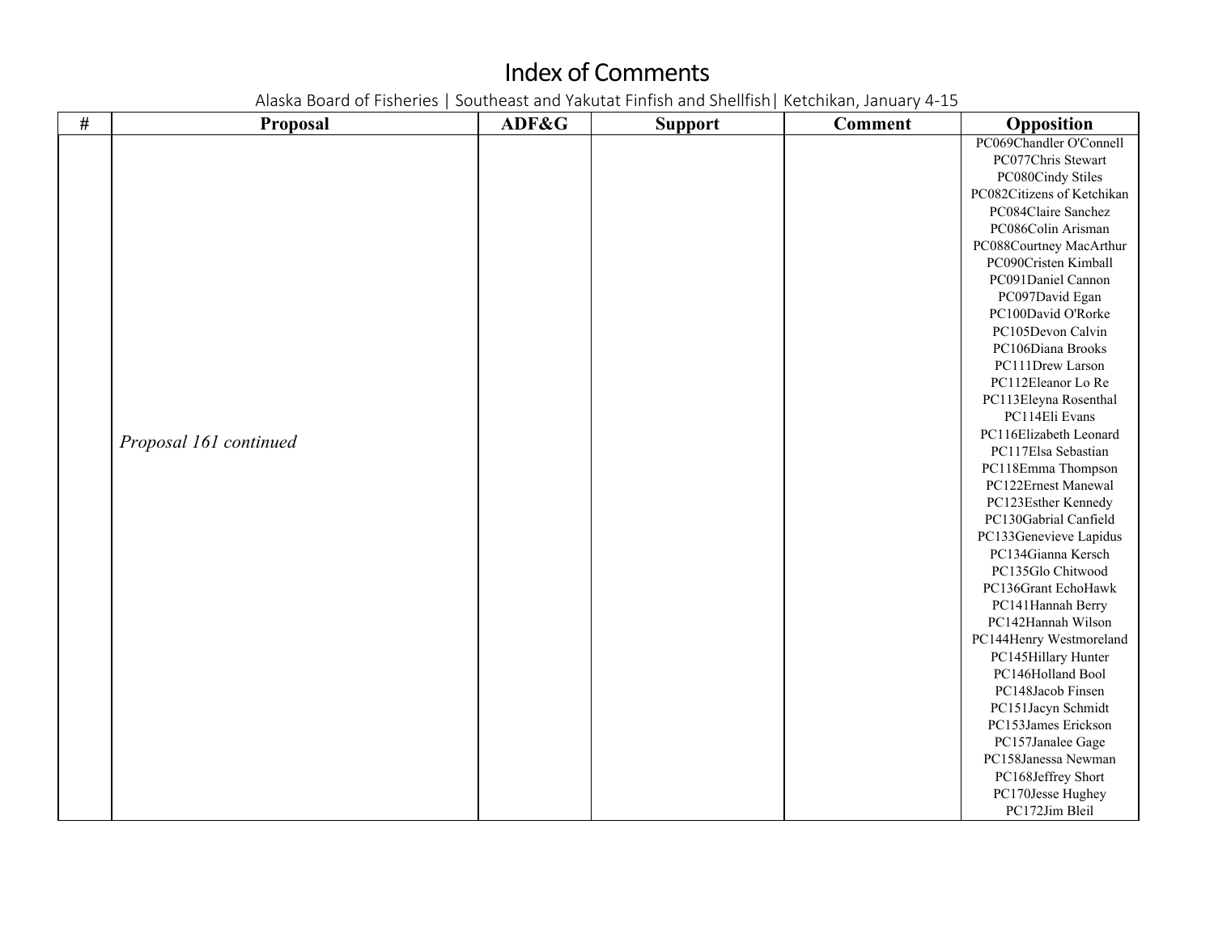# Index of Comments

Alaska Board of Fisheries | Southeast and Yakutat Finfish and Shellfish| Ketchikan, January 4-15

| # | Proposal | ADF&G | Support | Comment | Opposition |
|---|---|---|---|---|---|
| | *Proposal 161 continued* | | | | PC069Chandler O'Connell<br>PC077Chris Stewart<br>PC080Cindy Stiles<br>PC082Citizens of Ketchikan<br>PC084Claire Sanchez<br>PC086Colin Arisman<br>PC088Courtney MacArthur<br>PC090Cristen Kimball<br>PC091Daniel Cannon<br>PC097David Egan<br>PC100David O'Rorke<br>PC105Devon Calvin<br>PC106Diana Brooks<br>PC111Drew Larson<br>PC112Eleanor Lo Re<br>PC113Eleyna Rosenthal<br>PC114Eli Evans<br>PC116Elizabeth Leonard<br>PC117Elsa Sebastian<br>PC118Emma Thompson<br>PC122Ernest Manewal<br>PC123Esther Kennedy<br>PC130Gabrial Canfield<br>PC133Genevieve Lapidus<br>PC134Gianna Kersch<br>PC135Glo Chitwood<br>PC136Grant EchoHawk<br>PC141Hannah Berry<br>PC142Hannah Wilson<br>PC144Henry Westmoreland<br>PC145Hillary Hunter<br>PC146Holland Bool<br>PC148Jacob Finsen<br>PC151Jacyn Schmidt<br>PC153James Erickson<br>PC157Janalee Gage<br>PC158Janessa Newman<br>PC168Jeffrey Short<br>PC170Jesse Hughey<br>PC172Jim Bleil |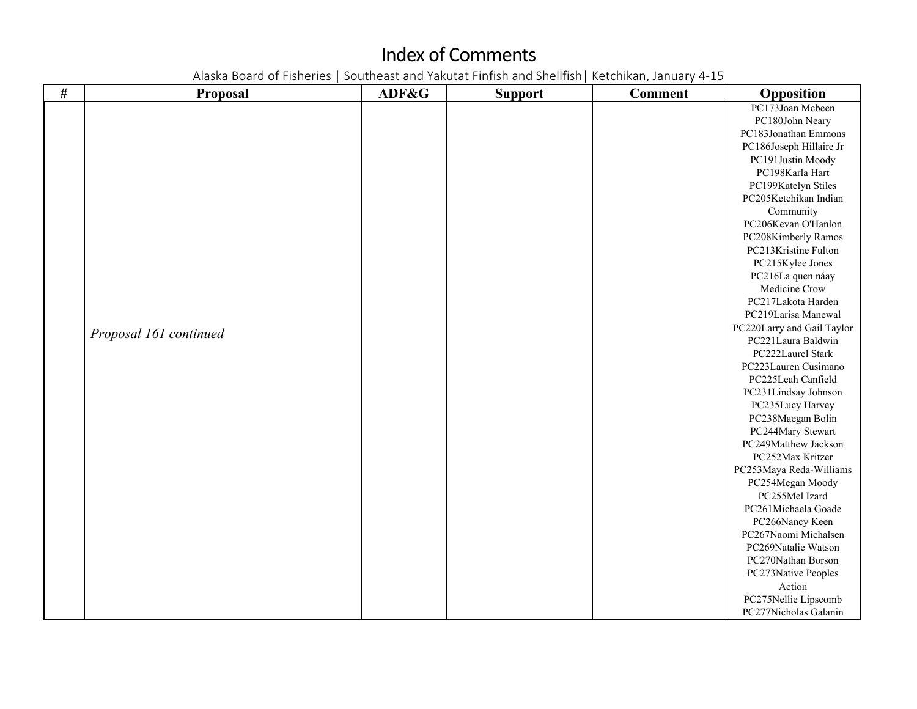# Index of Comments

Alaska Board of Fisheries | Southeast and Yakutat Finfish and Shellfish| Ketchikan, January 4-15

| # | Proposal | ADF&G | Support | Comment | Opposition |
|---|---|---|---|---|---|
| | *Proposal 161 continued* | | | | PC173Joan Mcbeen<br>PC180John Neary<br>PC183Jonathan Emmons<br>PC186Joseph Hillaire Jr<br>PC191Justin Moody<br>PC198Karla Hart<br>PC199Katelyn Stiles<br>PC205Ketchikan Indian Community<br>PC206Kevan O'Hanlon<br>PC208Kimberly Ramos<br>PC213Kristine Fulton<br>PC215Kylee Jones<br>PC216La quen náay Medicine Crow<br>PC217Lakota Harden<br>PC219Larisa Manewal<br>PC220Larry and Gail Taylor<br>PC221Laura Baldwin<br>PC222Laurel Stark<br>PC223Lauren Cusimano<br>PC225Leah Canfield<br>PC231Lindsay Johnson<br>PC235Lucy Harvey<br>PC238Maegan Bolin<br>PC244Mary Stewart<br>PC249Matthew Jackson<br>PC252Max Kritzer<br>PC253Maya Reda-Williams<br>PC254Megan Moody<br>PC255Mel Izard<br>PC261Michaela Goade<br>PC266Nancy Keen<br>PC267Naomi Michalsen<br>PC269Natalie Watson<br>PC270Nathan Borson<br>PC273Native Peoples Action<br>PC275Nellie Lipscomb<br>PC277Nicholas Galanin |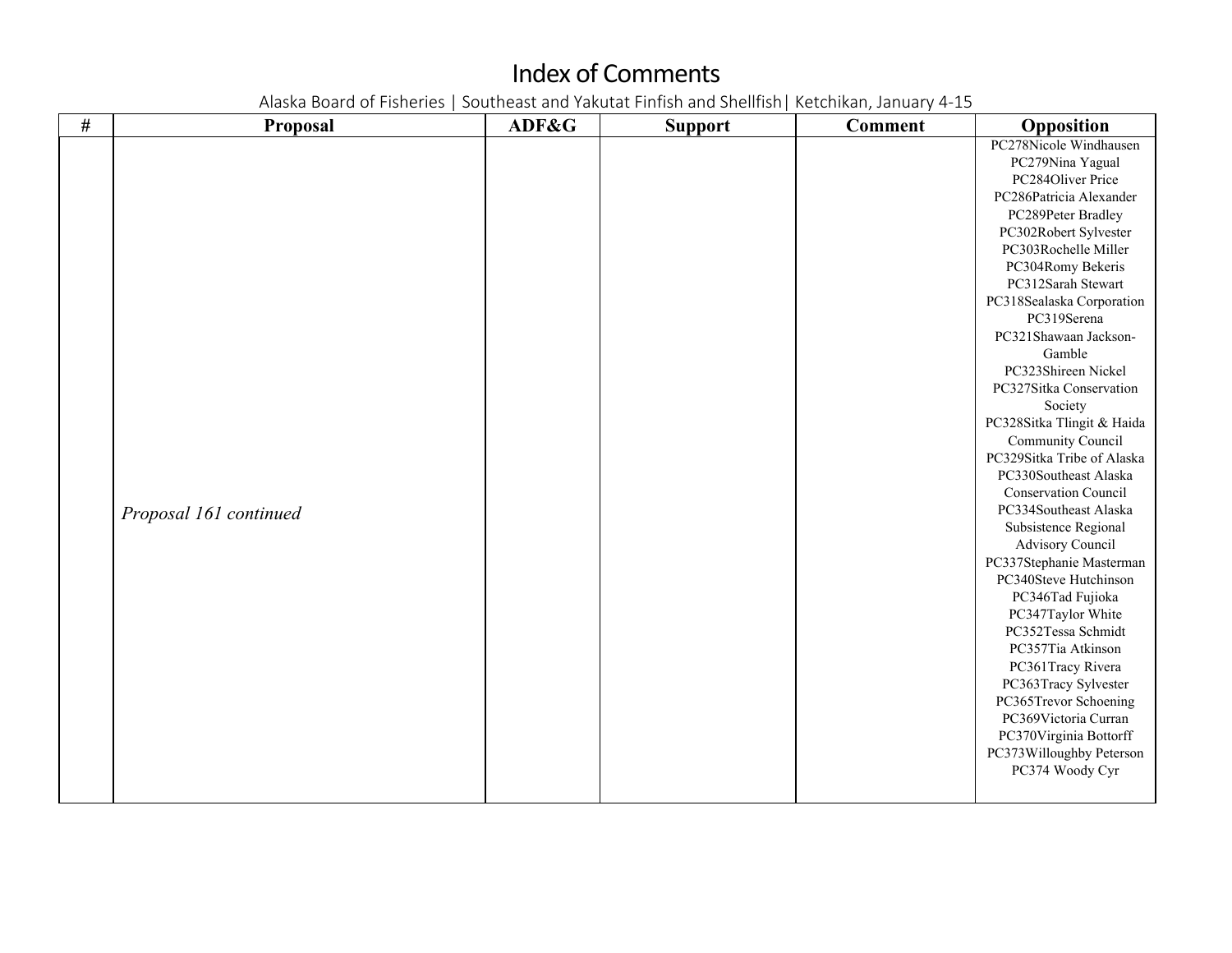# Index of Comments

Alaska Board of Fisheries | Southeast and Yakutat Finfish and Shellfish| Ketchikan, January 4-15

| # | Proposal | ADF&G | Support | Comment | Opposition |
|---|---|---|---|---|---|
| | *Proposal 161 continued* | | | | PC278Nicole Windhausen<br>PC279Nina Yagual<br>PC284Oliver Price<br>PC286Patricia Alexander<br>PC289Peter Bradley<br>PC302Robert Sylvester<br>PC303Rochelle Miller<br>PC304Romy Bekeris<br>PC312Sarah Stewart<br>PC318Sealaska Corporation<br>PC319Serena<br>PC321Shawaan Jackson-Gamble<br>PC323Shireen Nickel<br>PC327Sitka Conservation Society<br>PC328Sitka Tlingit & Haida Community Council<br>PC329Sitka Tribe of Alaska<br>PC330Southeast Alaska Conservation Council<br>PC334Southeast Alaska Subsistence Regional Advisory Council<br>PC337Stephanie Masterman<br>PC340Steve Hutchinson<br>PC346Tad Fujioka<br>PC347Taylor White<br>PC352Tessa Schmidt<br>PC357Tia Atkinson<br>PC361Tracy Rivera<br>PC363Tracy Sylvester<br>PC365Trevor Schoening<br>PC369Victoria Curran<br>PC370Virginia Bottorff<br>PC373Willoughby Peterson<br>PC374 Woody Cyr |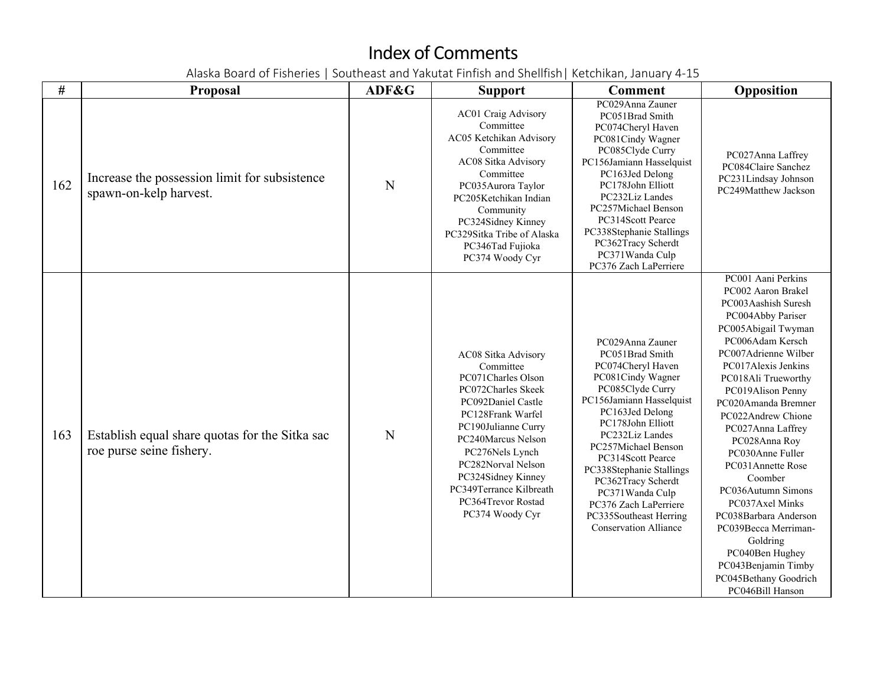# Index of Comments

Alaska Board of Fisheries | Southeast and Yakutat Finfish and Shellfish| Ketchikan, January 4-15

| # | Proposal | ADF&G | Support | Comment | Opposition |
|---|---|---|---|---|---|
| 162 | Increase the possession limit for subsistence spawn-on-kelp harvest. | N | AC01 Craig Advisory Committee<br>AC05 Ketchikan Advisory Committee<br>AC08 Sitka Advisory Committee<br>PC035Aurora Taylor<br>PC205Ketchikan Indian Community<br>PC324Sidney Kinney<br>PC329Sitka Tribe of Alaska<br>PC346Tad Fujioka<br>PC374 Woody Cyr | PC029Anna Zauner<br>PC051Brad Smith<br>PC074Cheryl Haven<br>PC081Cindy Wagner<br>PC085Clyde Curry<br>PC156Jamiann Hasselquist<br>PC163Jed Delong<br>PC178John Elliott<br>PC232Liz Landes<br>PC257Michael Benson<br>PC314Scott Pearce<br>PC338Stephanie Stallings<br>PC362Tracy Scherdt<br>PC371Wanda Culp<br>PC376 Zach LaPerriere | PC027Anna Laffrey<br>PC084Claire Sanchez<br>PC231Lindsay Johnson<br>PC249Matthew Jackson |
| 163 | Establish equal share quotas for the Sitka sac roe purse seine fishery. | N | AC08 Sitka Advisory Committee<br>PC071Charles Olson<br>PC072Charles Skeek<br>PC092Daniel Castle<br>PC128Frank Warfel<br>PC190Julianne Curry<br>PC240Marcus Nelson<br>PC276Nels Lynch<br>PC282Norval Nelson<br>PC324Sidney Kinney<br>PC349Terrance Kilbreath<br>PC364Trevor Rostad<br>PC374 Woody Cyr | PC029Anna Zauner<br>PC051Brad Smith<br>PC074Cheryl Haven<br>PC081Cindy Wagner<br>PC085Clyde Curry<br>PC156Jamiann Hasselquist<br>PC163Jed Delong<br>PC178John Elliott<br>PC232Liz Landes<br>PC257Michael Benson<br>PC314Scott Pearce<br>PC338Stephanie Stallings<br>PC362Tracy Scherdt<br>PC371Wanda Culp<br>PC376 Zach LaPerriere<br>PC335Southeast Herring Conservation Alliance | PC001 Aani Perkins<br>PC002 Aaron Brakel<br>PC003Aashish Suresh<br>PC004Abby Pariser<br>PC005Abigail Twyman<br>PC006Adam Kersch<br>PC007Adrienne Wilber<br>PC017Alexis Jenkins<br>PC018Ali Trueworthy<br>PC019Alison Penny<br>PC020Amanda Bremner<br>PC022Andrew Chione<br>PC027Anna Laffrey<br>PC028Anna Roy<br>PC030Anne Fuller<br>PC031Annette Rose Coomber<br>PC036Autumn Simons<br>PC037Axel Minks<br>PC038Barbara Anderson<br>PC039Becca Merriman-Goldring<br>PC040Ben Hughey<br>PC043Benjamin Timby<br>PC045Bethany Goodrich<br>PC046Bill Hanson |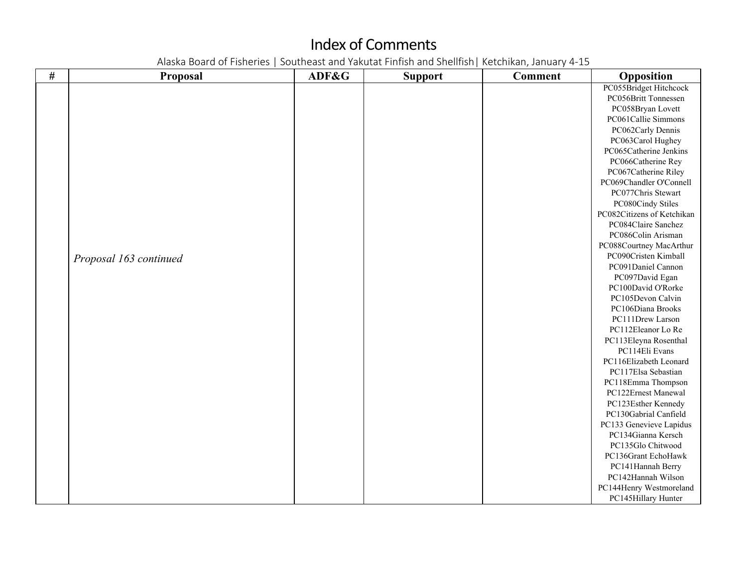# Index of Comments

Alaska Board of Fisheries | Southeast and Yakutat Finfish and Shellfish| Ketchikan, January 4-15

| # | Proposal | ADF&G | Support | Comment | Opposition |
|---|---|---|---|---|---|
| | *Proposal 163 continued* | | | | PC055Bridget Hitchcock<br>PC056Britt Tonnessen<br>PC058Bryan Lovett<br>PC061Callie Simmons<br>PC062Carly Dennis<br>PC063Carol Hughey<br>PC065Catherine Jenkins<br>PC066Catherine Rey<br>PC067Catherine Riley<br>PC069Chandler O'Connell<br>PC077Chris Stewart<br>PC080Cindy Stiles<br>PC082Citizens of Ketchikan<br>PC084Claire Sanchez<br>PC086Colin Arisman<br>PC088Courtney MacArthur<br>PC090Cristen Kimball<br>PC091Daniel Cannon<br>PC097David Egan<br>PC100David O'Rorke<br>PC105Devon Calvin<br>PC106Diana Brooks<br>PC111Drew Larson<br>PC112Eleanor Lo Re<br>PC113Eleyna Rosenthal<br>PC114Eli Evans<br>PC116Elizabeth Leonard<br>PC117Elsa Sebastian<br>PC118Emma Thompson<br>PC122Ernest Manewal<br>PC123Esther Kennedy<br>PC130Gabrial Canfield<br>PC133 Genevieve Lapidus<br>PC134Gianna Kersch<br>PC135Glo Chitwood<br>PC136Grant EchoHawk<br>PC141Hannah Berry<br>PC142Hannah Wilson<br>PC144Henry Westmoreland<br>PC145Hillary Hunter |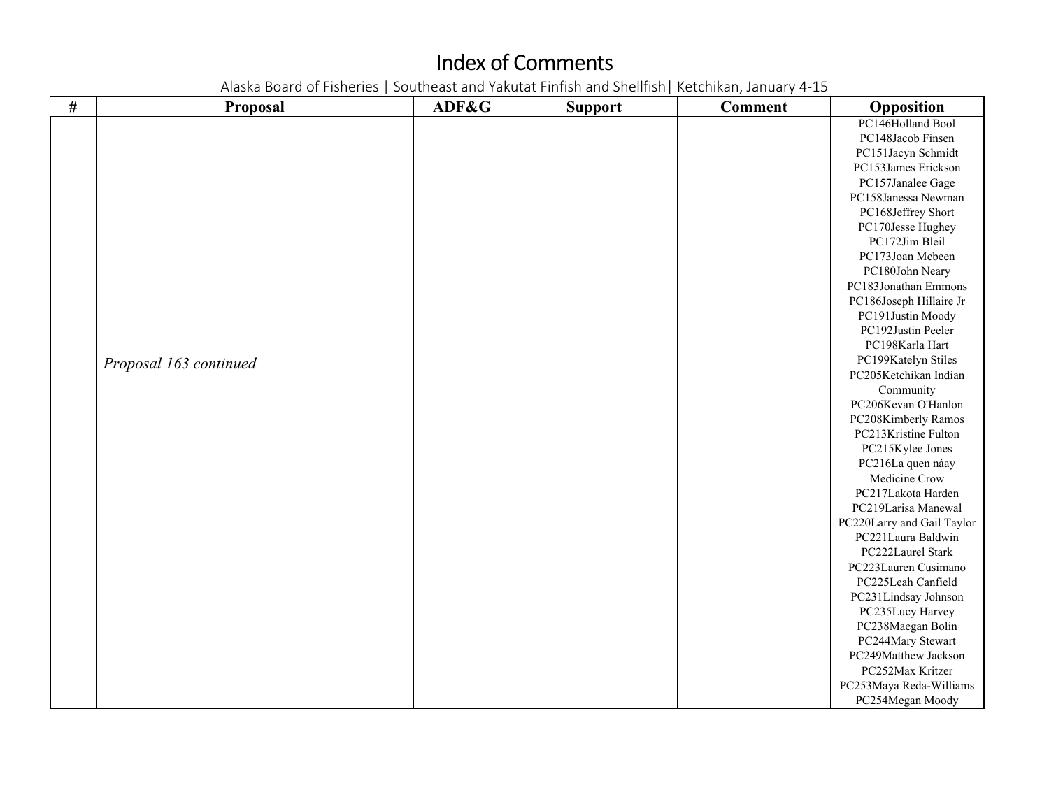# Index of Comments

Alaska Board of Fisheries | Southeast and Yakutat Finfish and Shellfish| Ketchikan, January 4-15

| # | Proposal | ADF&G | Support | Comment | Opposition |
|---|---|---|---|---|---|
| | *Proposal 163 continued* | | | | PC146Holland Bool<br>PC148Jacob Finsen<br>PC151Jacyn Schmidt<br>PC153James Erickson<br>PC157Janalee Gage<br>PC158Janessa Newman<br>PC168Jeffrey Short<br>PC170Jesse Hughey<br>PC172Jim Bleil<br>PC173Joan Mcbeen<br>PC180John Neary<br>PC183Jonathan Emmons<br>PC186Joseph Hillaire Jr<br>PC191Justin Moody<br>PC192Justin Peeler<br>PC198Karla Hart<br>PC199Katelyn Stiles<br>PC205Ketchikan Indian Community<br>PC206Kevan O'Hanlon<br>PC208Kimberly Ramos<br>PC213Kristine Fulton<br>PC215Kylee Jones<br>PC216La quen náay Medicine Crow<br>PC217Lakota Harden<br>PC219Larisa Manewal<br>PC220Larry and Gail Taylor<br>PC221Laura Baldwin<br>PC222Laurel Stark<br>PC223Lauren Cusimano<br>PC225Leah Canfield<br>PC231Lindsay Johnson<br>PC235Lucy Harvey<br>PC238Maegan Bolin<br>PC244Mary Stewart<br>PC249Matthew Jackson<br>PC252Max Kritzer<br>PC253Maya Reda-Williams<br>PC254Megan Moody |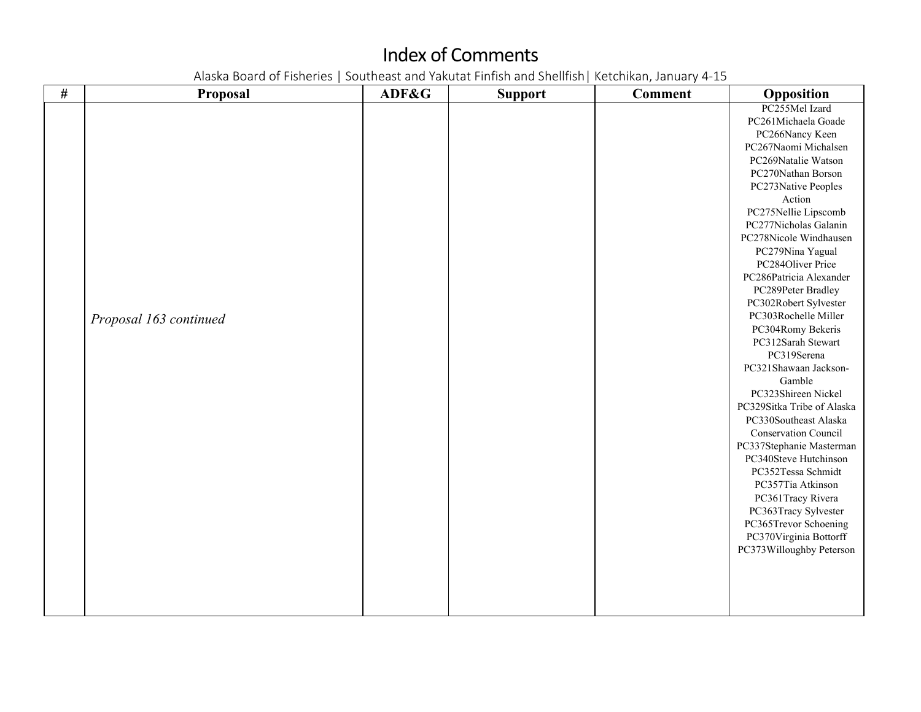# Index of Comments

Alaska Board of Fisheries | Southeast and Yakutat Finfish and Shellfish| Ketchikan, January 4-15

| # | Proposal | ADF&G | Support | Comment | Opposition |
|---|---|---|---|---|---|
| | *Proposal 163 continued* | | | | PC255Mel Izard<br>PC261Michaela Goade<br>PC266Nancy Keen<br>PC267Naomi Michalsen<br>PC269Natalie Watson<br>PC270Nathan Borson<br>PC273Native Peoples Action<br>PC275Nellie Lipscomb<br>PC277Nicholas Galanin<br>PC278Nicole Windhausen<br>PC279Nina Yagual<br>PC284Oliver Price<br>PC286Patricia Alexander<br>PC289Peter Bradley<br>PC302Robert Sylvester<br>PC303Rochelle Miller<br>PC304Romy Bekeris<br>PC312Sarah Stewart<br>PC319Serena<br>PC321Shawaan Jackson-Gamble<br>PC323Shireen Nickel<br>PC329Sitka Tribe of Alaska<br>PC330Southeast Alaska Conservation Council<br>PC337Stephanie Masterman<br>PC340Steve Hutchinson<br>PC352Tessa Schmidt<br>PC357Tia Atkinson<br>PC361Tracy Rivera<br>PC363Tracy Sylvester<br>PC365Trevor Schoening<br>PC370Virginia Bottorff<br>PC373Willoughby Peterson |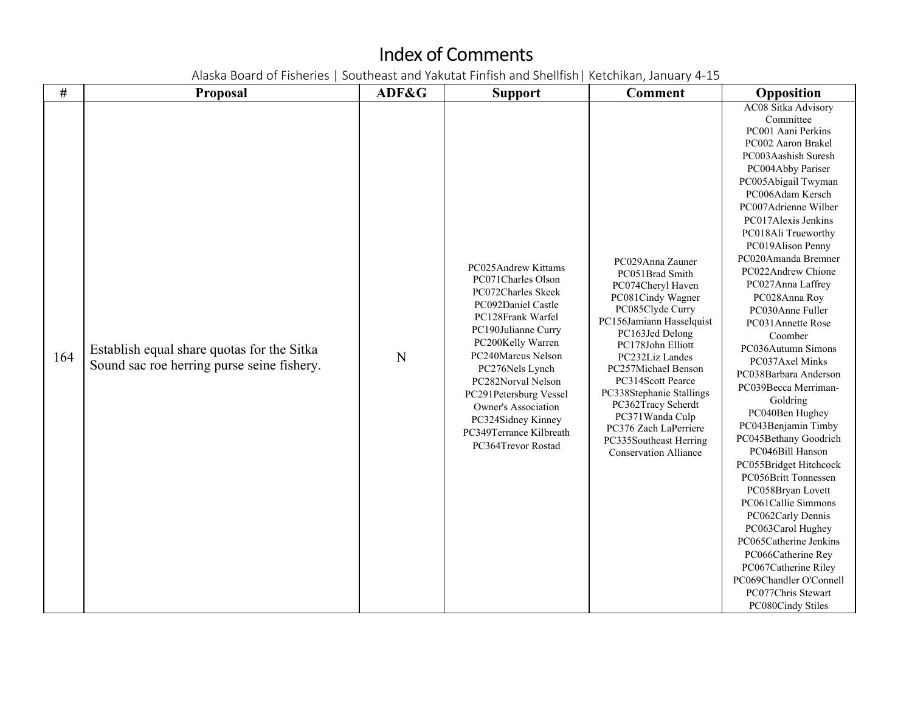# Index of Comments

Alaska Board of Fisheries | Southeast and Yakutat Finfish and Shellfish| Ketchikan, January 4-15

| # | Proposal | ADF&G | Support | Comment | Opposition |
|---|---|---|---|---|---|
| 164 | Establish equal share quotas for the Sitka Sound sac roe herring purse seine fishery. | N | PC025Andrew Kittams<br>PC071Charles Olson<br>PC072Charles Skeek<br>PC092Daniel Castle<br>PC128Frank Warfel<br>PC190Julianne Curry<br>PC200Kelly Warren<br>PC240Marcus Nelson<br>PC276Nels Lynch<br>PC282Norval Nelson<br>PC291Petersburg Vessel Owner's Association<br>PC324Sidney Kinney<br>PC349Terrance Kilbreath<br>PC364Trevor Rostad | PC029Anna Zauner<br>PC051Brad Smith<br>PC074Cheryl Haven<br>PC081Cindy Wagner<br>PC085Clyde Curry<br>PC156Jamiann Hasselquist<br>PC163Jed Delong<br>PC178John Elliott<br>PC232Liz Landes<br>PC257Michael Benson<br>PC314Scott Pearce<br>PC338Stephanie Stallings<br>PC362Tracy Scherdt<br>PC371Wanda Culp<br>PC376 Zach LaPerriere<br>PC335Southeast Herring Conservation Alliance | AC08 Sitka Advisory Committee<br>PC001 Aani Perkins<br>PC002 Aaron Brakel<br>PC003Aashish Suresh<br>PC004Abby Pariser<br>PC005Abigail Twyman<br>PC006Adam Kersch<br>PC007Adrienne Wilber<br>PC017Alexis Jenkins<br>PC018Ali Trueworthy<br>PC019Alison Penny<br>PC020Amanda Bremner<br>PC022Andrew Chione<br>PC027Anna Laffrey<br>PC028Anna Roy<br>PC030Anne Fuller<br>PC031Annette Rose Coomber<br>PC036Autumn Simons<br>PC037Axel Minks<br>PC038Barbara Anderson<br>PC039Becca Merriman-Goldring<br>PC040Ben Hughey<br>PC043Benjamin Timby<br>PC045Bethany Goodrich<br>PC046Bill Hanson<br>PC055Bridget Hitchcock<br>PC056Britt Tonnessen<br>PC058Bryan Lovett<br>PC061Callie Simmons<br>PC062Carly Dennis<br>PC063Carol Hughey<br>PC065Catherine Jenkins<br>PC066Catherine Rey<br>PC067Catherine Riley<br>PC069Chandler O'Connell<br>PC077Chris Stewart<br>PC080Cindy Stiles |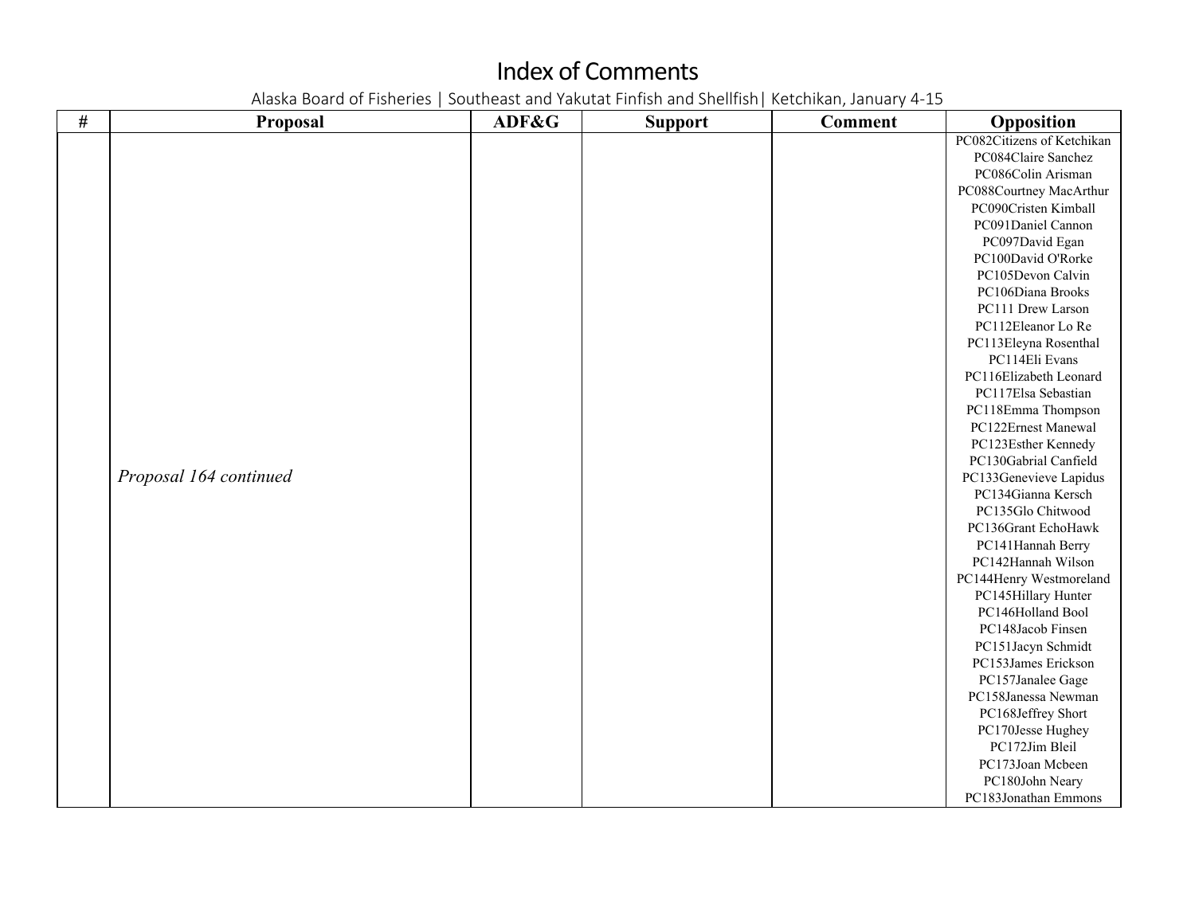# Index of Comments

Alaska Board of Fisheries | Southeast and Yakutat Finfish and Shellfish| Ketchikan, January 4-15

| # | Proposal | ADF&G | Support | Comment | Opposition |
|---|---|---|---|---|---|
| | *Proposal 164 continued* | | | | PC082Citizens of Ketchikan<br>PC084Claire Sanchez<br>PC086Colin Arisman<br>PC088Courtney MacArthur<br>PC090Cristen Kimball<br>PC091Daniel Cannon<br>PC097David Egan<br>PC100David O'Rorke<br>PC105Devon Calvin<br>PC106Diana Brooks<br>PC111 Drew Larson<br>PC112Eleanor Lo Re<br>PC113Eleyna Rosenthal<br>PC114Eli Evans<br>PC116Elizabeth Leonard<br>PC117Elsa Sebastian<br>PC118Emma Thompson<br>PC122Ernest Manewal<br>PC123Esther Kennedy<br>PC130Gabrial Canfield<br>PC133Genevieve Lapidus<br>PC134Gianna Kersch<br>PC135Glo Chitwood<br>PC136Grant EchoHawk<br>PC141Hannah Berry<br>PC142Hannah Wilson<br>PC144Henry Westmoreland<br>PC145Hillary Hunter<br>PC146Holland Bool<br>PC148Jacob Finsen<br>PC151Jacyn Schmidt<br>PC153James Erickson<br>PC157Janalee Gage<br>PC158Janessa Newman<br>PC168Jeffrey Short<br>PC170Jesse Hughey<br>PC172Jim Bleil<br>PC173Joan Mcbeen<br>PC180John Neary<br>PC183Jonathan Emmons |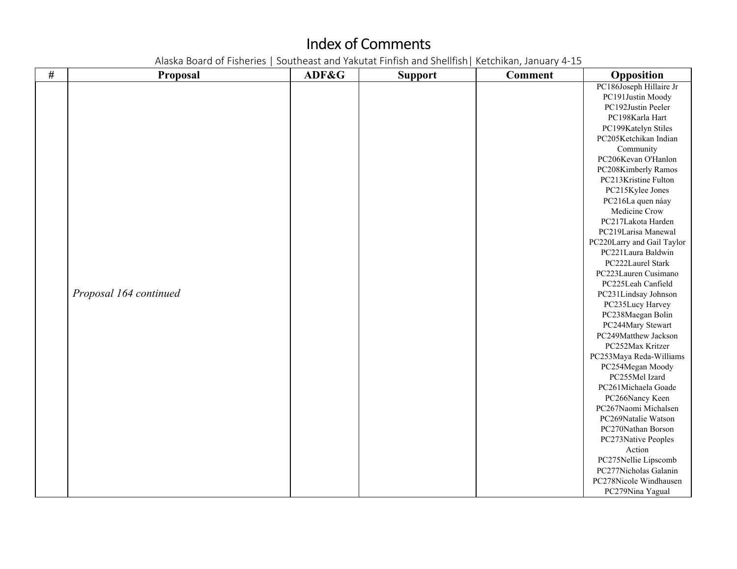# Index of Comments

Alaska Board of Fisheries | Southeast and Yakutat Finfish and Shellfish| Ketchikan, January 4-15

| # | Proposal | ADF&G | Support | Comment | Opposition |
|---|---|---|---|---|---|
| | *Proposal 164 continued* | | | | PC186Joseph Hillaire Jr<br>PC191Justin Moody<br>PC192Justin Peeler<br>PC198Karla Hart<br>PC199Katelyn Stiles<br>PC205Ketchikan Indian Community<br>PC206Kevan O'Hanlon<br>PC208Kimberly Ramos<br>PC213Kristine Fulton<br>PC215Kylee Jones<br>PC216La quen náay Medicine Crow<br>PC217Lakota Harden<br>PC219Larisa Manewal<br>PC220Larry and Gail Taylor<br>PC221Laura Baldwin<br>PC222Laurel Stark<br>PC223Lauren Cusimano<br>PC225Leah Canfield<br>PC231Lindsay Johnson<br>PC235Lucy Harvey<br>PC238Maegan Bolin<br>PC244Mary Stewart<br>PC249Matthew Jackson<br>PC252Max Kritzer<br>PC253Maya Reda-Williams<br>PC254Megan Moody<br>PC255Mel Izard<br>PC261Michaela Goade<br>PC266Nancy Keen<br>PC267Naomi Michalsen<br>PC269Natalie Watson<br>PC270Nathan Borson<br>PC273Native Peoples Action<br>PC275Nellie Lipscomb<br>PC277Nicholas Galanin<br>PC278Nicole Windhausen<br>PC279Nina Yagual |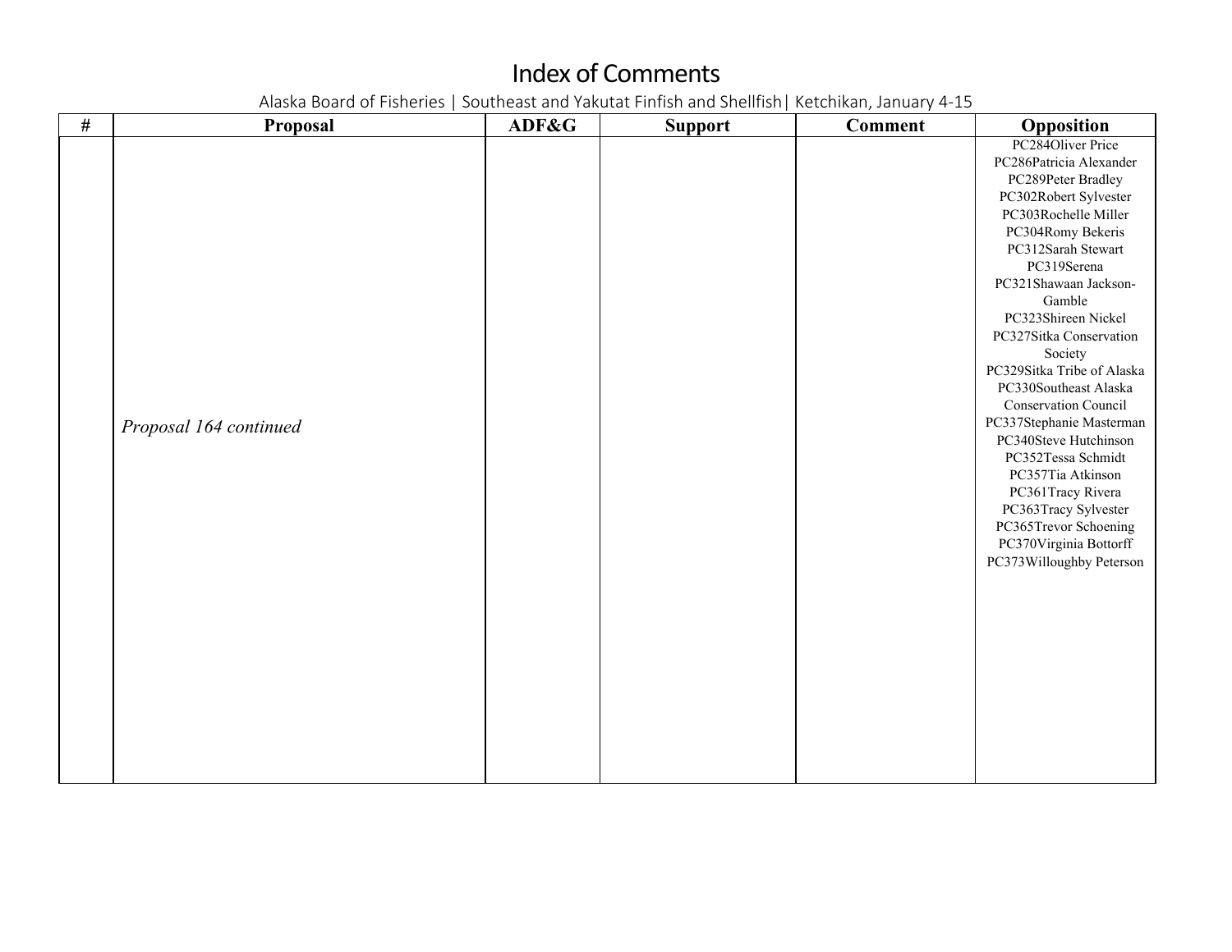# Index of Comments

Alaska Board of Fisheries | Southeast and Yakutat Finfish and Shellfish| Ketchikan, January 4-15

| # | Proposal | ADF&G | Support | Comment | Opposition |
|---|---|---|---|---|---|
| | *Proposal 164 continued* | | | | PC284Oliver Price<br>PC286Patricia Alexander<br>PC289Peter Bradley<br>PC302Robert Sylvester<br>PC303Rochelle Miller<br>PC304Romy Bekeris<br>PC312Sarah Stewart<br>PC319Serena<br>PC321Shawaan Jackson-Gamble<br>PC323Shireen Nickel<br>PC327Sitka Conservation Society<br>PC329Sitka Tribe of Alaska<br>PC330Southeast Alaska Conservation Council<br>PC337Stephanie Masterman<br>PC340Steve Hutchinson<br>PC352Tessa Schmidt<br>PC357Tia Atkinson<br>PC361Tracy Rivera<br>PC363Tracy Sylvester<br>PC365Trevor Schoening<br>PC370Virginia Bottorff<br>PC373Willoughby Peterson |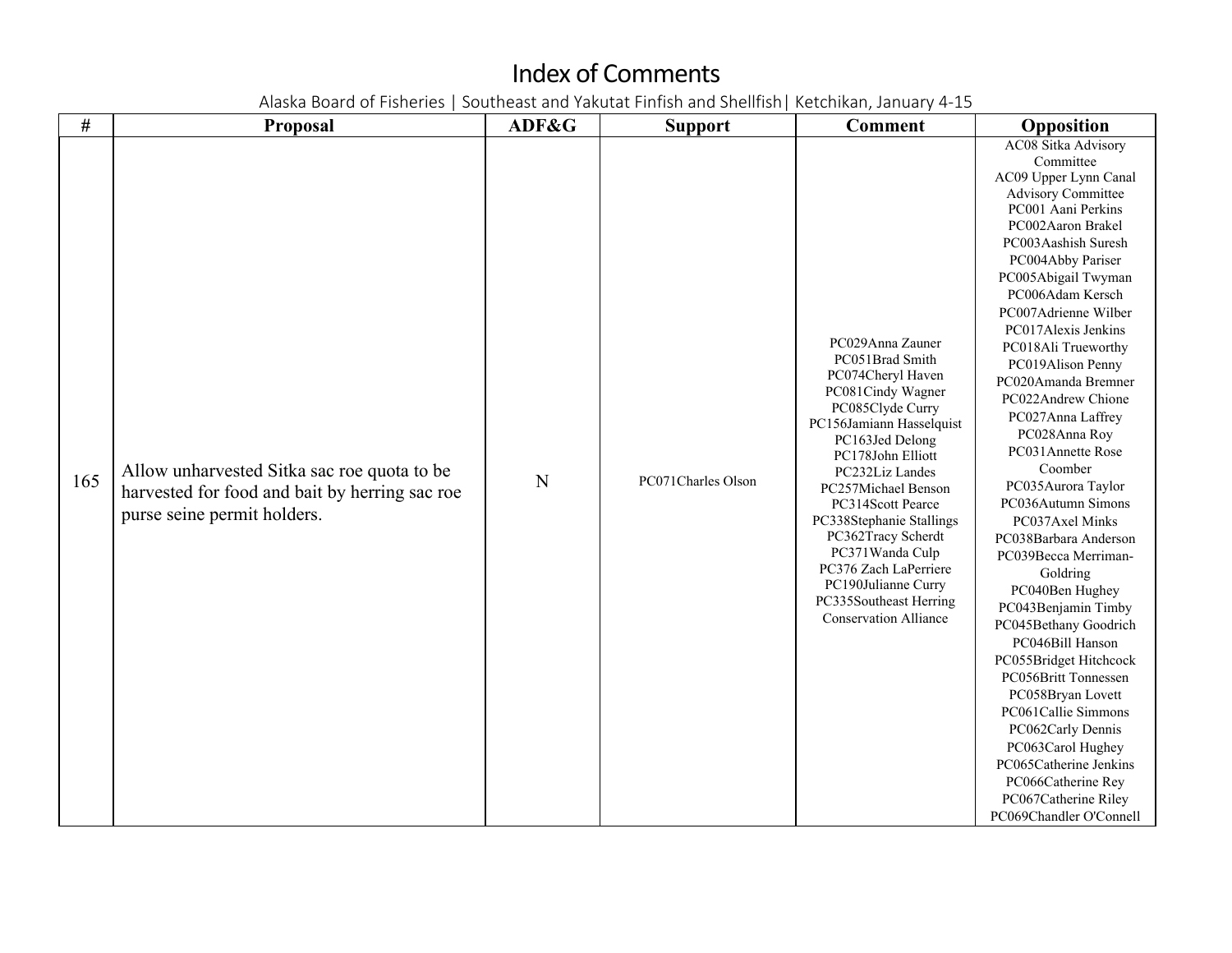# Index of Comments

Alaska Board of Fisheries | Southeast and Yakutat Finfish and Shellfish| Ketchikan, January 4-15

| # | Proposal | ADF&G | Support | Comment | Opposition |
|---|---|---|---|---|---|
| 165 | Allow unharvested Sitka sac roe quota to be harvested for food and bait by herring sac roe purse seine permit holders. | N | PC071Charles Olson | PC029Anna Zauner<br>PC051Brad Smith<br>PC074Cheryl Haven<br>PC081Cindy Wagner<br>PC085Clyde Curry<br>PC156Jamiann Hasselquist<br>PC163Jed Delong<br>PC178John Elliott<br>PC232Liz Landes<br>PC257Michael Benson<br>PC314Scott Pearce<br>PC338Stephanie Stallings<br>PC362Tracy Scherdt<br>PC371Wanda Culp<br>PC376 Zach LaPerriere<br>PC190Julianne Curry<br>PC335Southeast Herring Conservation Alliance | AC08 Sitka Advisory Committee<br>AC09 Upper Lynn Canal Advisory Committee<br>PC001 Aani Perkins<br>PC002Aaron Brakel<br>PC003Aashish Suresh<br>PC004Abby Pariser<br>PC005Abigail Twyman<br>PC006Adam Kersch<br>PC007Adrienne Wilber<br>PC017Alexis Jenkins<br>PC018Ali Trueworthy<br>PC019Alison Penny<br>PC020Amanda Bremner<br>PC022Andrew Chione<br>PC027Anna Laffrey<br>PC028Anna Roy<br>PC031Annette Rose Coomber<br>PC035Aurora Taylor<br>PC036Autumn Simons<br>PC037Axel Minks<br>PC038Barbara Anderson<br>PC039Becca Merriman-Goldring<br>PC040Ben Hughey<br>PC043Benjamin Timby<br>PC045Bethany Goodrich<br>PC046Bill Hanson<br>PC055Bridget Hitchcock<br>PC056Britt Tonnessen<br>PC058Bryan Lovett<br>PC061Callie Simmons<br>PC062Carly Dennis<br>PC063Carol Hughey<br>PC065Catherine Jenkins<br>PC066Catherine Rey<br>PC067Catherine Riley<br>PC069Chandler O'Connell |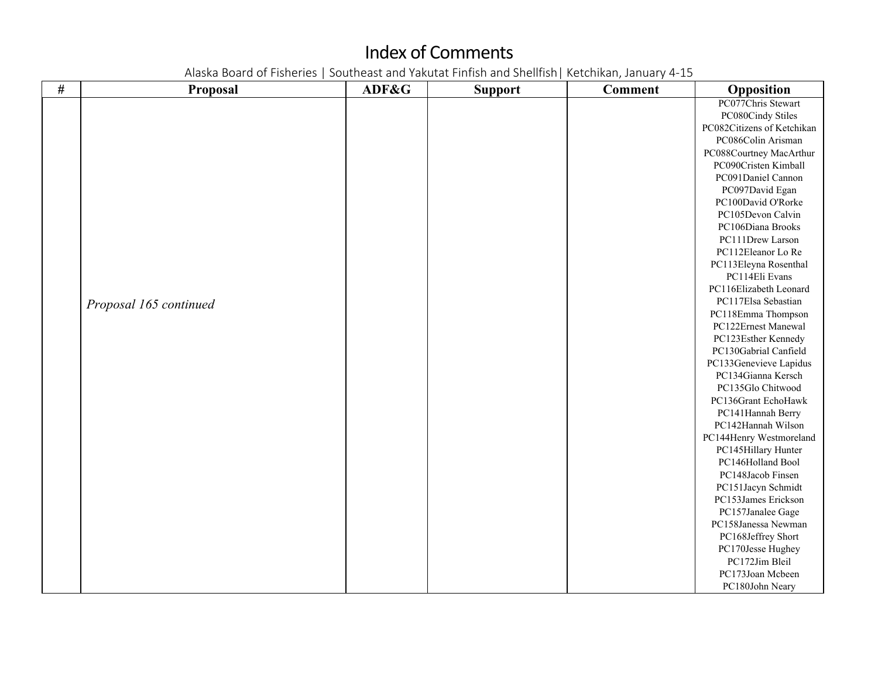# Index of Comments

Alaska Board of Fisheries | Southeast and Yakutat Finfish and Shellfish| Ketchikan, January 4-15

| # | Proposal | ADF&G | Support | Comment | Opposition |
|---|---|---|---|---|---|
| | *Proposal 165 continued* | | | | PC077Chris Stewart<br>PC080Cindy Stiles<br>PC082Citizens of Ketchikan<br>PC086Colin Arisman<br>PC088Courtney MacArthur<br>PC090Cristen Kimball<br>PC091Daniel Cannon<br>PC097David Egan<br>PC100David O'Rorke<br>PC105Devon Calvin<br>PC106Diana Brooks<br>PC111Drew Larson<br>PC112Eleanor Lo Re<br>PC113Eleyna Rosenthal<br>PC114Eli Evans<br>PC116Elizabeth Leonard<br>PC117Elsa Sebastian<br>PC118Emma Thompson<br>PC122Ernest Manewal<br>PC123Esther Kennedy<br>PC130Gabrial Canfield<br>PC133Genevieve Lapidus<br>PC134Gianna Kersch<br>PC135Glo Chitwood<br>PC136Grant EchoHawk<br>PC141Hannah Berry<br>PC142Hannah Wilson<br>PC144Henry Westmoreland<br>PC145Hillary Hunter<br>PC146Holland Bool<br>PC148Jacob Finsen<br>PC151Jacyn Schmidt<br>PC153James Erickson<br>PC157Janalee Gage<br>PC158Janessa Newman<br>PC168Jeffrey Short<br>PC170Jesse Hughey<br>PC172Jim Bleil<br>PC173Joan Mcbeen<br>PC180John Neary |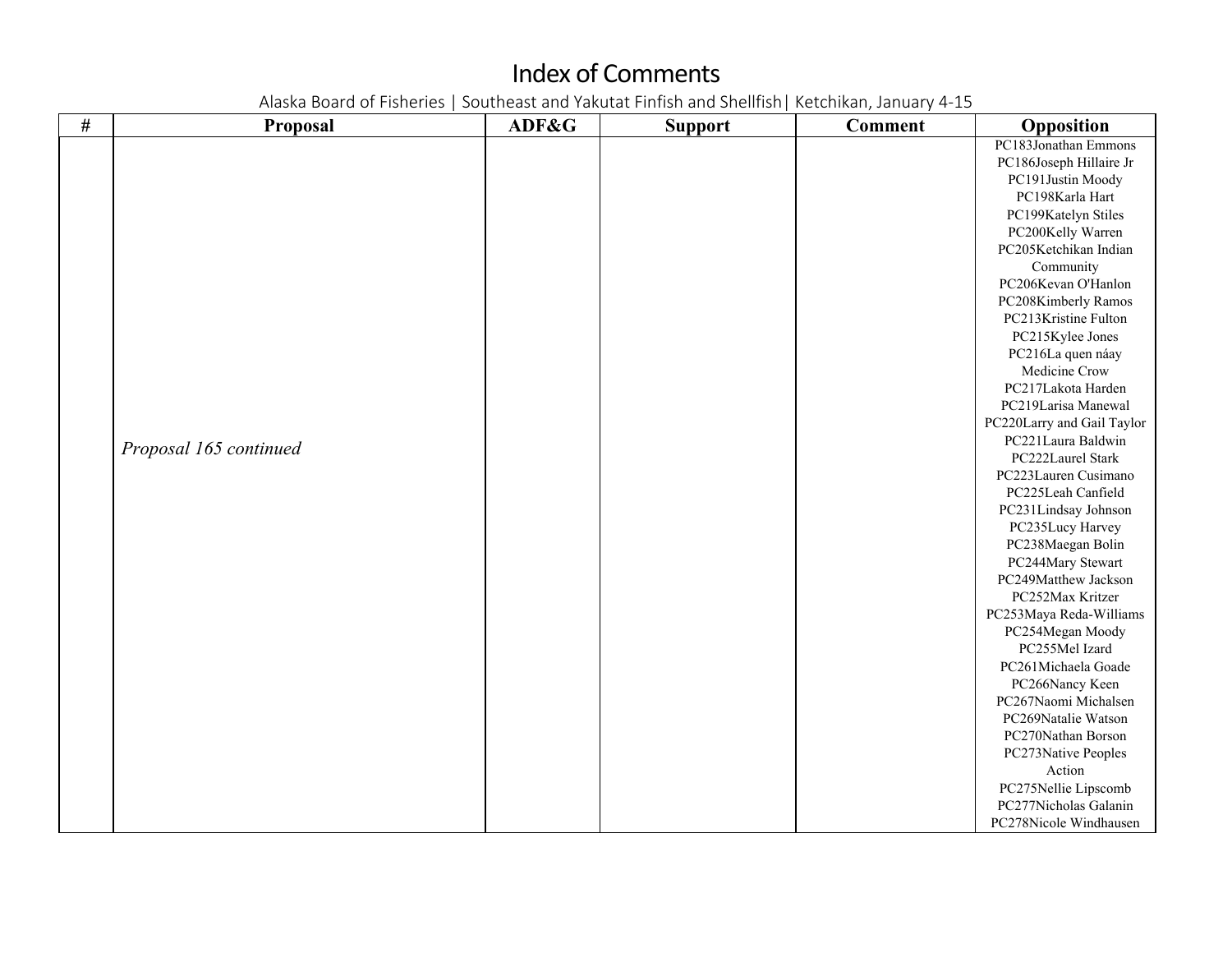# Index of Comments

Alaska Board of Fisheries | Southeast and Yakutat Finfish and Shellfish| Ketchikan, January 4-15

| # | Proposal | ADF&G | Support | Comment | Opposition |
|---|---|---|---|---|---|
| | *Proposal 165 continued* | | | | PC183Jonathan Emmons<br>PC186Joseph Hillaire Jr<br>PC191Justin Moody<br>PC198Karla Hart<br>PC199Katelyn Stiles<br>PC200Kelly Warren<br>PC205Ketchikan Indian Community<br>PC206Kevan O'Hanlon<br>PC208Kimberly Ramos<br>PC213Kristine Fulton<br>PC215Kylee Jones<br>PC216La quen náay Medicine Crow<br>PC217Lakota Harden<br>PC219Larisa Manewal<br>PC220Larry and Gail Taylor<br>PC221Laura Baldwin<br>PC222Laurel Stark<br>PC223Lauren Cusimano<br>PC225Leah Canfield<br>PC231Lindsay Johnson<br>PC235Lucy Harvey<br>PC238Maegan Bolin<br>PC244Mary Stewart<br>PC249Matthew Jackson<br>PC252Max Kritzer<br>PC253Maya Reda-Williams<br>PC254Megan Moody<br>PC255Mel Izard<br>PC261Michaela Goade<br>PC266Nancy Keen<br>PC267Naomi Michalsen<br>PC269Natalie Watson<br>PC270Nathan Borson<br>PC273Native Peoples Action<br>PC275Nellie Lipscomb<br>PC277Nicholas Galanin<br>PC278Nicole Windhausen |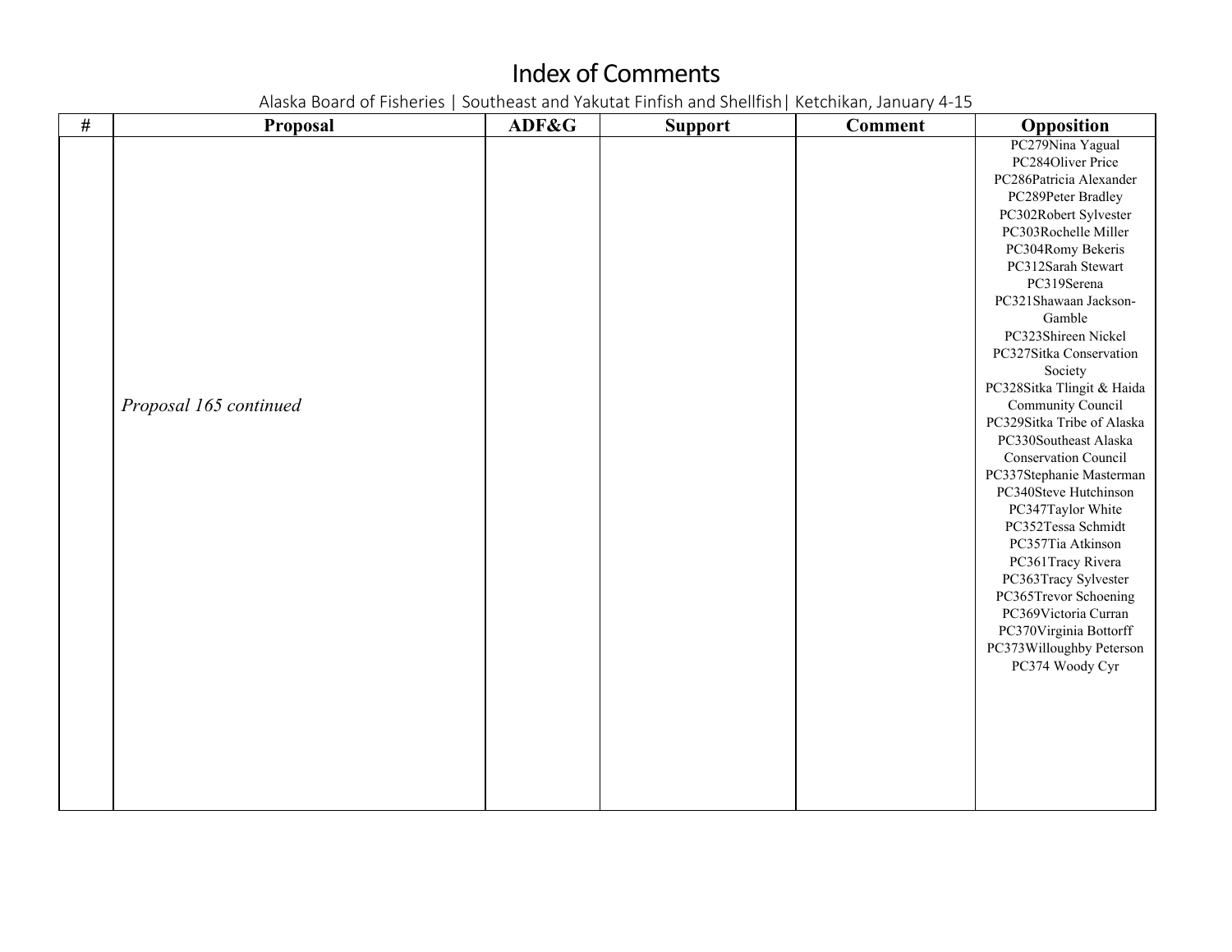# Index of Comments

Alaska Board of Fisheries | Southeast and Yakutat Finfish and Shellfish| Ketchikan, January 4-15

| # | Proposal | ADF&G | Support | Comment | Opposition |
|---|---|---|---|---|---|
| | *Proposal 165 continued* | | | | PC279Nina Yagual<br>PC284Oliver Price<br>PC286Patricia Alexander<br>PC289Peter Bradley<br>PC302Robert Sylvester<br>PC303Rochelle Miller<br>PC304Romy Bekeris<br>PC312Sarah Stewart<br>PC319Serena<br>PC321Shawaan Jackson-Gamble<br>PC323Shireen Nickel<br>PC327Sitka Conservation Society<br>PC328Sitka Tlingit & Haida Community Council<br>PC329Sitka Tribe of Alaska<br>PC330Southeast Alaska Conservation Council<br>PC337Stephanie Masterman<br>PC340Steve Hutchinson<br>PC347Taylor White<br>PC352Tessa Schmidt<br>PC357Tia Atkinson<br>PC361Tracy Rivera<br>PC363Tracy Sylvester<br>PC365Trevor Schoening<br>PC369Victoria Curran<br>PC370Virginia Bottorff<br>PC373Willoughby Peterson<br>PC374 Woody Cyr |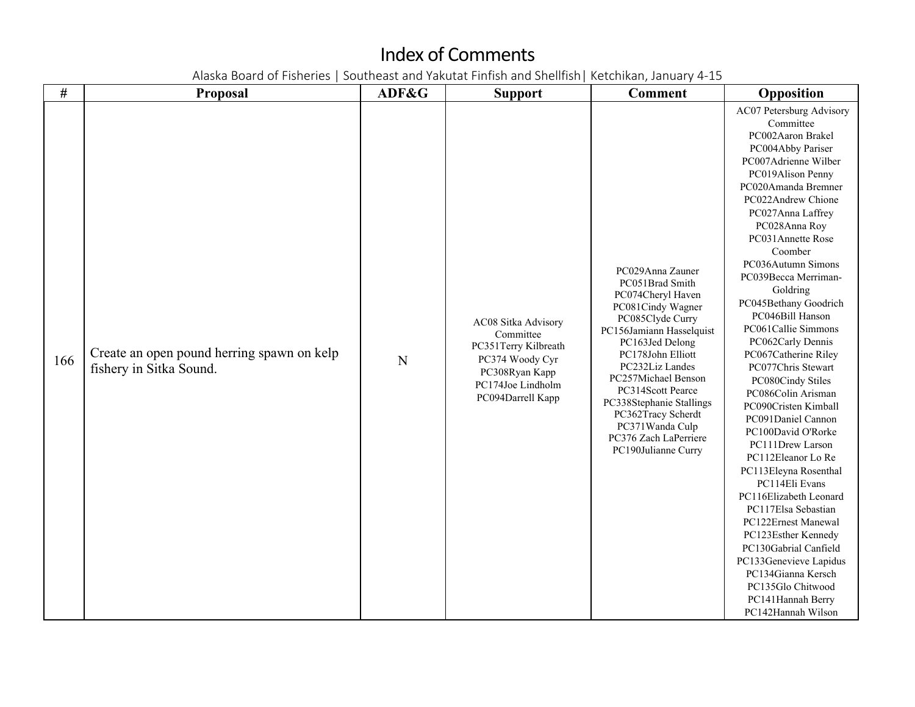# Index of Comments

Alaska Board of Fisheries | Southeast and Yakutat Finfish and Shellfish| Ketchikan, January 4-15

| # | Proposal | ADF&G | Support | Comment | Opposition |
|---|---|---|---|---|---|
| 166 | Create an open pound herring spawn on kelp fishery in Sitka Sound. | N | AC08 Sitka Advisory Committee<br>PC351Terry Kilbreath<br>PC374 Woody Cyr<br>PC308Ryan Kapp<br>PC174Joe Lindholm<br>PC094Darrell Kapp | PC029Anna Zauner<br>PC051Brad Smith<br>PC074Cheryl Haven<br>PC081Cindy Wagner<br>PC085Clyde Curry<br>PC156Jamiann Hasselquist<br>PC163Jed Delong<br>PC178John Elliott<br>PC232Liz Landes<br>PC257Michael Benson<br>PC314Scott Pearce<br>PC338Stephanie Stallings<br>PC362Tracy Scherdt<br>PC371Wanda Culp<br>PC376 Zach LaPerriere<br>PC190Julianne Curry | AC07 Petersburg Advisory Committee<br>PC002Aaron Brakel<br>PC004Abby Pariser<br>PC007Adrienne Wilber<br>PC019Alison Penny<br>PC020Amanda Bremner<br>PC022Andrew Chione<br>PC027Anna Laffrey<br>PC028Anna Roy<br>PC031Annette Rose Coomber<br>PC036Autumn Simons<br>PC039Becca Merriman-Goldring<br>PC045Bethany Goodrich<br>PC046Bill Hanson<br>PC061Callie Simmons<br>PC062Carly Dennis<br>PC067Catherine Riley<br>PC077Chris Stewart<br>PC080Cindy Stiles<br>PC086Colin Arisman<br>PC090Cristen Kimball<br>PC091Daniel Cannon<br>PC100David O'Rorke<br>PC111Drew Larson<br>PC112Eleanor Lo Re<br>PC113Eleyna Rosenthal<br>PC114Eli Evans<br>PC116Elizabeth Leonard<br>PC117Elsa Sebastian<br>PC122Ernest Manewal<br>PC123Esther Kennedy<br>PC130Gabrial Canfield<br>PC133Genevieve Lapidus<br>PC134Gianna Kersch<br>PC135Glo Chitwood<br>PC141Hannah Berry<br>PC142Hannah Wilson |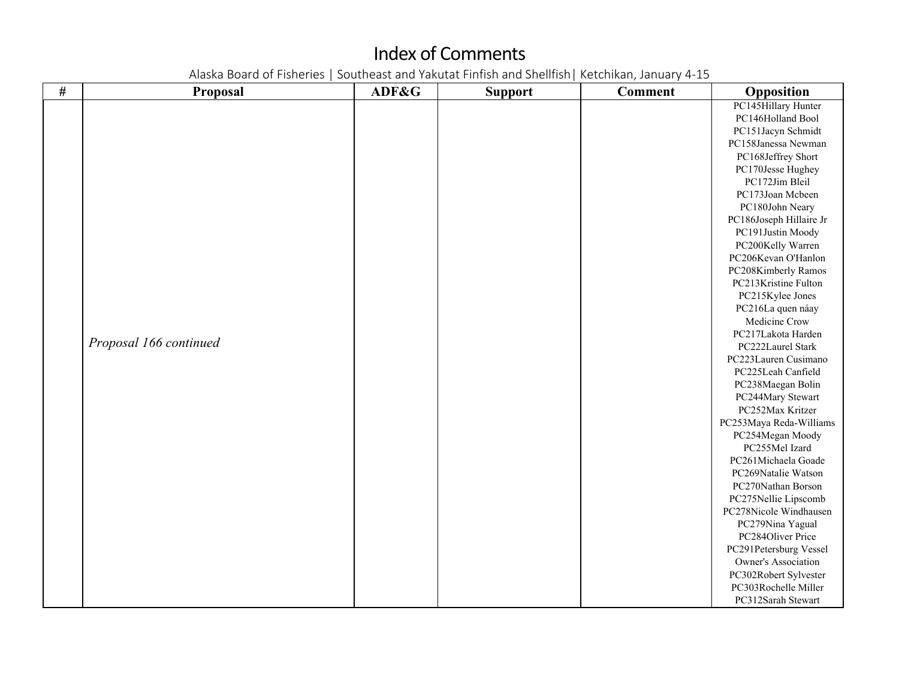# Index of Comments

Alaska Board of Fisheries | Southeast and Yakutat Finfish and Shellfish| Ketchikan, January 4-15

| # | Proposal | ADF&G | Support | Comment | Opposition |
|---|---|---|---|---|---|
| | *Proposal 166 continued* | | | | PC145Hillary Hunter<br>PC146Holland Bool<br>PC151Jacyn Schmidt<br>PC158Janessa Newman<br>PC168Jeffrey Short<br>PC170Jesse Hughey<br>PC172Jim Bleil<br>PC173Joan Mcbeen<br>PC180John Neary<br>PC186Joseph Hillaire Jr<br>PC191Justin Moody<br>PC200Kelly Warren<br>PC206Kevan O'Hanlon<br>PC208Kimberly Ramos<br>PC213Kristine Fulton<br>PC215Kylee Jones<br>PC216La quen náay Medicine Crow<br>PC217Lakota Harden<br>PC222Laurel Stark<br>PC223Lauren Cusimano<br>PC225Leah Canfield<br>PC238Maegan Bolin<br>PC244Mary Stewart<br>PC252Max Kritzer<br>PC253Maya Reda-Williams<br>PC254Megan Moody<br>PC255Mel Izard<br>PC261Michaela Goade<br>PC269Natalie Watson<br>PC270Nathan Borson<br>PC275Nellie Lipscomb<br>PC278Nicole Windhausen<br>PC279Nina Yagual<br>PC284Oliver Price<br>PC291Petersburg Vessel Owner's Association<br>PC302Robert Sylvester<br>PC303Rochelle Miller<br>PC312Sarah Stewart |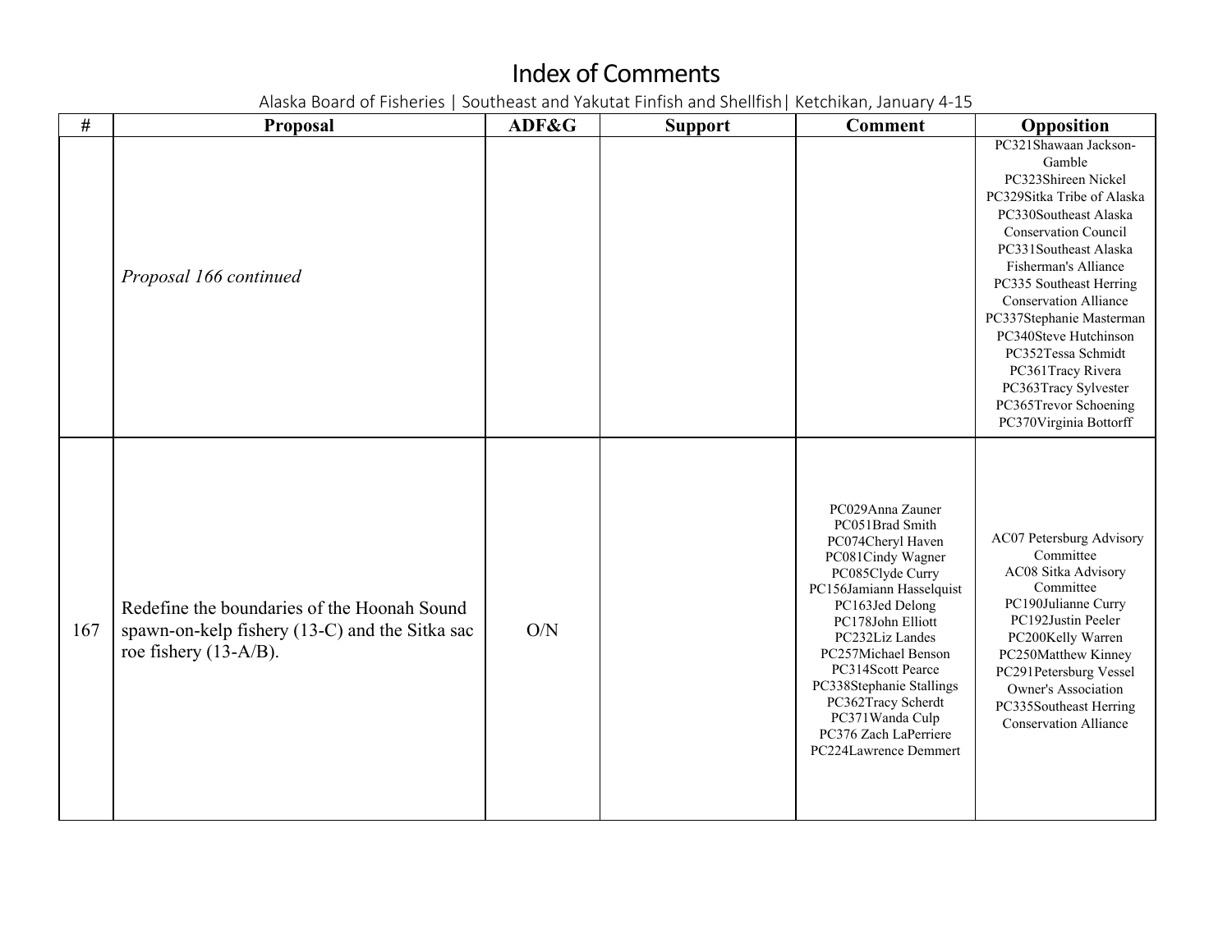# Index of Comments

Alaska Board of Fisheries | Southeast and Yakutat Finfish and Shellfish| Ketchikan, January 4-15

| # | Proposal | ADF&G | Support | Comment | Opposition |
|---|---|---|---|---|---|
| | *Proposal 166 continued* | | | | PC321Shawaan Jackson-Gamble<br>PC323Shireen Nickel<br>PC329Sitka Tribe of Alaska<br>PC330Southeast Alaska Conservation Council<br>PC331Southeast Alaska Fisherman's Alliance<br>PC335 Southeast Herring Conservation Alliance<br>PC337Stephanie Masterman<br>PC340Steve Hutchinson<br>PC352Tessa Schmidt<br>PC361Tracy Rivera<br>PC363Tracy Sylvester<br>PC365Trevor Schoening<br>PC370Virginia Bottorff |
| 167 | Redefine the boundaries of the Hoonah Sound spawn-on-kelp fishery (13-C) and the Sitka sac roe fishery (13-A/B). | O/N | | PC029Anna Zauner<br>PC051Brad Smith<br>PC074Cheryl Haven<br>PC081Cindy Wagner<br>PC085Clyde Curry<br>PC156Jamiann Hasselquist<br>PC163Jed Delong<br>PC178John Elliott<br>PC232Liz Landes<br>PC257Michael Benson<br>PC314Scott Pearce<br>PC338Stephanie Stallings<br>PC362Tracy Scherdt<br>PC371Wanda Culp<br>PC376 Zach LaPerriere<br>PC224Lawrence Demmert | AC07 Petersburg Advisory Committee<br>AC08 Sitka Advisory Committee<br>PC190Julianne Curry<br>PC192Justin Peeler<br>PC200Kelly Warren<br>PC250Matthew Kinney<br>PC291Petersburg Vessel Owner's Association<br>PC335Southeast Herring Conservation Alliance |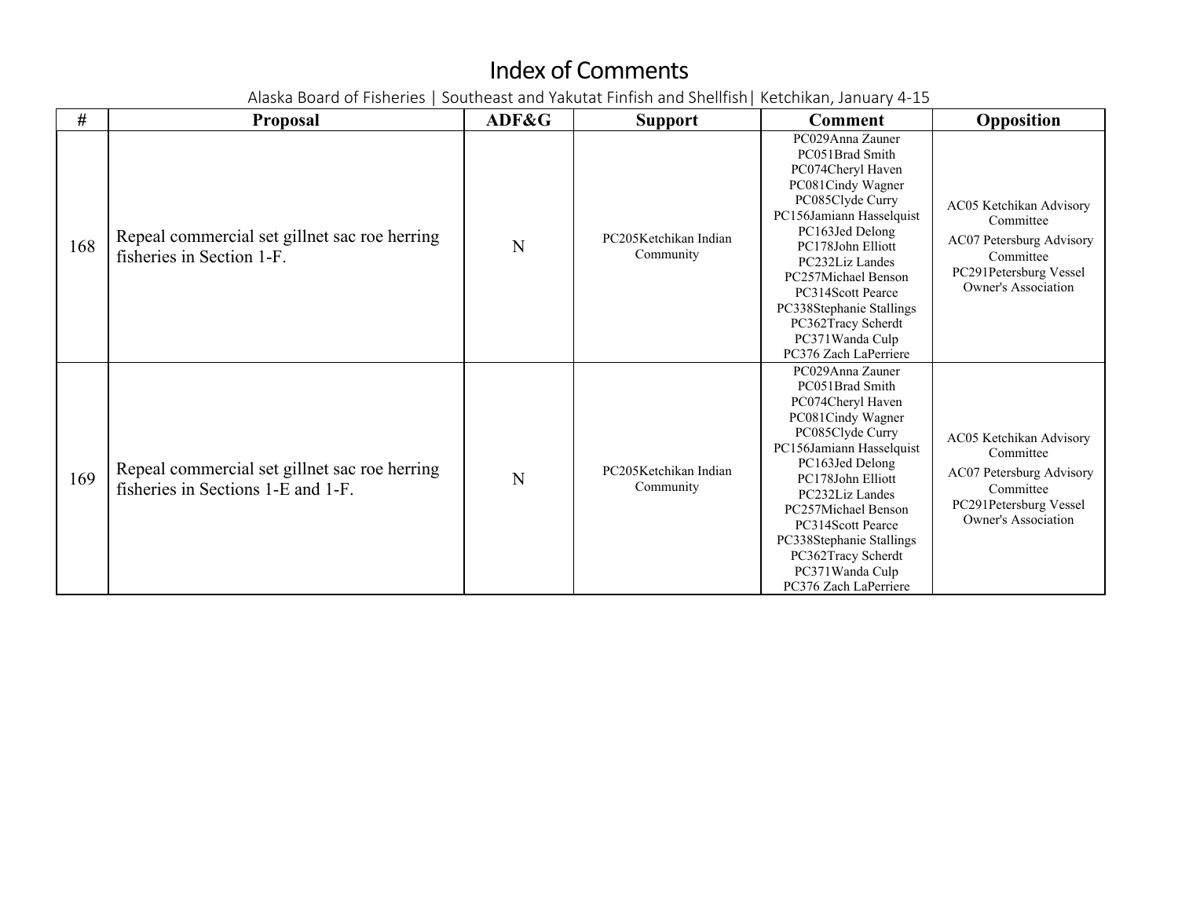# Index of Comments

Alaska Board of Fisheries | Southeast and Yakutat Finfish and Shellfish| Ketchikan, January 4-15

| # | Proposal | ADF&G | Support | Comment | Opposition |
|---|---|---|---|---|---|
| 168 | Repeal commercial set gillnet sac roe herring fisheries in Section 1-F. | N | PC205Ketchikan Indian Community | PC029Anna Zauner<br>PC051Brad Smith<br>PC074Cheryl Haven<br>PC081Cindy Wagner<br>PC085Clyde Curry<br>PC156Jamiann Hasselquist<br>PC163Jed Delong<br>PC178John Elliott<br>PC232Liz Landes<br>PC257Michael Benson<br>PC314Scott Pearce<br>PC338Stephanie Stallings<br>PC362Tracy Scherdt<br>PC371Wanda Culp<br>PC376 Zach LaPerriere | AC05 Ketchikan Advisory Committee<br>AC07 Petersburg Advisory Committee<br>PC291Petersburg Vessel Owner's Association |
| 169 | Repeal commercial set gillnet sac roe herring fisheries in Sections 1-E and 1-F. | N | PC205Ketchikan Indian Community | PC029Anna Zauner<br>PC051Brad Smith<br>PC074Cheryl Haven<br>PC081Cindy Wagner<br>PC085Clyde Curry<br>PC156Jamiann Hasselquist<br>PC163Jed Delong<br>PC178John Elliott<br>PC232Liz Landes<br>PC257Michael Benson<br>PC314Scott Pearce<br>PC338Stephanie Stallings<br>PC362Tracy Scherdt<br>PC371Wanda Culp<br>PC376 Zach LaPerriere | AC05 Ketchikan Advisory Committee<br>AC07 Petersburg Advisory Committee<br>PC291Petersburg Vessel Owner's Association |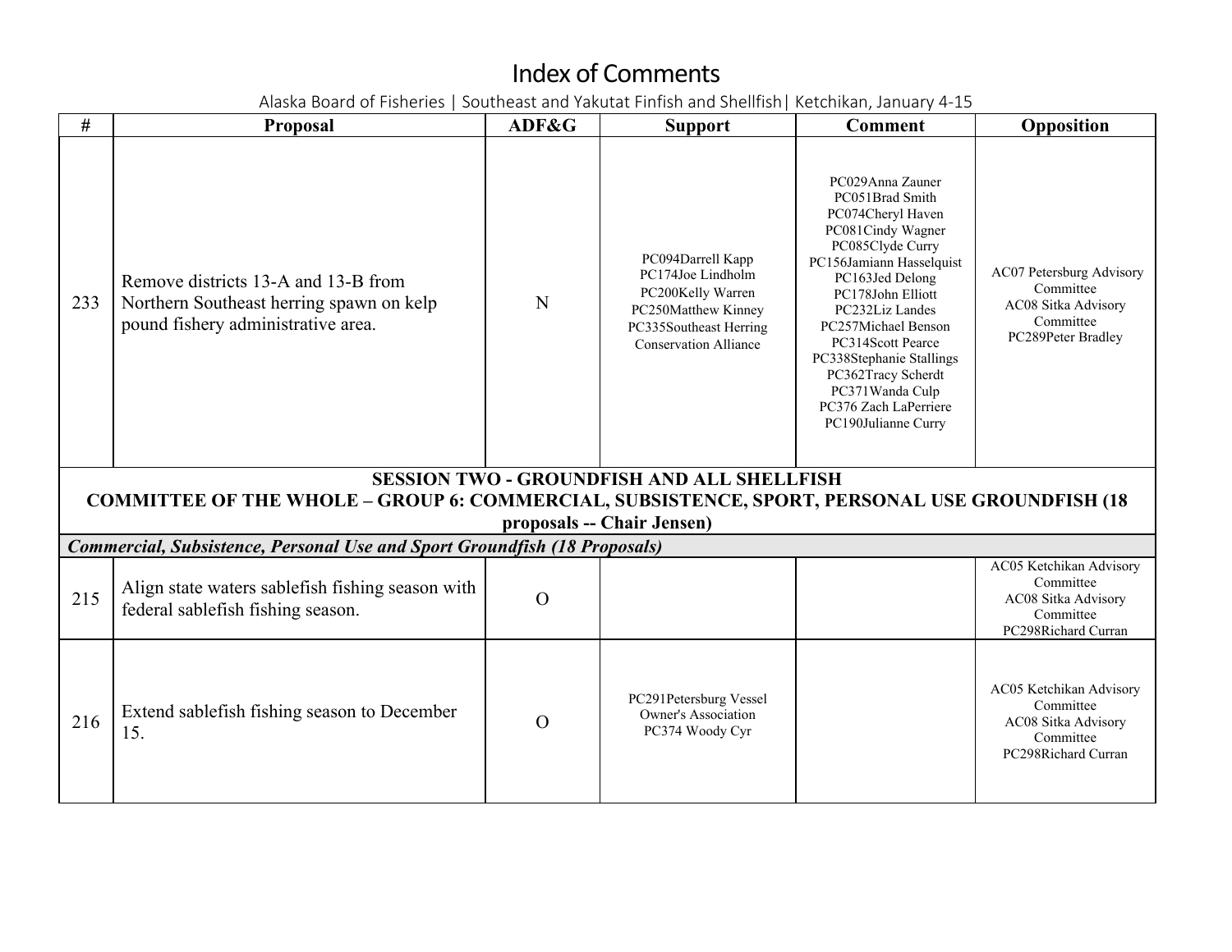# Index of Comments

Alaska Board of Fisheries | Southeast and Yakutat Finfish and Shellfish| Ketchikan, January 4-15

| # | Proposal | ADF&G | Support | Comment | Opposition |
|---|---|---|---|---|---|
| 233 | Remove districts 13-A and 13-B from Northern Southeast herring spawn on kelp pound fishery administrative area. | N | PC094Darrell Kapp<br>PC174Joe Lindholm<br>PC200Kelly Warren<br>PC250Matthew Kinney<br>PC335Southeast Herring Conservation Alliance | PC029Anna Zauner<br>PC051Brad Smith<br>PC074Cheryl Haven<br>PC081Cindy Wagner<br>PC085Clyde Curry<br>PC156Jamiann Hasselquist<br>PC163Jed Delong<br>PC178John Elliott<br>PC232Liz Landes<br>PC257Michael Benson<br>PC314Scott Pearce<br>PC338Stephanie Stallings<br>PC362Tracy Scherdt<br>PC371Wanda Culp<br>PC376 Zach LaPerriere<br>PC190Julianne Curry | AC07 Petersburg Advisory Committee<br>AC08 Sitka Advisory Committee<br>PC289Peter Bradley |
| **SESSION TWO - GROUNDFISH AND ALL SHELLFISH<br>COMMITTEE OF THE WHOLE – GROUP 6: COMMERCIAL, SUBSISTENCE, SPORT, PERSONAL USE GROUNDFISH (18 proposals -- Chair Jensen)** | | | | | |
| ***Commercial, Subsistence, Personal Use and Sport Groundfish (18 Proposals)*** | | | | | |
| 215 | Align state waters sablefish fishing season with federal sablefish fishing season. | O | | | AC05 Ketchikan Advisory Committee<br>AC08 Sitka Advisory Committee<br>PC298Richard Curran |
| 216 | Extend sablefish fishing season to December 15. | O | PC291Petersburg Vessel Owner's Association<br>PC374 Woody Cyr | | AC05 Ketchikan Advisory Committee<br>AC08 Sitka Advisory Committee<br>PC298Richard Curran |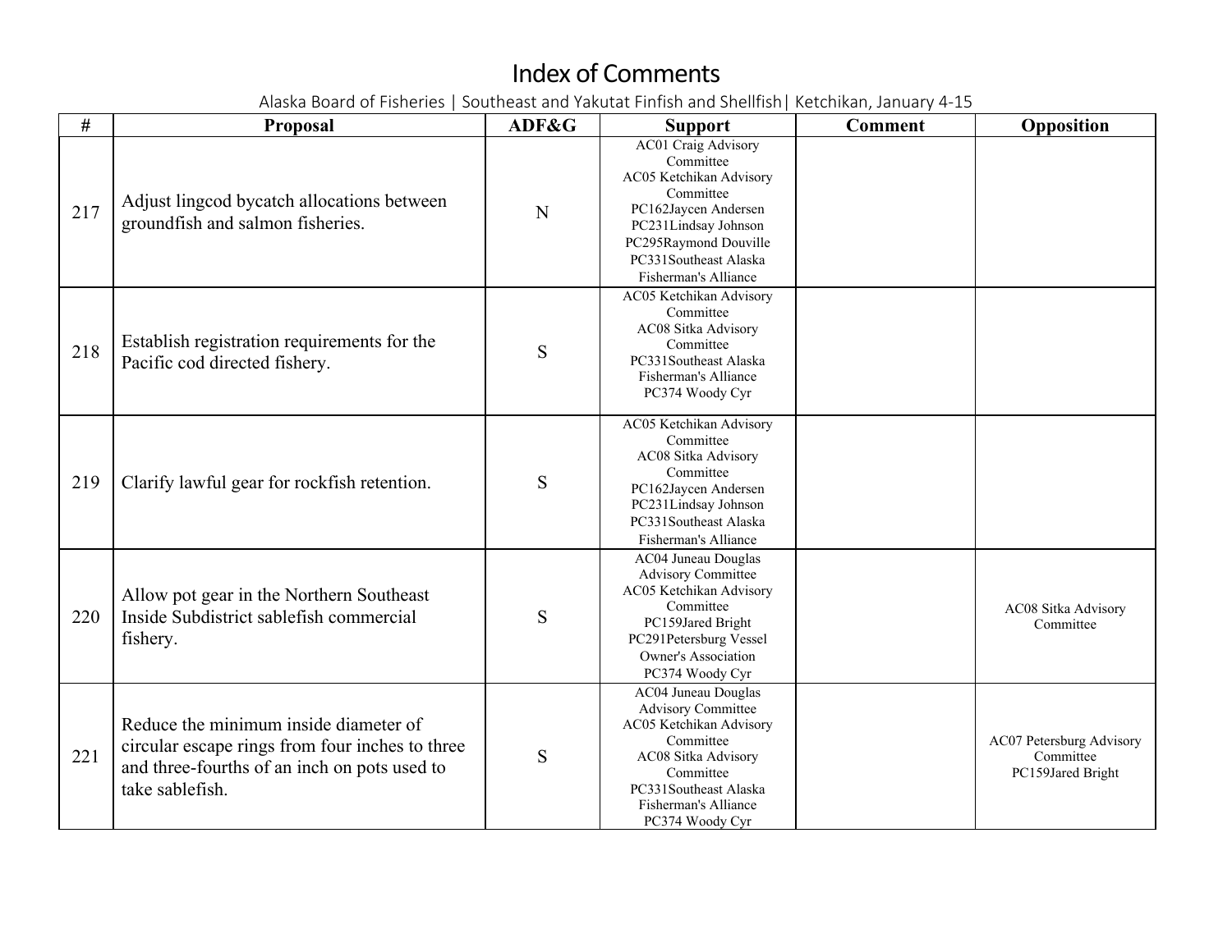# Index of Comments

Alaska Board of Fisheries | Southeast and Yakutat Finfish and Shellfish| Ketchikan, January 4-15

| # | Proposal | ADF&G | Support | Comment | Opposition |
|---|---|---|---|---|---|
| 217 | Adjust lingcod bycatch allocations between groundfish and salmon fisheries. | N | AC01 Craig Advisory Committee<br>AC05 Ketchikan Advisory Committee<br>PC162Jaycen Andersen<br>PC231Lindsay Johnson<br>PC295Raymond Douville<br>PC331Southeast Alaska Fisherman's Alliance | | |
| 218 | Establish registration requirements for the Pacific cod directed fishery. | S | AC05 Ketchikan Advisory Committee<br>AC08 Sitka Advisory Committee<br>PC331Southeast Alaska Fisherman's Alliance<br>PC374 Woody Cyr | | |
| 219 | Clarify lawful gear for rockfish retention. | S | AC05 Ketchikan Advisory Committee<br>AC08 Sitka Advisory Committee<br>PC162Jaycen Andersen<br>PC231Lindsay Johnson<br>PC331Southeast Alaska Fisherman's Alliance | | |
| 220 | Allow pot gear in the Northern Southeast Inside Subdistrict sablefish commercial fishery. | S | AC04 Juneau Douglas Advisory Committee<br>AC05 Ketchikan Advisory Committee<br>PC159Jared Bright<br>PC291Petersburg Vessel Owner's Association<br>PC374 Woody Cyr | | AC08 Sitka Advisory Committee |
| 221 | Reduce the minimum inside diameter of circular escape rings from four inches to three and three-fourths of an inch on pots used to take sablefish. | S | AC04 Juneau Douglas Advisory Committee<br>AC05 Ketchikan Advisory Committee<br>AC08 Sitka Advisory Committee<br>PC331Southeast Alaska Fisherman's Alliance<br>PC374 Woody Cyr | | AC07 Petersburg Advisory Committee<br>PC159Jared Bright |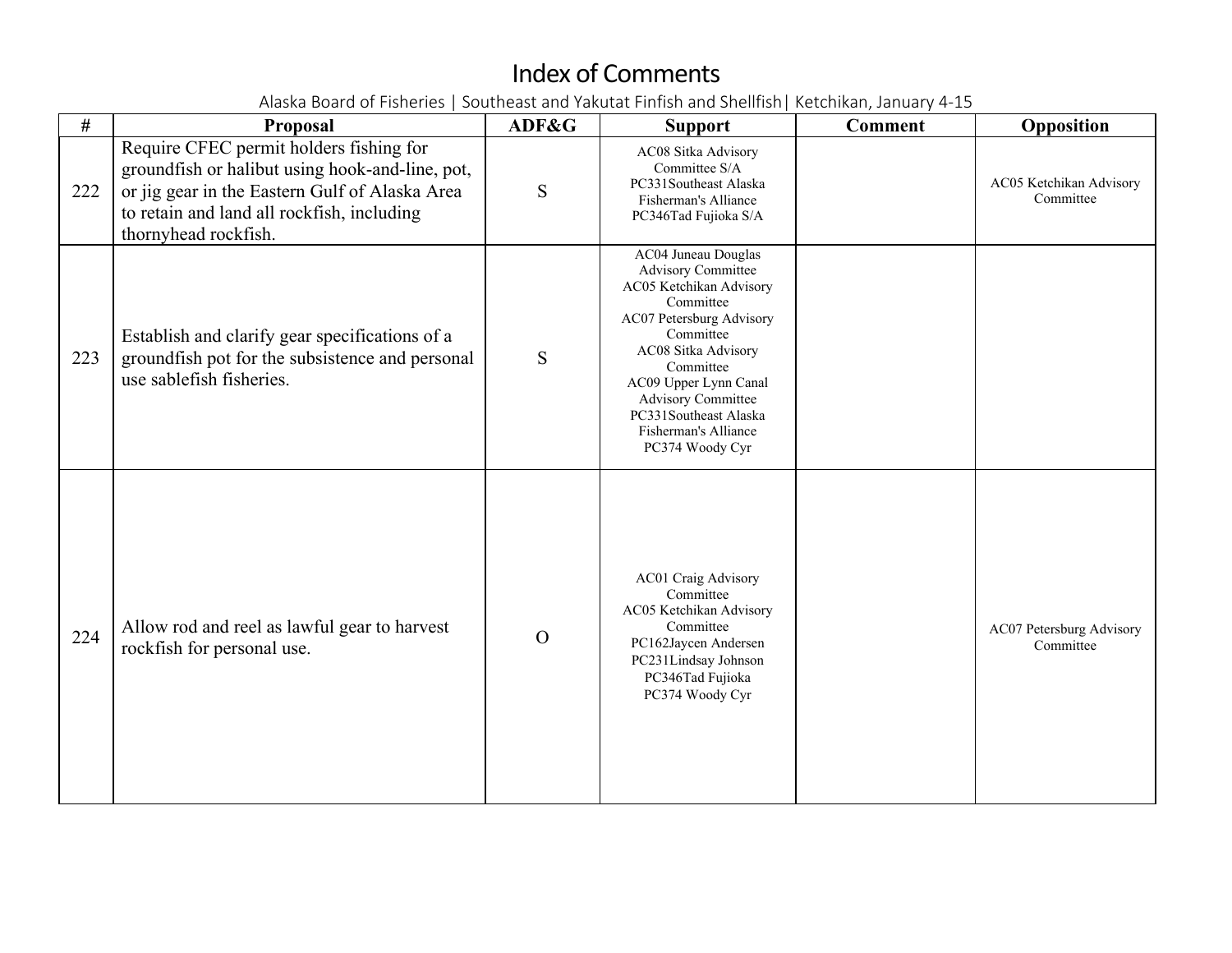# Index of Comments

Alaska Board of Fisheries | Southeast and Yakutat Finfish and Shellfish| Ketchikan, January 4-15

| # | Proposal | ADF&G | Support | Comment | Opposition |
|---|---|---|---|---|---|
| 222 | Require CFEC permit holders fishing for groundfish or halibut using hook-and-line, pot, or jig gear in the Eastern Gulf of Alaska Area to retain and land all rockfish, including thornyhead rockfish. | S | AC08 Sitka Advisory Committee S/A<br>PC331Southeast Alaska Fisherman's Alliance<br>PC346Tad Fujioka S/A | | AC05 Ketchikan Advisory Committee |
| 223 | Establish and clarify gear specifications of a groundfish pot for the subsistence and personal use sablefish fisheries. | S | AC04 Juneau Douglas Advisory Committee<br>AC05 Ketchikan Advisory Committee<br>AC07 Petersburg Advisory Committee<br>AC08 Sitka Advisory Committee<br>AC09 Upper Lynn Canal Advisory Committee<br>PC331Southeast Alaska Fisherman's Alliance<br>PC374 Woody Cyr | | |
| 224 | Allow rod and reel as lawful gear to harvest rockfish for personal use. | O | AC01 Craig Advisory Committee<br>AC05 Ketchikan Advisory Committee<br>PC162Jaycen Andersen<br>PC231Lindsay Johnson<br>PC346Tad Fujioka<br>PC374 Woody Cyr | | AC07 Petersburg Advisory Committee |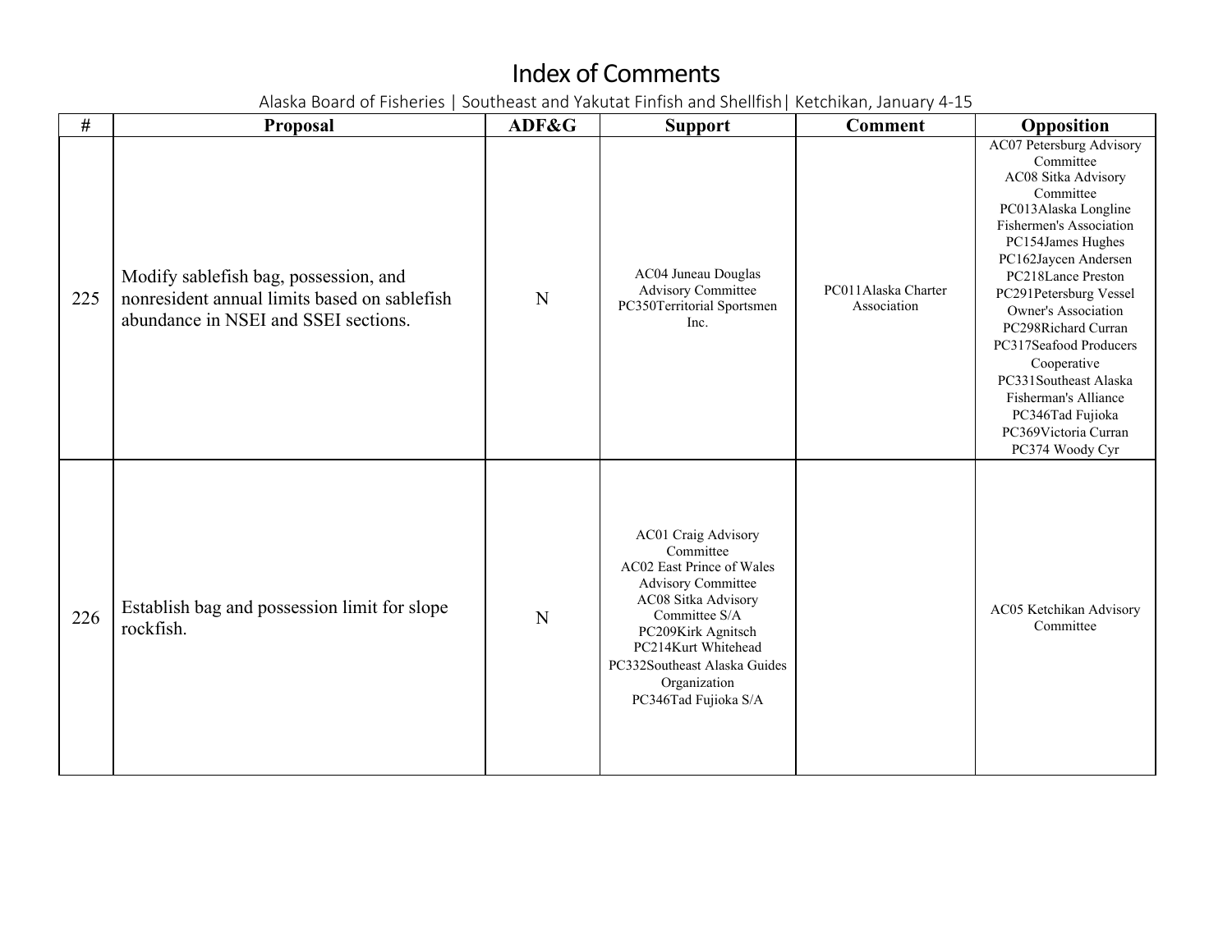# Index of Comments

Alaska Board of Fisheries | Southeast and Yakutat Finfish and Shellfish| Ketchikan, January 4-15

| # | Proposal | ADF&G | Support | Comment | Opposition |
|---|---|---|---|---|---|
| 225 | Modify sablefish bag, possession, and nonresident annual limits based on sablefish abundance in NSEI and SSEI sections. | N | AC04 Juneau Douglas Advisory Committee<br>PC350Territorial Sportsmen Inc. | PC011Alaska Charter Association | AC07 Petersburg Advisory Committee<br>AC08 Sitka Advisory Committee<br>PC013Alaska Longline Fishermen's Association<br>PC154James Hughes<br>PC162Jaycen Andersen<br>PC218Lance Preston<br>PC291Petersburg Vessel Owner's Association<br>PC298Richard Curran<br>PC317Seafood Producers Cooperative<br>PC331Southeast Alaska Fisherman's Alliance<br>PC346Tad Fujioka<br>PC369Victoria Curran<br>PC374 Woody Cyr |
| 226 | Establish bag and possession limit for slope rockfish. | N | AC01 Craig Advisory Committee<br>AC02 East Prince of Wales Advisory Committee<br>AC08 Sitka Advisory Committee S/A<br>PC209Kirk Agnitsch<br>PC214Kurt Whitehead<br>PC332Southeast Alaska Guides Organization<br>PC346Tad Fujioka S/A | | AC05 Ketchikan Advisory Committee |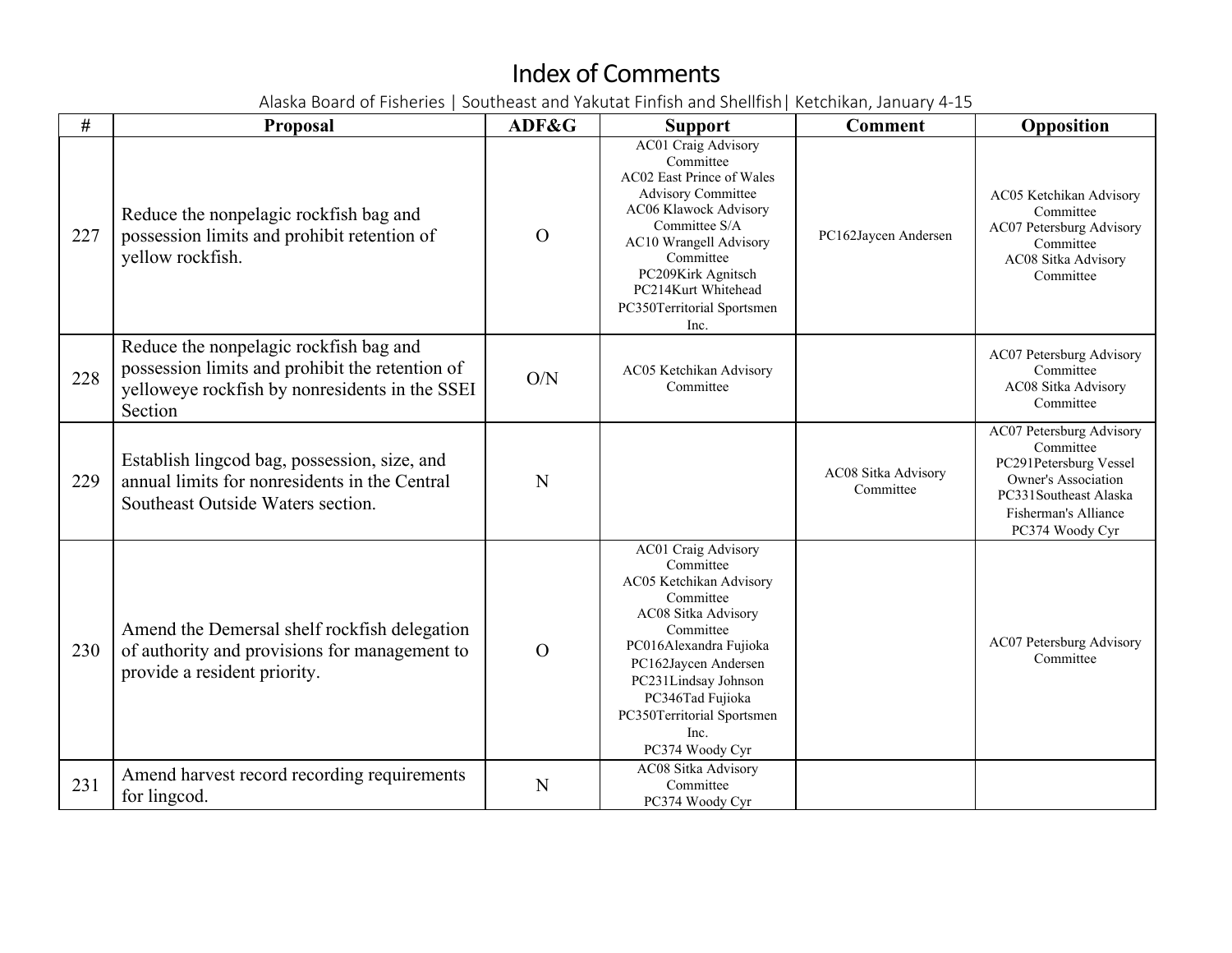# Index of Comments

Alaska Board of Fisheries | Southeast and Yakutat Finfish and Shellfish| Ketchikan, January 4-15

| # | Proposal | ADF&G | Support | Comment | Opposition |
|---|---|---|---|---|---|
| 227 | Reduce the nonpelagic rockfish bag and possession limits and prohibit retention of yellow rockfish. | O | AC01 Craig Advisory Committee<br>AC02 East Prince of Wales Advisory Committee<br>AC06 Klawock Advisory Committee S/A<br>AC10 Wrangell Advisory Committee<br>PC209Kirk Agnitsch<br>PC214Kurt Whitehead<br>PC350Territorial Sportsmen Inc. | PC162Jaycen Andersen | AC05 Ketchikan Advisory Committee<br>AC07 Petersburg Advisory Committee<br>AC08 Sitka Advisory Committee |
| 228 | Reduce the nonpelagic rockfish bag and possession limits and prohibit the retention of yelloweye rockfish by nonresidents in the SSEI Section | O/N | AC05 Ketchikan Advisory Committee | | AC07 Petersburg Advisory Committee<br>AC08 Sitka Advisory Committee |
| 229 | Establish lingcod bag, possession, size, and annual limits for nonresidents in the Central Southeast Outside Waters section. | N | | AC08 Sitka Advisory Committee | AC07 Petersburg Advisory Committee<br>PC291Petersburg Vessel Owner's Association<br>PC331Southeast Alaska Fisherman's Alliance<br>PC374 Woody Cyr |
| 230 | Amend the Demersal shelf rockfish delegation of authority and provisions for management to provide a resident priority. | O | AC01 Craig Advisory Committee<br>AC05 Ketchikan Advisory Committee<br>AC08 Sitka Advisory Committee<br>PC016Alexandra Fujioka<br>PC162Jaycen Andersen<br>PC231Lindsay Johnson<br>PC346Tad Fujioka<br>PC350Territorial Sportsmen Inc.<br>PC374 Woody Cyr | | AC07 Petersburg Advisory Committee |
| 231 | Amend harvest record recording requirements for lingcod. | N | AC08 Sitka Advisory Committee<br>PC374 Woody Cyr | | |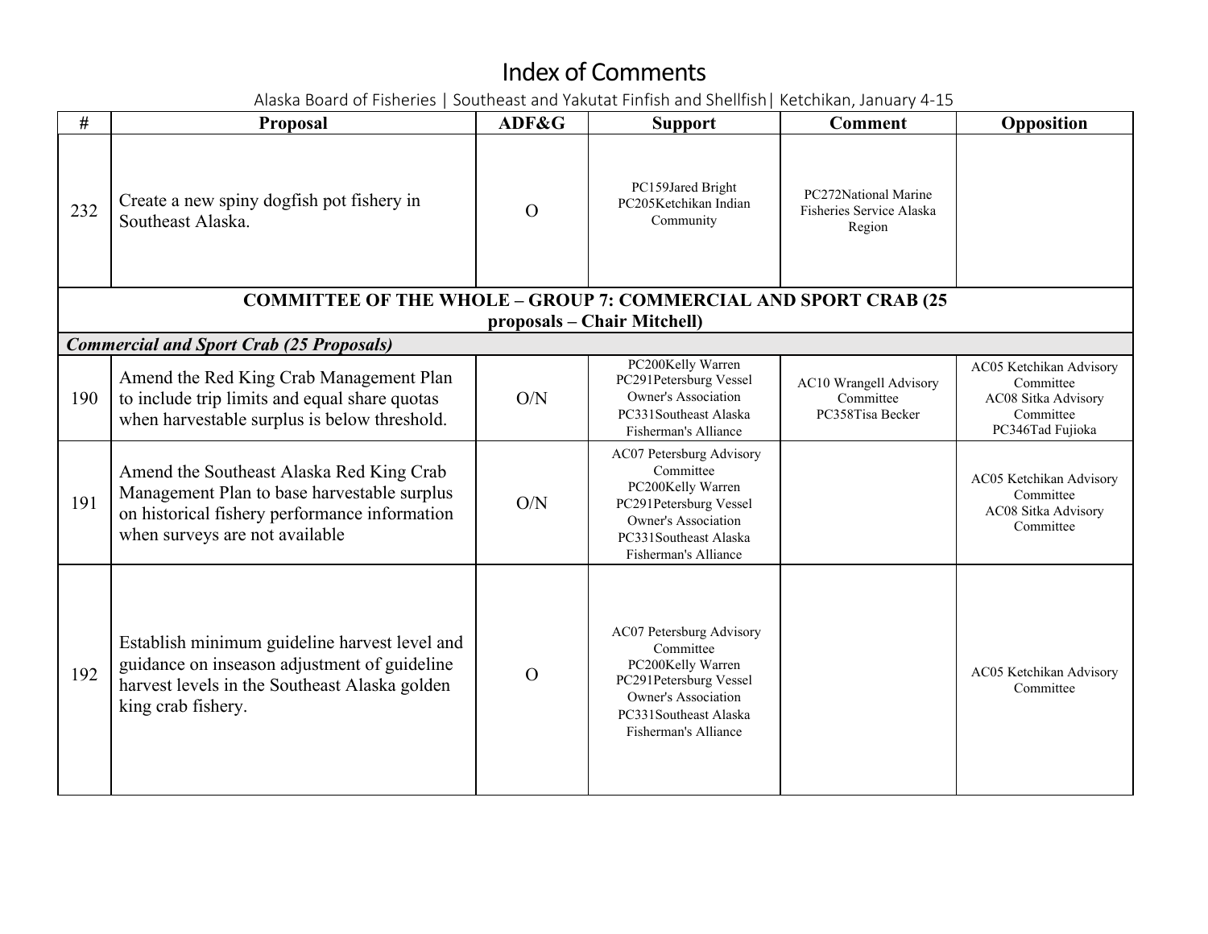# Index of Comments

Alaska Board of Fisheries | Southeast and Yakutat Finfish and Shellfish| Ketchikan, January 4-15

| # | Proposal | ADF&G | Support | Comment | Opposition |
|---|---|---|---|---|---|
| 232 | Create a new spiny dogfish pot fishery in Southeast Alaska. | O | PC159Jared Bright<br>PC205Ketchikan Indian Community | PC272National Marine Fisheries Service Alaska Region | |
| **COMMITTEE OF THE WHOLE – GROUP 7: COMMERCIAL AND SPORT CRAB (25 proposals – Chair Mitchell)** | | | | | |
| ***Commercial and Sport Crab (25 Proposals)*** | | | | | |
| 190 | Amend the Red King Crab Management Plan to include trip limits and equal share quotas when harvestable surplus is below threshold. | O/N | PC200Kelly Warren<br>PC291Petersburg Vessel Owner's Association<br>PC331Southeast Alaska Fisherman's Alliance | AC10 Wrangell Advisory Committee<br>PC358Tisa Becker | AC05 Ketchikan Advisory Committee<br>AC08 Sitka Advisory Committee<br>PC346Tad Fujioka |
| 191 | Amend the Southeast Alaska Red King Crab Management Plan to base harvestable surplus on historical fishery performance information when surveys are not available | O/N | AC07 Petersburg Advisory Committee<br>PC200Kelly Warren<br>PC291Petersburg Vessel Owner's Association<br>PC331Southeast Alaska Fisherman's Alliance | | AC05 Ketchikan Advisory Committee<br>AC08 Sitka Advisory Committee |
| 192 | Establish minimum guideline harvest level and guidance on inseason adjustment of guideline harvest levels in the Southeast Alaska golden king crab fishery. | O | AC07 Petersburg Advisory Committee<br>PC200Kelly Warren<br>PC291Petersburg Vessel Owner's Association<br>PC331Southeast Alaska Fisherman's Alliance | | AC05 Ketchikan Advisory Committee |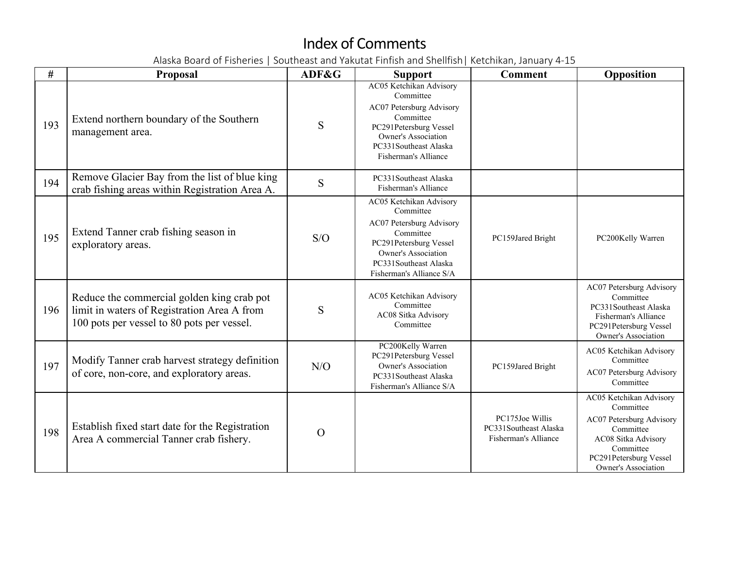# Index of Comments

Alaska Board of Fisheries | Southeast and Yakutat Finfish and Shellfish| Ketchikan, January 4-15

| # | Proposal | ADF&G | Support | Comment | Opposition |
|---|---|---|---|---|---|
| 193 | Extend northern boundary of the Southern management area. | S | AC05 Ketchikan Advisory Committee<br>AC07 Petersburg Advisory Committee<br>PC291Petersburg Vessel Owner's Association<br>PC331Southeast Alaska Fisherman's Alliance | | |
| 194 | Remove Glacier Bay from the list of blue king crab fishing areas within Registration Area A. | S | PC331Southeast Alaska Fisherman's Alliance | | |
| 195 | Extend Tanner crab fishing season in exploratory areas. | S/O | AC05 Ketchikan Advisory Committee<br>AC07 Petersburg Advisory Committee<br>PC291Petersburg Vessel Owner's Association<br>PC331Southeast Alaska Fisherman's Alliance S/A | PC159Jared Bright | PC200Kelly Warren |
| 196 | Reduce the commercial golden king crab pot limit in waters of Registration Area A from 100 pots per vessel to 80 pots per vessel. | S | AC05 Ketchikan Advisory Committee<br>AC08 Sitka Advisory Committee | | AC07 Petersburg Advisory Committee<br>PC331Southeast Alaska Fisherman's Alliance<br>PC291Petersburg Vessel Owner's Association |
| 197 | Modify Tanner crab harvest strategy definition of core, non-core, and exploratory areas. | N/O | PC200Kelly Warren<br>PC291Petersburg Vessel Owner's Association<br>PC331Southeast Alaska Fisherman's Alliance S/A | PC159Jared Bright | AC05 Ketchikan Advisory Committee<br>AC07 Petersburg Advisory Committee |
| 198 | Establish fixed start date for the Registration Area A commercial Tanner crab fishery. | O | | PC175Joe Willis<br>PC331Southeast Alaska Fisherman's Alliance | AC05 Ketchikan Advisory Committee<br>AC07 Petersburg Advisory Committee<br>AC08 Sitka Advisory Committee<br>PC291Petersburg Vessel Owner's Association |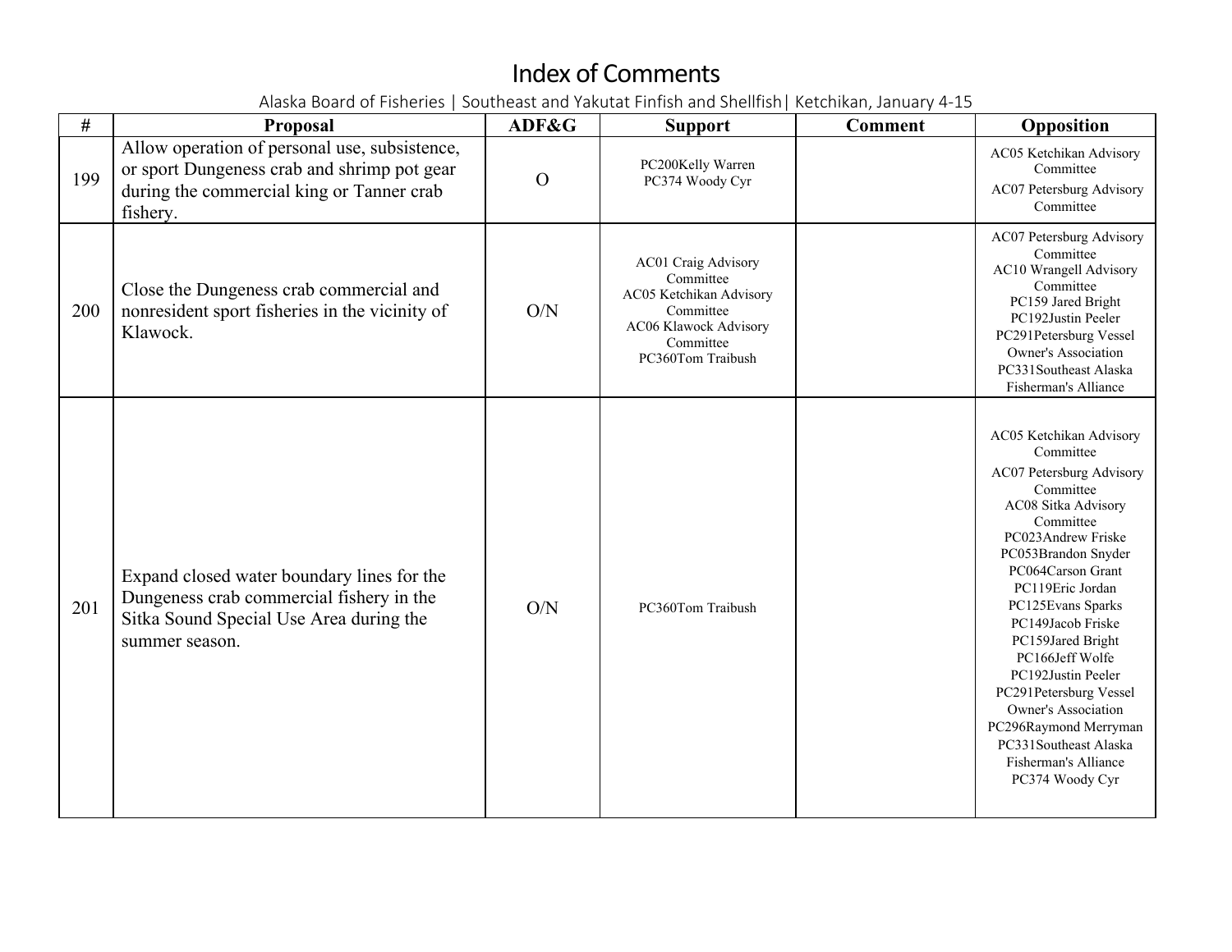# Index of Comments

Alaska Board of Fisheries | Southeast and Yakutat Finfish and Shellfish| Ketchikan, January 4-15

| # | Proposal | ADF&G | Support | Comment | Opposition |
|---|---|---|---|---|---|
| 199 | Allow operation of personal use, subsistence, or sport Dungeness crab and shrimp pot gear during the commercial king or Tanner crab fishery. | O | PC200Kelly Warren<br>PC374 Woody Cyr | | AC05 Ketchikan Advisory Committee<br>AC07 Petersburg Advisory Committee |
| 200 | Close the Dungeness crab commercial and nonresident sport fisheries in the vicinity of Klawock. | O/N | AC01 Craig Advisory Committee<br>AC05 Ketchikan Advisory Committee<br>AC06 Klawock Advisory Committee<br>PC360Tom Traibush | | AC07 Petersburg Advisory Committee<br>AC10 Wrangell Advisory Committee<br>PC159 Jared Bright<br>PC192Justin Peeler<br>PC291Petersburg Vessel Owner's Association<br>PC331Southeast Alaska Fisherman's Alliance |
| 201 | Expand closed water boundary lines for the Dungeness crab commercial fishery in the Sitka Sound Special Use Area during the summer season. | O/N | PC360Tom Traibush | | AC05 Ketchikan Advisory Committee<br>AC07 Petersburg Advisory Committee<br>AC08 Sitka Advisory Committee<br>PC023Andrew Friske<br>PC053Brandon Snyder<br>PC064Carson Grant<br>PC119Eric Jordan<br>PC125Evans Sparks<br>PC149Jacob Friske<br>PC159Jared Bright<br>PC166Jeff Wolfe<br>PC192Justin Peeler<br>PC291Petersburg Vessel Owner's Association<br>PC296Raymond Merryman<br>PC331Southeast Alaska Fisherman's Alliance<br>PC374 Woody Cyr |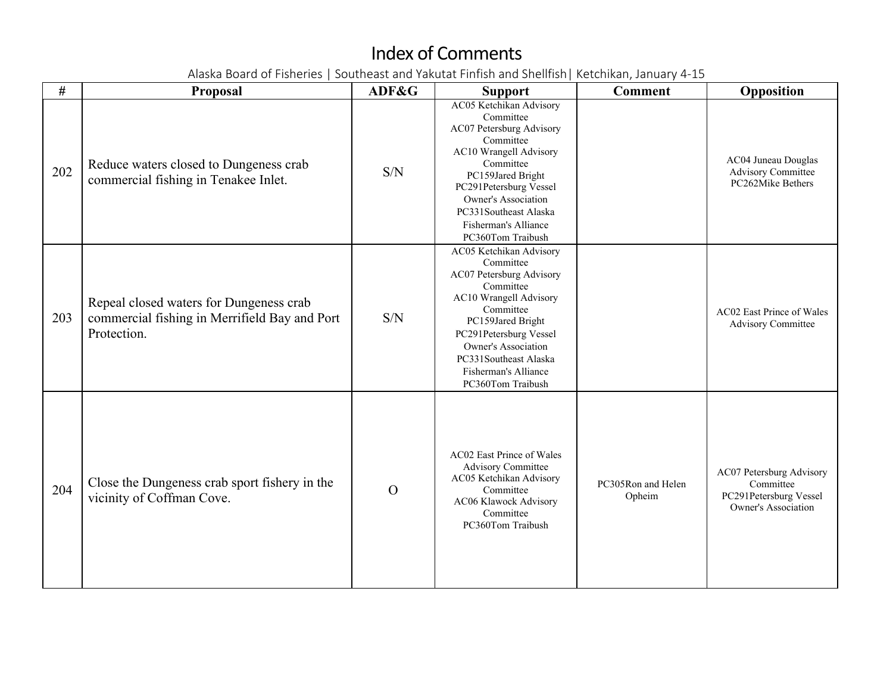# Index of Comments

Alaska Board of Fisheries | Southeast and Yakutat Finfish and Shellfish| Ketchikan, January 4-15

| # | Proposal | ADF&G | Support | Comment | Opposition |
|---|---|---|---|---|---|
| 202 | Reduce waters closed to Dungeness crab commercial fishing in Tenakee Inlet. | S/N | AC05 Ketchikan Advisory Committee<br>AC07 Petersburg Advisory Committee<br>AC10 Wrangell Advisory Committee<br>PC159Jared Bright<br>PC291Petersburg Vessel Owner's Association<br>PC331Southeast Alaska Fisherman's Alliance<br>PC360Tom Traibush | | AC04 Juneau Douglas Advisory Committee<br>PC262Mike Bethers |
| 203 | Repeal closed waters for Dungeness crab commercial fishing in Merrifield Bay and Port Protection. | S/N | AC05 Ketchikan Advisory Committee<br>AC07 Petersburg Advisory Committee<br>AC10 Wrangell Advisory Committee<br>PC159Jared Bright<br>PC291Petersburg Vessel Owner's Association<br>PC331Southeast Alaska Fisherman's Alliance<br>PC360Tom Traibush | | AC02 East Prince of Wales Advisory Committee |
| 204 | Close the Dungeness crab sport fishery in the vicinity of Coffman Cove. | O | AC02 East Prince of Wales Advisory Committee<br>AC05 Ketchikan Advisory Committee<br>AC06 Klawock Advisory Committee<br>PC360Tom Traibush | PC305Ron and Helen Opheim | AC07 Petersburg Advisory Committee<br>PC291Petersburg Vessel Owner's Association |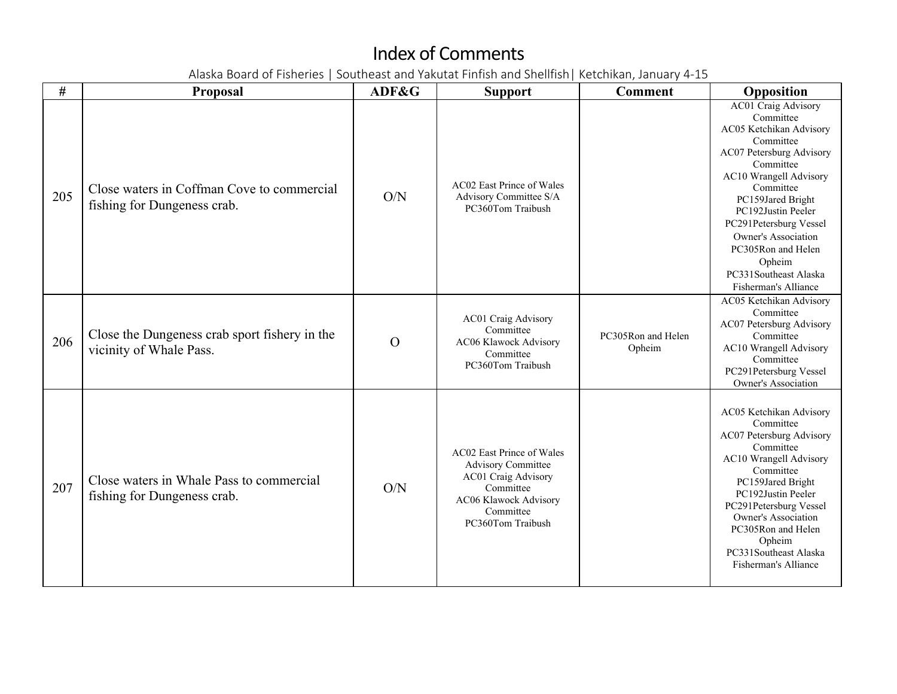# Index of Comments

Alaska Board of Fisheries | Southeast and Yakutat Finfish and Shellfish| Ketchikan, January 4-15

| # | Proposal | ADF&G | Support | Comment | Opposition |
|---|---|---|---|---|---|
| 205 | Close waters in Coffman Cove to commercial fishing for Dungeness crab. | O/N | AC02 East Prince of Wales Advisory Committee S/A<br>PC360Tom Traibush | | AC01 Craig Advisory Committee<br>AC05 Ketchikan Advisory Committee<br>AC07 Petersburg Advisory Committee<br>AC10 Wrangell Advisory Committee<br>PC159Jared Bright<br>PC192Justin Peeler<br>PC291Petersburg Vessel Owner's Association<br>PC305Ron and Helen Opheim<br>PC331Southeast Alaska Fisherman's Alliance |
| 206 | Close the Dungeness crab sport fishery in the vicinity of Whale Pass. | O | AC01 Craig Advisory Committee<br>AC06 Klawock Advisory Committee<br>PC360Tom Traibush | PC305Ron and Helen Opheim | AC05 Ketchikan Advisory Committee<br>AC07 Petersburg Advisory Committee<br>AC10 Wrangell Advisory Committee<br>PC291Petersburg Vessel Owner's Association |
| 207 | Close waters in Whale Pass to commercial fishing for Dungeness crab. | O/N | AC02 East Prince of Wales Advisory Committee<br>AC01 Craig Advisory Committee<br>AC06 Klawock Advisory Committee<br>PC360Tom Traibush | | AC05 Ketchikan Advisory Committee<br>AC07 Petersburg Advisory Committee<br>AC10 Wrangell Advisory Committee<br>PC159Jared Bright<br>PC192Justin Peeler<br>PC291Petersburg Vessel Owner's Association<br>PC305Ron and Helen Opheim<br>PC331Southeast Alaska Fisherman's Alliance |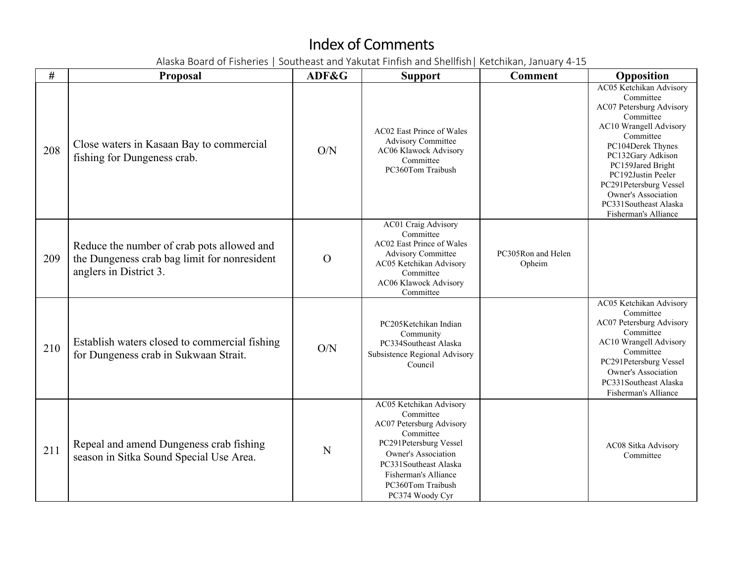# Index of Comments

Alaska Board of Fisheries | Southeast and Yakutat Finfish and Shellfish| Ketchikan, January 4-15

| # | Proposal | ADF&G | Support | Comment | Opposition |
|---|---|---|---|---|---|
| 208 | Close waters in Kasaan Bay to commercial fishing for Dungeness crab. | O/N | AC02 East Prince of Wales Advisory Committee<br>AC06 Klawock Advisory Committee<br>PC360Tom Traibush | | AC05 Ketchikan Advisory Committee<br>AC07 Petersburg Advisory Committee<br>AC10 Wrangell Advisory Committee<br>PC104Derek Thynes<br>PC132Gary Adkison<br>PC159Jared Bright<br>PC192Justin Peeler<br>PC291Petersburg Vessel Owner's Association<br>PC331Southeast Alaska Fisherman's Alliance |
| 209 | Reduce the number of crab pots allowed and the Dungeness crab bag limit for nonresident anglers in District 3. | O | AC01 Craig Advisory Committee<br>AC02 East Prince of Wales Advisory Committee<br>AC05 Ketchikan Advisory Committee<br>AC06 Klawock Advisory Committee | PC305Ron and Helen Opheim | |
| 210 | Establish waters closed to commercial fishing for Dungeness crab in Sukwaan Strait. | O/N | PC205Ketchikan Indian Community<br>PC334Southeast Alaska Subsistence Regional Advisory Council | | AC05 Ketchikan Advisory Committee<br>AC07 Petersburg Advisory Committee<br>AC10 Wrangell Advisory Committee<br>PC291Petersburg Vessel Owner's Association<br>PC331Southeast Alaska Fisherman's Alliance |
| 211 | Repeal and amend Dungeness crab fishing season in Sitka Sound Special Use Area. | N | AC05 Ketchikan Advisory Committee<br>AC07 Petersburg Advisory Committee<br>PC291Petersburg Vessel Owner's Association<br>PC331Southeast Alaska Fisherman's Alliance<br>PC360Tom Traibush<br>PC374 Woody Cyr | | AC08 Sitka Advisory Committee |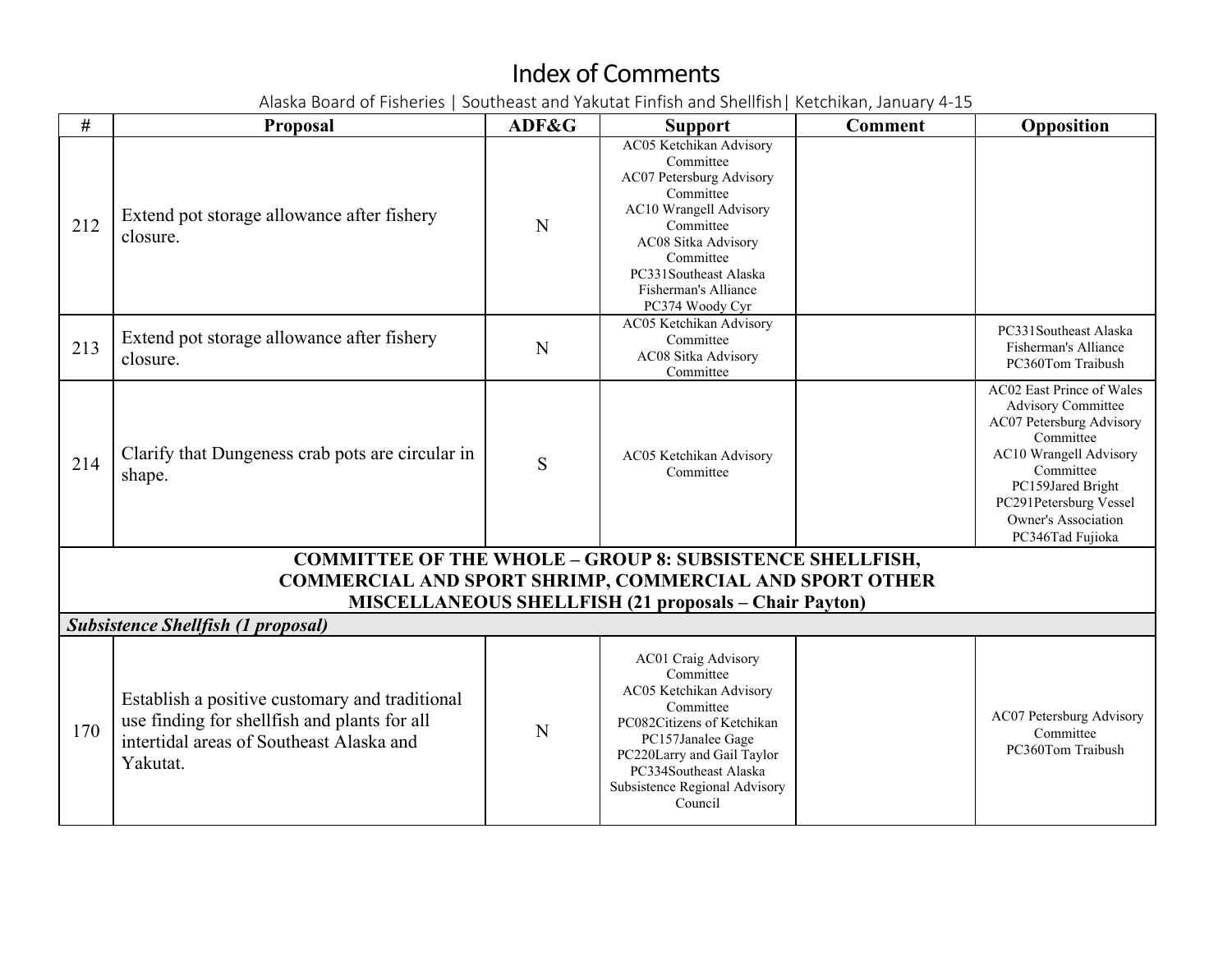# Index of Comments

Alaska Board of Fisheries | Southeast and Yakutat Finfish and Shellfish| Ketchikan, January 4-15

| # | Proposal | ADF&G | Support | Comment | Opposition |
|---|---|---|---|---|---|
| 212 | Extend pot storage allowance after fishery closure. | N | AC05 Ketchikan Advisory Committee<br>AC07 Petersburg Advisory Committee<br>AC10 Wrangell Advisory Committee<br>AC08 Sitka Advisory Committee<br>PC331Southeast Alaska Fisherman's Alliance<br>PC374 Woody Cyr | | |
| 213 | Extend pot storage allowance after fishery closure. | N | AC05 Ketchikan Advisory Committee<br>AC08 Sitka Advisory Committee | | PC331Southeast Alaska Fisherman's Alliance<br>PC360Tom Traibush |
| 214 | Clarify that Dungeness crab pots are circular in shape. | S | AC05 Ketchikan Advisory Committee | | AC02 East Prince of Wales Advisory Committee<br>AC07 Petersburg Advisory Committee<br>AC10 Wrangell Advisory Committee<br>PC159Jared Bright<br>PC291Petersburg Vessel Owner's Association<br>PC346Tad Fujioka |
| **COMMITTEE OF THE WHOLE – GROUP 8: SUBSISTENCE SHELLFISH, COMMERCIAL AND SPORT SHRIMP, COMMERCIAL AND SPORT OTHER MISCELLANEOUS SHELLFISH (21 proposals – Chair Payton)** | | | | | |
| ***Subsistence Shellfish (1 proposal)*** | | | | | |
| 170 | Establish a positive customary and traditional use finding for shellfish and plants for all intertidal areas of Southeast Alaska and Yakutat. | N | AC01 Craig Advisory Committee<br>AC05 Ketchikan Advisory Committee<br>PC082Citizens of Ketchikan<br>PC157Janalee Gage<br>PC220Larry and Gail Taylor<br>PC334Southeast Alaska Subsistence Regional Advisory Council | | AC07 Petersburg Advisory Committee<br>PC360Tom Traibush |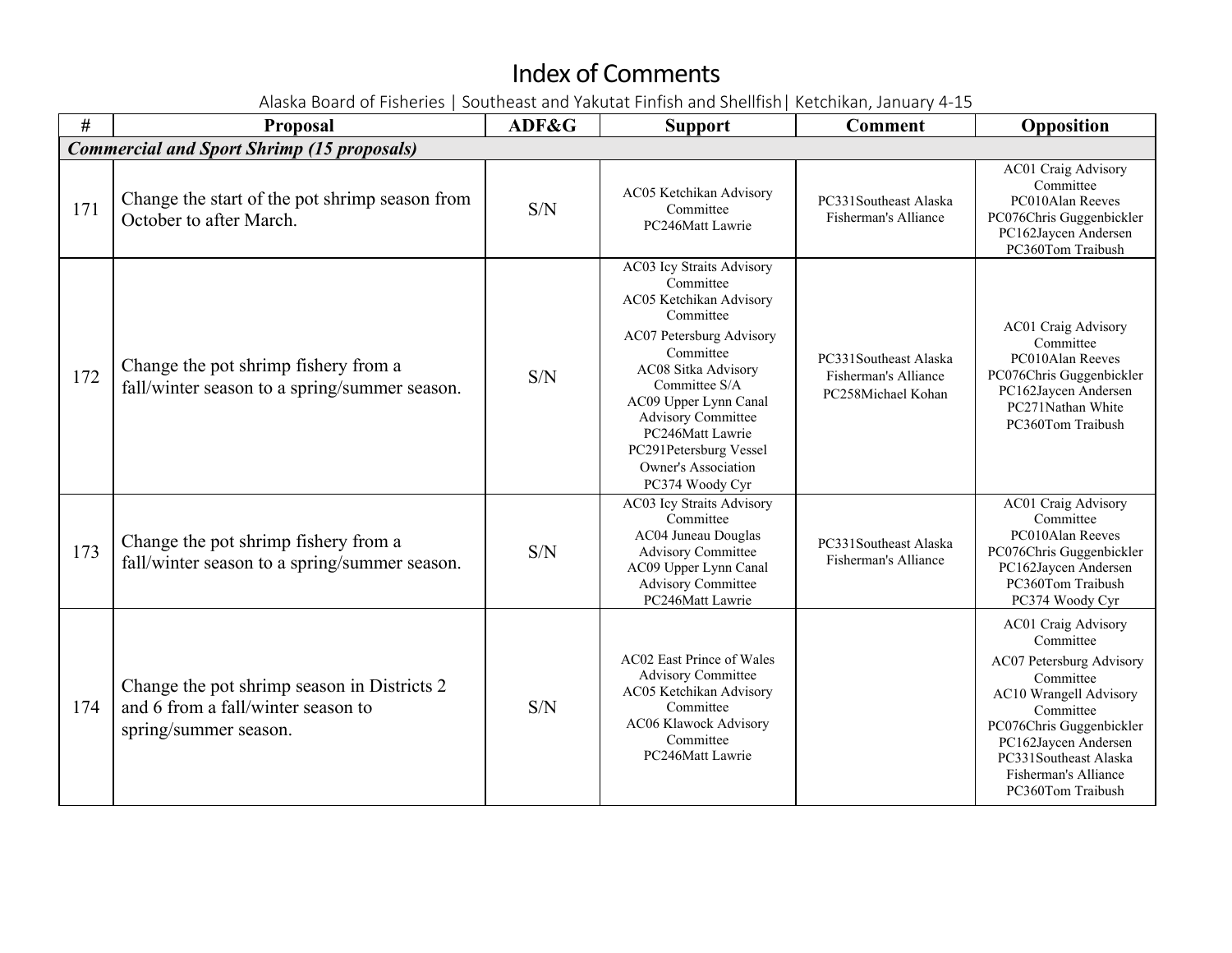# Index of Comments

Alaska Board of Fisheries | Southeast and Yakutat Finfish and Shellfish| Ketchikan, January 4-15

| # | Proposal | ADF&G | Support | Comment | Opposition |
|---|---|---|---|---|---|
| ***Commercial and Sport Shrimp (15 proposals)*** | | | | | |
| 171 | Change the start of the pot shrimp season from October to after March. | S/N | AC05 Ketchikan Advisory Committee<br>PC246Matt Lawrie | PC331Southeast Alaska Fisherman's Alliance | AC01 Craig Advisory Committee<br>PC010Alan Reeves<br>PC076Chris Guggenbickler<br>PC162Jaycen Andersen<br>PC360Tom Traibush |
| 172 | Change the pot shrimp fishery from a fall/winter season to a spring/summer season. | S/N | AC03 Icy Straits Advisory Committee<br>AC05 Ketchikan Advisory Committee<br>AC07 Petersburg Advisory Committee<br>AC08 Sitka Advisory Committee S/A<br>AC09 Upper Lynn Canal Advisory Committee<br>PC246Matt Lawrie<br>PC291Petersburg Vessel Owner's Association<br>PC374 Woody Cyr | PC331Southeast Alaska Fisherman's Alliance<br>PC258Michael Kohan | AC01 Craig Advisory Committee<br>PC010Alan Reeves<br>PC076Chris Guggenbickler<br>PC162Jaycen Andersen<br>PC271Nathan White<br>PC360Tom Traibush |
| 173 | Change the pot shrimp fishery from a fall/winter season to a spring/summer season. | S/N | AC03 Icy Straits Advisory Committee<br>AC04 Juneau Douglas Advisory Committee<br>AC09 Upper Lynn Canal Advisory Committee<br>PC246Matt Lawrie | PC331Southeast Alaska Fisherman's Alliance | AC01 Craig Advisory Committee<br>PC010Alan Reeves<br>PC076Chris Guggenbickler<br>PC162Jaycen Andersen<br>PC360Tom Traibush<br>PC374 Woody Cyr |
| 174 | Change the pot shrimp season in Districts 2 and 6 from a fall/winter season to spring/summer season. | S/N | AC02 East Prince of Wales Advisory Committee<br>AC05 Ketchikan Advisory Committee<br>AC06 Klawock Advisory Committee<br>PC246Matt Lawrie | | AC01 Craig Advisory Committee<br>AC07 Petersburg Advisory Committee<br>AC10 Wrangell Advisory Committee<br>PC076Chris Guggenbickler<br>PC162Jaycen Andersen<br>PC331Southeast Alaska Fisherman's Alliance<br>PC360Tom Traibush |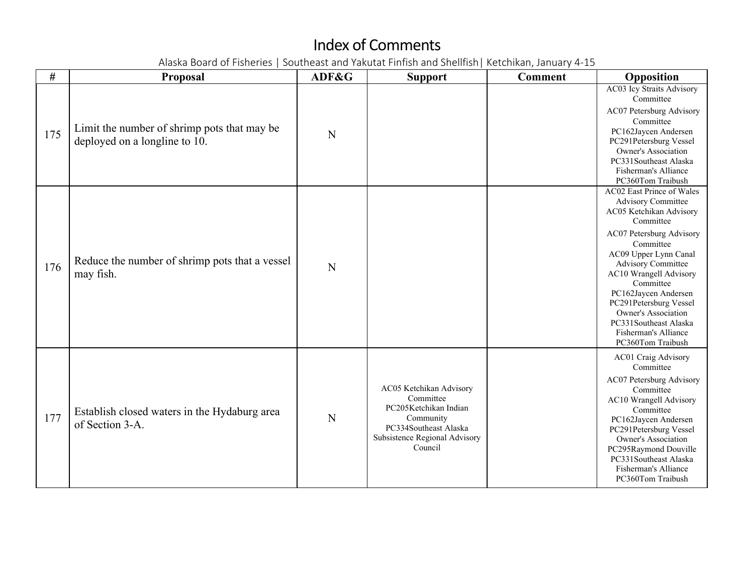# Index of Comments

Alaska Board of Fisheries | Southeast and Yakutat Finfish and Shellfish| Ketchikan, January 4-15

| # | Proposal | ADF&G | Support | Comment | Opposition |
|---|---|---|---|---|---|
| 175 | Limit the number of shrimp pots that may be deployed on a longline to 10. | N | | | AC03 Icy Straits Advisory Committee<br>AC07 Petersburg Advisory Committee<br>PC162Jaycen Andersen<br>PC291Petersburg Vessel Owner's Association<br>PC331Southeast Alaska Fisherman's Alliance<br>PC360Tom Traibush |
| 176 | Reduce the number of shrimp pots that a vessel may fish. | N | | | AC02 East Prince of Wales Advisory Committee<br>AC05 Ketchikan Advisory Committee<br>AC07 Petersburg Advisory Committee<br>AC09 Upper Lynn Canal Advisory Committee<br>AC10 Wrangell Advisory Committee<br>PC162Jaycen Andersen<br>PC291Petersburg Vessel Owner's Association<br>PC331Southeast Alaska Fisherman's Alliance<br>PC360Tom Traibush |
| 177 | Establish closed waters in the Hydaburg area of Section 3-A. | N | AC05 Ketchikan Advisory Committee<br>PC205Ketchikan Indian Community<br>PC334Southeast Alaska Subsistence Regional Advisory Council | | AC01 Craig Advisory Committee<br>AC07 Petersburg Advisory Committee<br>AC10 Wrangell Advisory Committee<br>PC162Jaycen Andersen<br>PC291Petersburg Vessel Owner's Association<br>PC295Raymond Douville<br>PC331Southeast Alaska Fisherman's Alliance<br>PC360Tom Traibush |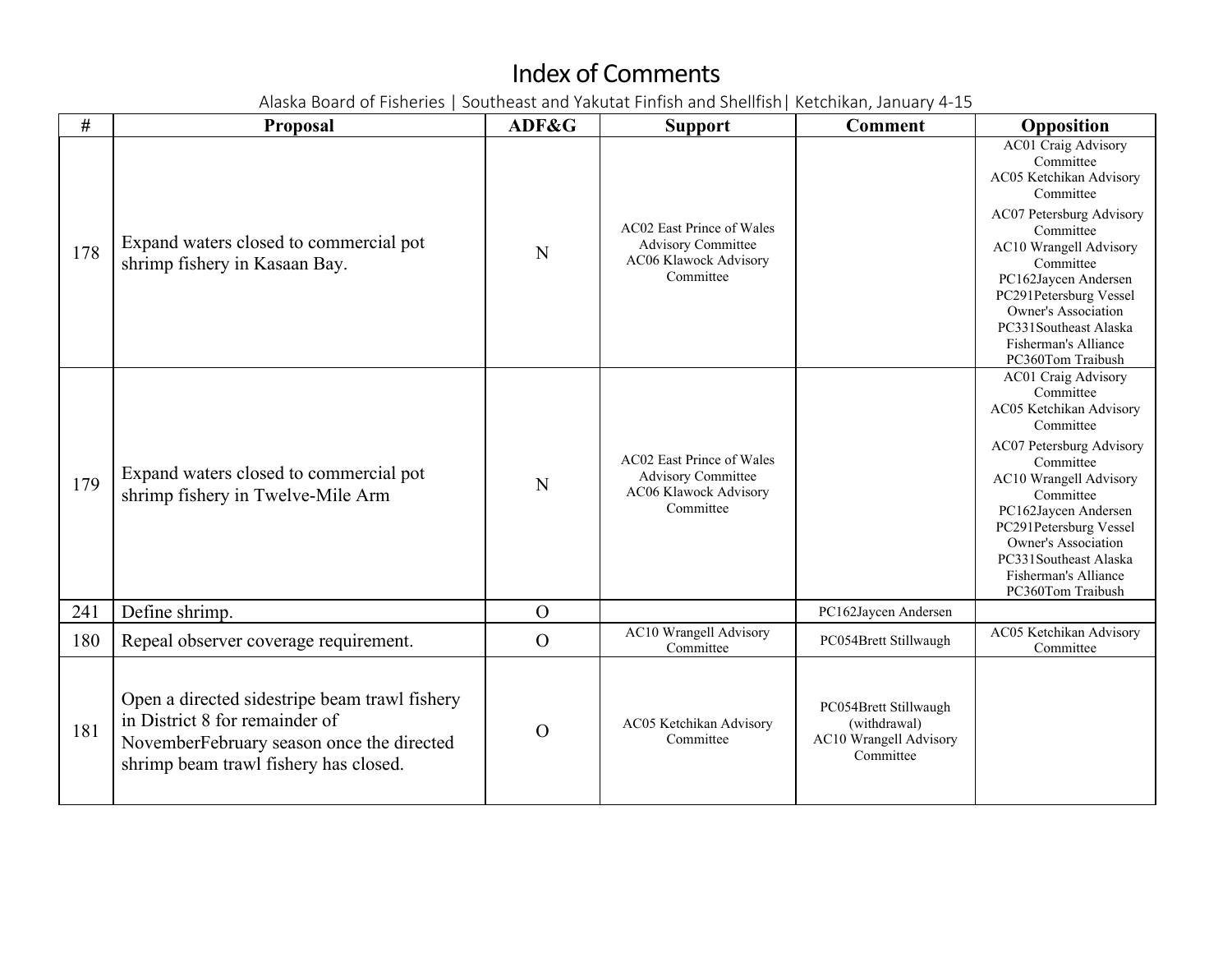# Index of Comments

Alaska Board of Fisheries | Southeast and Yakutat Finfish and Shellfish| Ketchikan, January 4-15

| # | Proposal | ADF&G | Support | Comment | Opposition |
|---|---|---|---|---|---|
| 178 | Expand waters closed to commercial pot shrimp fishery in Kasaan Bay. | N | AC02 East Prince of Wales Advisory Committee<br>AC06 Klawock Advisory Committee | | AC01 Craig Advisory Committee<br>AC05 Ketchikan Advisory Committee<br>AC07 Petersburg Advisory Committee<br>AC10 Wrangell Advisory Committee<br>PC162Jaycen Andersen<br>PC291Petersburg Vessel Owner's Association<br>PC331Southeast Alaska Fisherman's Alliance<br>PC360Tom Traibush |
| 179 | Expand waters closed to commercial pot shrimp fishery in Twelve-Mile Arm | N | AC02 East Prince of Wales Advisory Committee<br>AC06 Klawock Advisory Committee | | AC01 Craig Advisory Committee<br>AC05 Ketchikan Advisory Committee<br>AC07 Petersburg Advisory Committee<br>AC10 Wrangell Advisory Committee<br>PC162Jaycen Andersen<br>PC291Petersburg Vessel Owner's Association<br>PC331Southeast Alaska Fisherman's Alliance<br>PC360Tom Traibush |
| 241 | Define shrimp. | O | | PC162Jaycen Andersen | |
| 180 | Repeal observer coverage requirement. | O | AC10 Wrangell Advisory Committee | PC054Brett Stillwaugh | AC05 Ketchikan Advisory Committee |
| 181 | Open a directed sidestripe beam trawl fishery in District 8 for remainder of NovemberFebruary season once the directed shrimp beam trawl fishery has closed. | O | AC05 Ketchikan Advisory Committee | PC054Brett Stillwaugh (withdrawal)<br>AC10 Wrangell Advisory Committee | |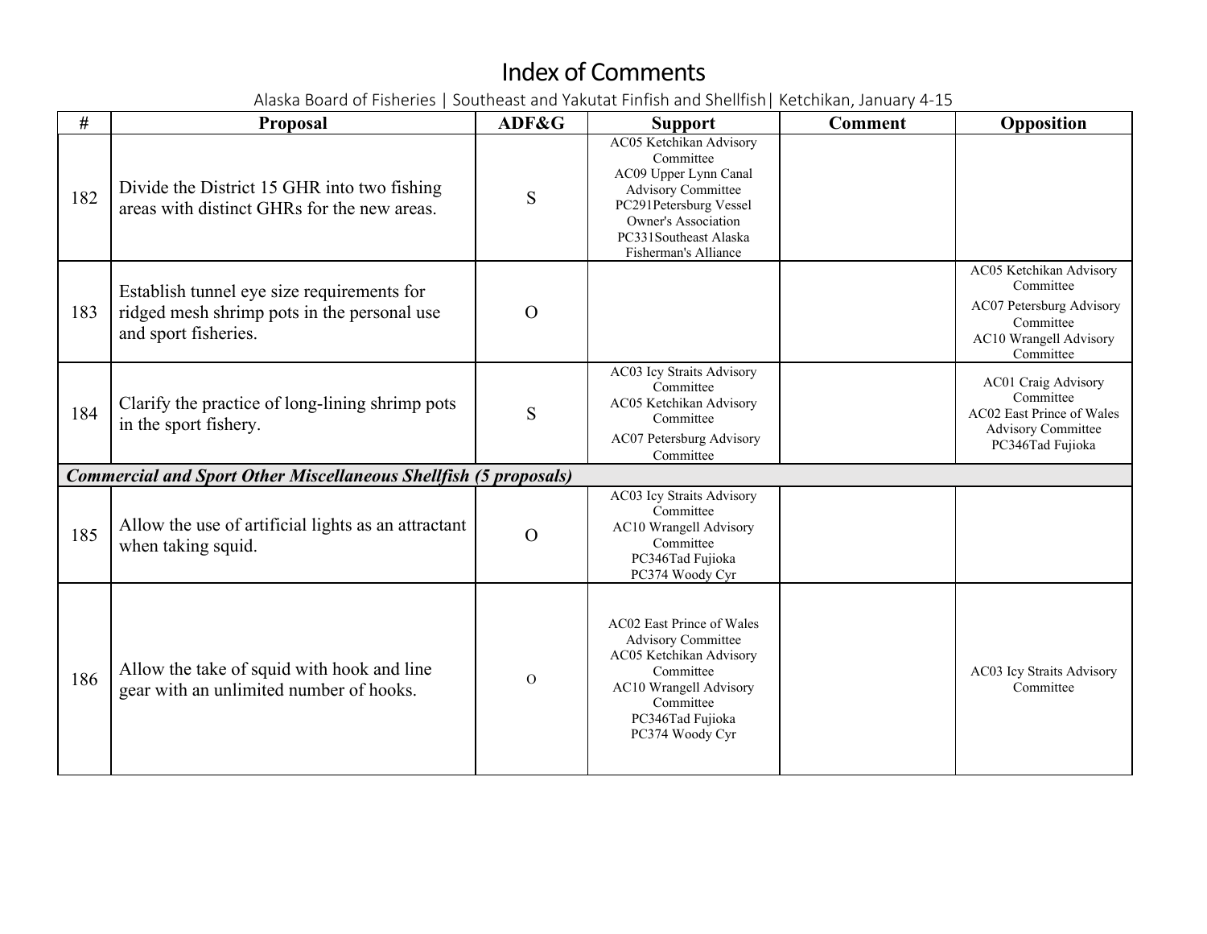# Index of Comments

Alaska Board of Fisheries | Southeast and Yakutat Finfish and Shellfish| Ketchikan, January 4-15

| # | Proposal | ADF&G | Support | Comment | Opposition |
|---|---|---|---|---|---|
| 182 | Divide the District 15 GHR into two fishing areas with distinct GHRs for the new areas. | S | AC05 Ketchikan Advisory Committee<br>AC09 Upper Lynn Canal Advisory Committee<br>PC291Petersburg Vessel Owner's Association<br>PC331Southeast Alaska Fisherman's Alliance | | |
| 183 | Establish tunnel eye size requirements for ridged mesh shrimp pots in the personal use and sport fisheries. | O | | | AC05 Ketchikan Advisory Committee<br>AC07 Petersburg Advisory Committee<br>AC10 Wrangell Advisory Committee |
| 184 | Clarify the practice of long-lining shrimp pots in the sport fishery. | S | AC03 Icy Straits Advisory Committee<br>AC05 Ketchikan Advisory Committee<br>AC07 Petersburg Advisory Committee | | AC01 Craig Advisory Committee<br>AC02 East Prince of Wales Advisory Committee<br>PC346Tad Fujioka |
| ***Commercial and Sport Other Miscellaneous Shellfish (5 proposals)*** | | | | | |
| 185 | Allow the use of artificial lights as an attractant when taking squid. | O | AC03 Icy Straits Advisory Committee<br>AC10 Wrangell Advisory Committee<br>PC346Tad Fujioka<br>PC374 Woody Cyr | | |
| 186 | Allow the take of squid with hook and line gear with an unlimited number of hooks. | O | AC02 East Prince of Wales Advisory Committee<br>AC05 Ketchikan Advisory Committee<br>AC10 Wrangell Advisory Committee<br>PC346Tad Fujioka<br>PC374 Woody Cyr | | AC03 Icy Straits Advisory Committee |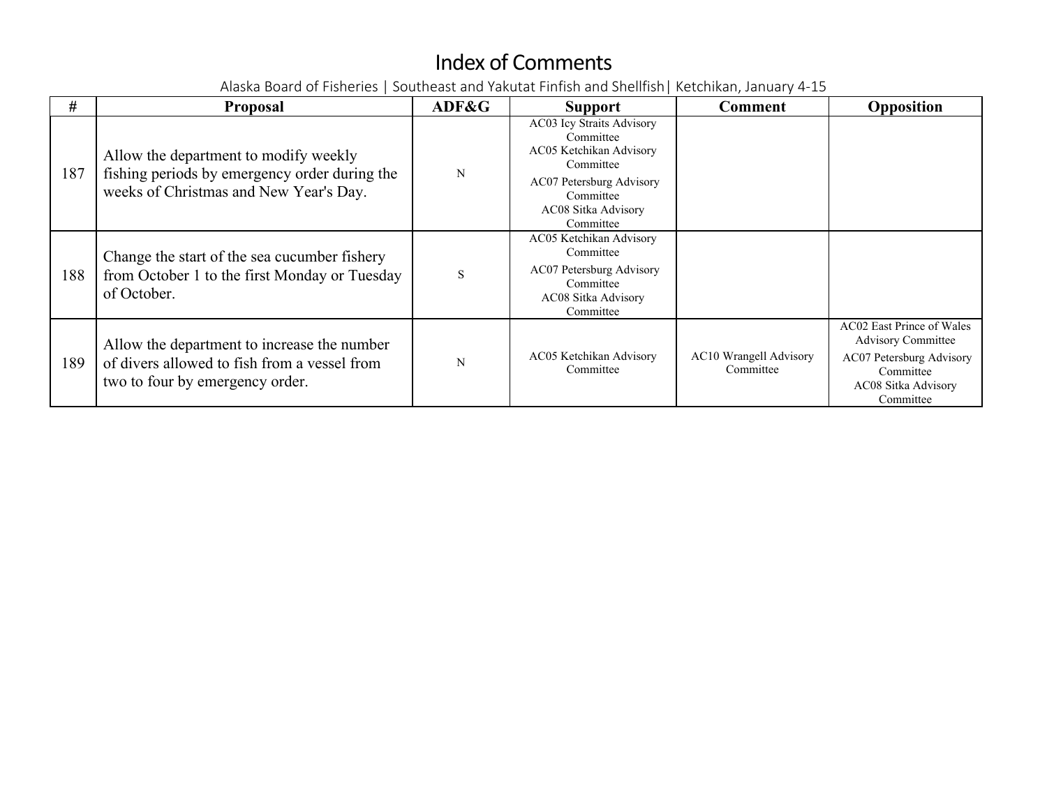# Index of Comments

Alaska Board of Fisheries | Southeast and Yakutat Finfish and Shellfish| Ketchikan, January 4-15

| # | Proposal | ADF&G | Support | Comment | Opposition |
|---|---|---|---|---|---|
| 187 | Allow the department to modify weekly fishing periods by emergency order during the weeks of Christmas and New Year's Day. | N | AC03 Icy Straits Advisory Committee<br>AC05 Ketchikan Advisory Committee<br>AC07 Petersburg Advisory Committee<br>AC08 Sitka Advisory Committee | | |
| 188 | Change the start of the sea cucumber fishery from October 1 to the first Monday or Tuesday of October. | S | AC05 Ketchikan Advisory Committee<br>AC07 Petersburg Advisory Committee<br>AC08 Sitka Advisory Committee | | |
| 189 | Allow the department to increase the number of divers allowed to fish from a vessel from two to four by emergency order. | N | AC05 Ketchikan Advisory Committee | AC10 Wrangell Advisory Committee | AC02 East Prince of Wales Advisory Committee<br>AC07 Petersburg Advisory Committee<br>AC08 Sitka Advisory Committee |